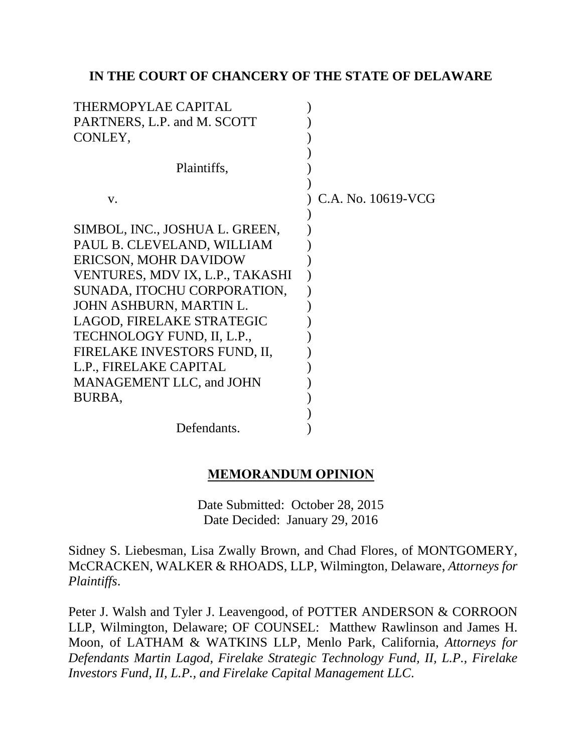**IN THE COURT OF CHANCERY OF THE STATE OF DELAWARE**

| | | |
|---|---|---|
| THERMOPYLAE CAPITAL PARTNERS, L.P. and M. SCOTT CONLEY, | ) | |
| Plaintiffs, | ) | |
| v. | ) | C.A. No. 10619-VCG |
| SIMBOL, INC., JOSHUA L. GREEN, PAUL B. CLEVELAND, WILLIAM ERICSON, MOHR DAVIDOW VENTURES, MDV IX, L.P., TAKASHI SUNADA, ITOCHU CORPORATION, JOHN ASHBURN, MARTIN L. LAGOD, FIRELAKE STRATEGIC TECHNOLOGY FUND, II, L.P., FIRELAKE INVESTORS FUND, II, L.P., FIRELAKE CAPITAL MANAGEMENT LLC, and JOHN BURBA, | ) | |
| Defendants. | ) | |

**MEMORANDUM OPINION**

Date Submitted: October 28, 2015
Date Decided: January 29, 2016

Sidney S. Liebesman, Lisa Zwally Brown, and Chad Flores, of MONTGOMERY, McCRACKEN, WALKER & RHOADS, LLP, Wilmington, Delaware, *Attorneys for Plaintiffs*.

Peter J. Walsh and Tyler J. Leavengood, of POTTER ANDERSON & CORROON LLP, Wilmington, Delaware; OF COUNSEL: Matthew Rawlinson and James H. Moon, of LATHAM & WATKINS LLP, Menlo Park, California, *Attorneys for Defendants Martin Lagod, Firelake Strategic Technology Fund, II, L.P., Firelake Investors Fund, II, L.P., and Firelake Capital Management LLC*.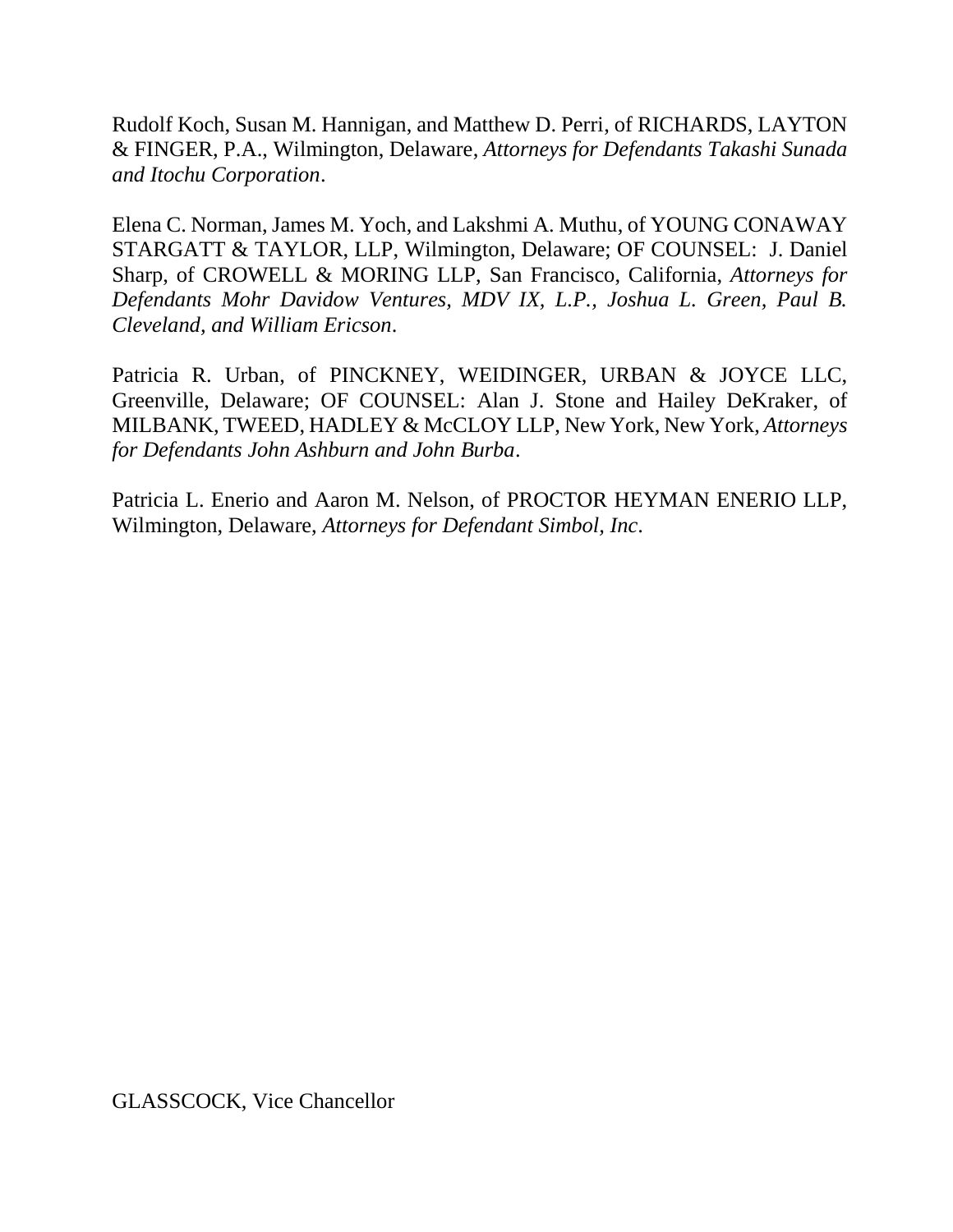Rudolf Koch, Susan M. Hannigan, and Matthew D. Perri, of RICHARDS, LAYTON & FINGER, P.A., Wilmington, Delaware, *Attorneys for Defendants Takashi Sunada and Itochu Corporation*.

Elena C. Norman, James M. Yoch, and Lakshmi A. Muthu, of YOUNG CONAWAY STARGATT & TAYLOR, LLP, Wilmington, Delaware; OF COUNSEL: J. Daniel Sharp, of CROWELL & MORING LLP, San Francisco, California, *Attorneys for Defendants Mohr Davidow Ventures, MDV IX, L.P., Joshua L. Green, Paul B. Cleveland, and William Ericson*.

Patricia R. Urban, of PINCKNEY, WEIDINGER, URBAN & JOYCE LLC, Greenville, Delaware; OF COUNSEL: Alan J. Stone and Hailey DeKraker, of MILBANK, TWEED, HADLEY & McCLOY LLP, New York, New York, *Attorneys for Defendants John Ashburn and John Burba*.

Patricia L. Enerio and Aaron M. Nelson, of PROCTOR HEYMAN ENERIO LLP, Wilmington, Delaware, *Attorneys for Defendant Simbol, Inc*.

GLASSCOCK, Vice Chancellor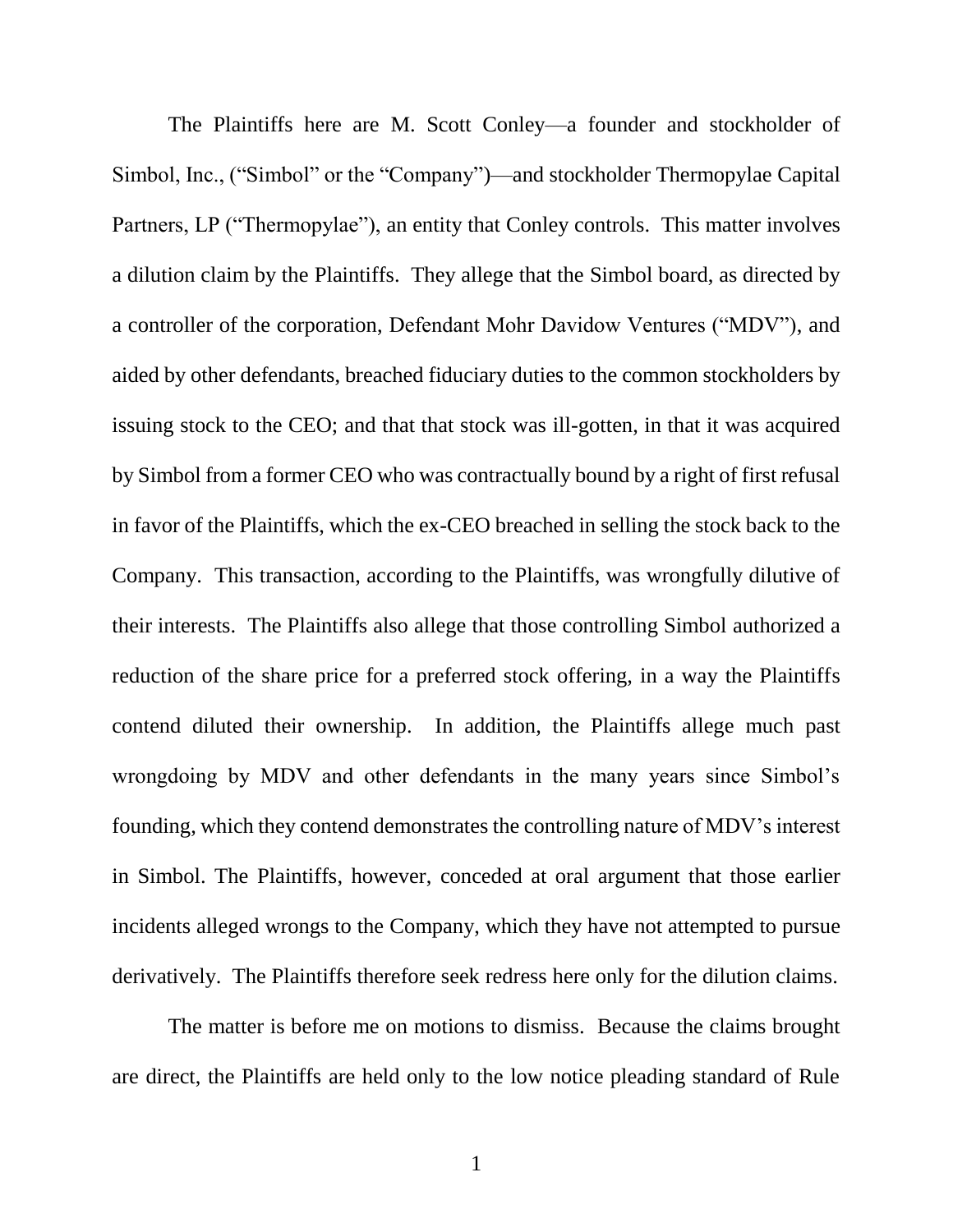The Plaintiffs here are M. Scott Conley—a founder and stockholder of Simbol, Inc., ("Simbol" or the "Company")—and stockholder Thermopylae Capital Partners, LP ("Thermopylae"), an entity that Conley controls. This matter involves a dilution claim by the Plaintiffs. They allege that the Simbol board, as directed by a controller of the corporation, Defendant Mohr Davidow Ventures ("MDV"), and aided by other defendants, breached fiduciary duties to the common stockholders by issuing stock to the CEO; and that that stock was ill-gotten, in that it was acquired by Simbol from a former CEO who was contractually bound by a right of first refusal in favor of the Plaintiffs, which the ex-CEO breached in selling the stock back to the Company. This transaction, according to the Plaintiffs, was wrongfully dilutive of their interests. The Plaintiffs also allege that those controlling Simbol authorized a reduction of the share price for a preferred stock offering, in a way the Plaintiffs contend diluted their ownership. In addition, the Plaintiffs allege much past wrongdoing by MDV and other defendants in the many years since Simbol's founding, which they contend demonstrates the controlling nature of MDV's interest in Simbol. The Plaintiffs, however, conceded at oral argument that those earlier incidents alleged wrongs to the Company, which they have not attempted to pursue derivatively. The Plaintiffs therefore seek redress here only for the dilution claims.

The matter is before me on motions to dismiss. Because the claims brought are direct, the Plaintiffs are held only to the low notice pleading standard of Rule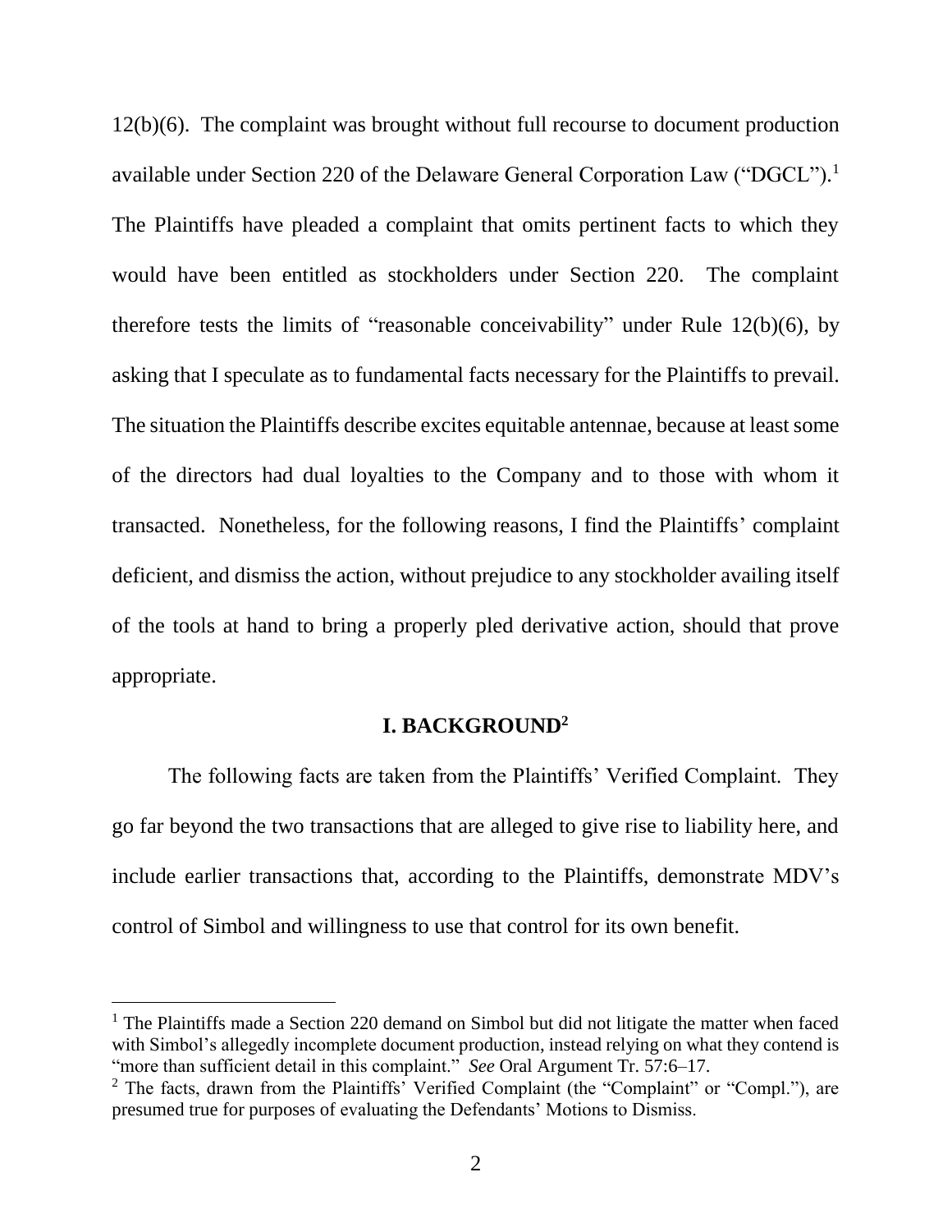12(b)(6). The complaint was brought without full recourse to document production available under Section 220 of the Delaware General Corporation Law ("DGCL").[1] The Plaintiffs have pleaded a complaint that omits pertinent facts to which they would have been entitled as stockholders under Section 220. The complaint therefore tests the limits of "reasonable conceivability" under Rule 12(b)(6), by asking that I speculate as to fundamental facts necessary for the Plaintiffs to prevail. The situation the Plaintiffs describe excites equitable antennae, because at least some of the directors had dual loyalties to the Company and to those with whom it transacted. Nonetheless, for the following reasons, I find the Plaintiffs' complaint deficient, and dismiss the action, without prejudice to any stockholder availing itself of the tools at hand to bring a properly pled derivative action, should that prove appropriate.

## I. BACKGROUND[2]

The following facts are taken from the Plaintiffs' Verified Complaint. They go far beyond the two transactions that are alleged to give rise to liability here, and include earlier transactions that, according to the Plaintiffs, demonstrate MDV's control of Simbol and willingness to use that control for its own benefit.

---

[1] The Plaintiffs made a Section 220 demand on Simbol but did not litigate the matter when faced with Simbol's allegedly incomplete document production, instead relying on what they contend is "more than sufficient detail in this complaint." *See* Oral Argument Tr. 57:6–17.

[2] The facts, drawn from the Plaintiffs' Verified Complaint (the "Complaint" or "Compl."), are presumed true for purposes of evaluating the Defendants' Motions to Dismiss.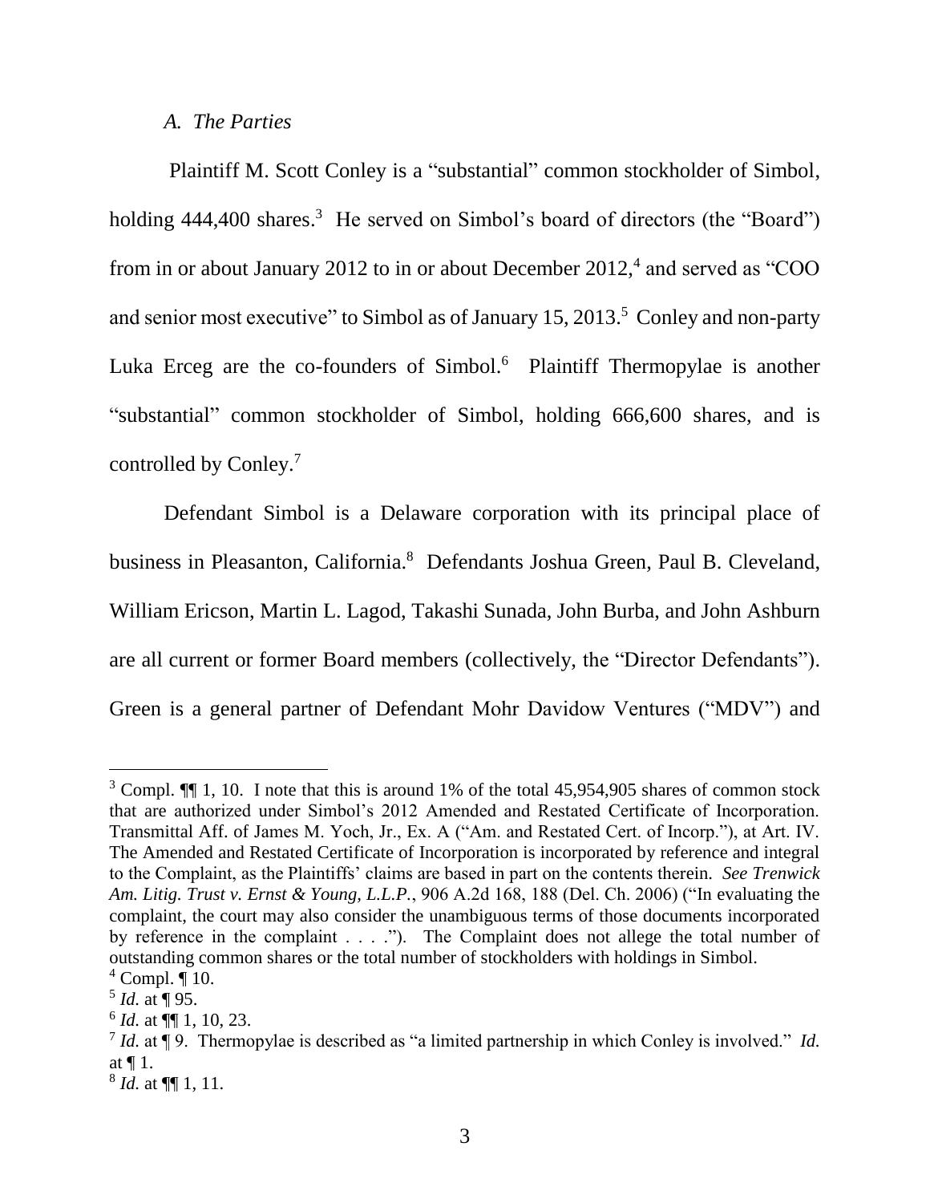### *A. The Parties*

Plaintiff M. Scott Conley is a "substantial" common stockholder of Simbol, holding 444,400 shares.[3] He served on Simbol's board of directors (the "Board") from in or about January 2012 to in or about December 2012,[4] and served as "COO and senior most executive" to Simbol as of January 15, 2013.[5] Conley and non-party Luka Erceg are the co-founders of Simbol.[6] Plaintiff Thermopylae is another "substantial" common stockholder of Simbol, holding 666,600 shares, and is controlled by Conley.[7]

Defendant Simbol is a Delaware corporation with its principal place of business in Pleasanton, California.[8] Defendants Joshua Green, Paul B. Cleveland, William Ericson, Martin L. Lagod, Takashi Sunada, John Burba, and John Ashburn are all current or former Board members (collectively, the "Director Defendants"). Green is a general partner of Defendant Mohr Davidow Ventures ("MDV") and

---

[3] Compl. ¶¶ 1, 10. I note that this is around 1% of the total 45,954,905 shares of common stock that are authorized under Simbol's 2012 Amended and Restated Certificate of Incorporation. Transmittal Aff. of James M. Yoch, Jr., Ex. A ("Am. and Restated Cert. of Incorp."), at Art. IV. The Amended and Restated Certificate of Incorporation is incorporated by reference and integral to the Complaint, as the Plaintiffs' claims are based in part on the contents therein. *See Trenwick Am. Litig. Trust v. Ernst & Young, L.L.P.*, 906 A.2d 168, 188 (Del. Ch. 2006) ("In evaluating the complaint, the court may also consider the unambiguous terms of those documents incorporated by reference in the complaint . . . ."). The Complaint does not allege the total number of outstanding common shares or the total number of stockholders with holdings in Simbol.

[4] Compl. ¶ 10.

[5] *Id.* at ¶ 95.

[6] *Id.* at ¶¶ 1, 10, 23.

[7] *Id.* at ¶ 9. Thermopylae is described as "a limited partnership in which Conley is involved." *Id.* at ¶ 1.

[8] *Id.* at ¶¶ 1, 11.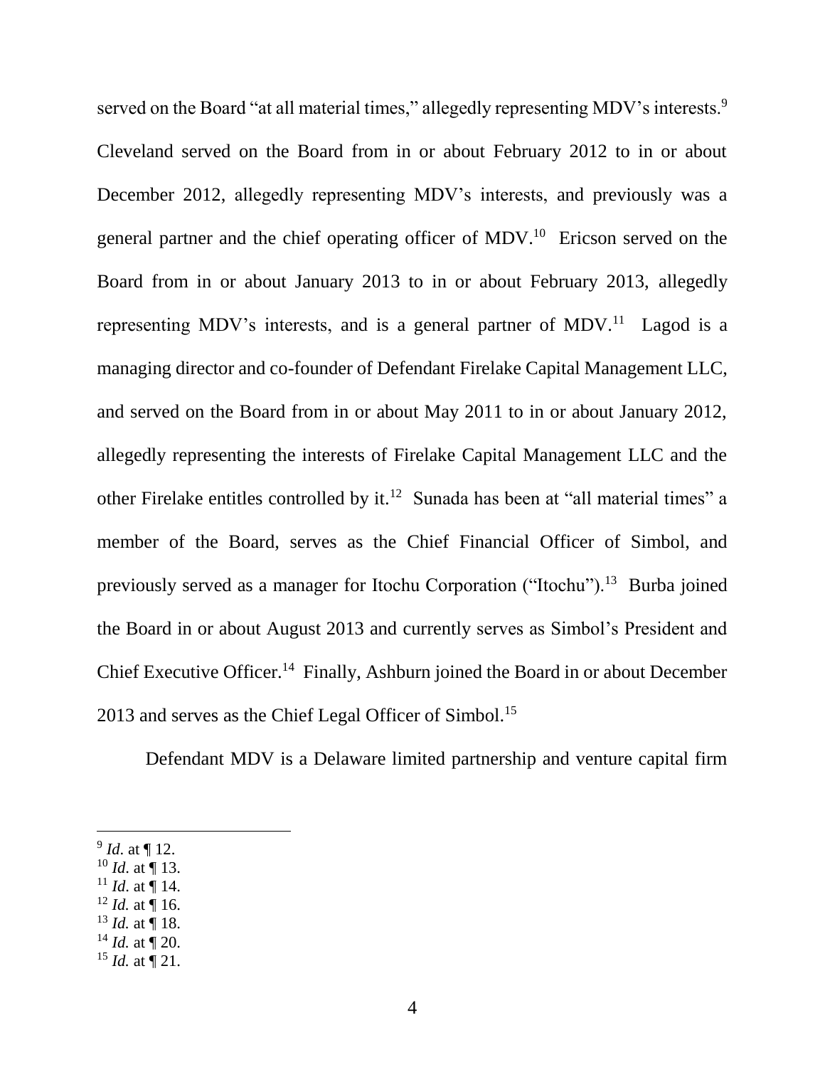served on the Board "at all material times," allegedly representing MDV's interests.[9] Cleveland served on the Board from in or about February 2012 to in or about December 2012, allegedly representing MDV's interests, and previously was a general partner and the chief operating officer of MDV.[10] Ericson served on the Board from in or about January 2013 to in or about February 2013, allegedly representing MDV's interests, and is a general partner of MDV.[11] Lagod is a managing director and co-founder of Defendant Firelake Capital Management LLC, and served on the Board from in or about May 2011 to in or about January 2012, allegedly representing the interests of Firelake Capital Management LLC and the other Firelake entitles controlled by it.[12] Sunada has been at "all material times" a member of the Board, serves as the Chief Financial Officer of Simbol, and previously served as a manager for Itochu Corporation ("Itochu").[13] Burba joined the Board in or about August 2013 and currently serves as Simbol's President and Chief Executive Officer.[14] Finally, Ashburn joined the Board in or about December 2013 and serves as the Chief Legal Officer of Simbol.[15]

Defendant MDV is a Delaware limited partnership and venture capital firm

---

[9] *Id.* at ¶ 12.
[10] *Id.* at ¶ 13.
[11] *Id.* at ¶ 14.
[12] *Id.* at ¶ 16.
[13] *Id.* at ¶ 18.
[14] *Id.* at ¶ 20.
[15] *Id.* at ¶ 21.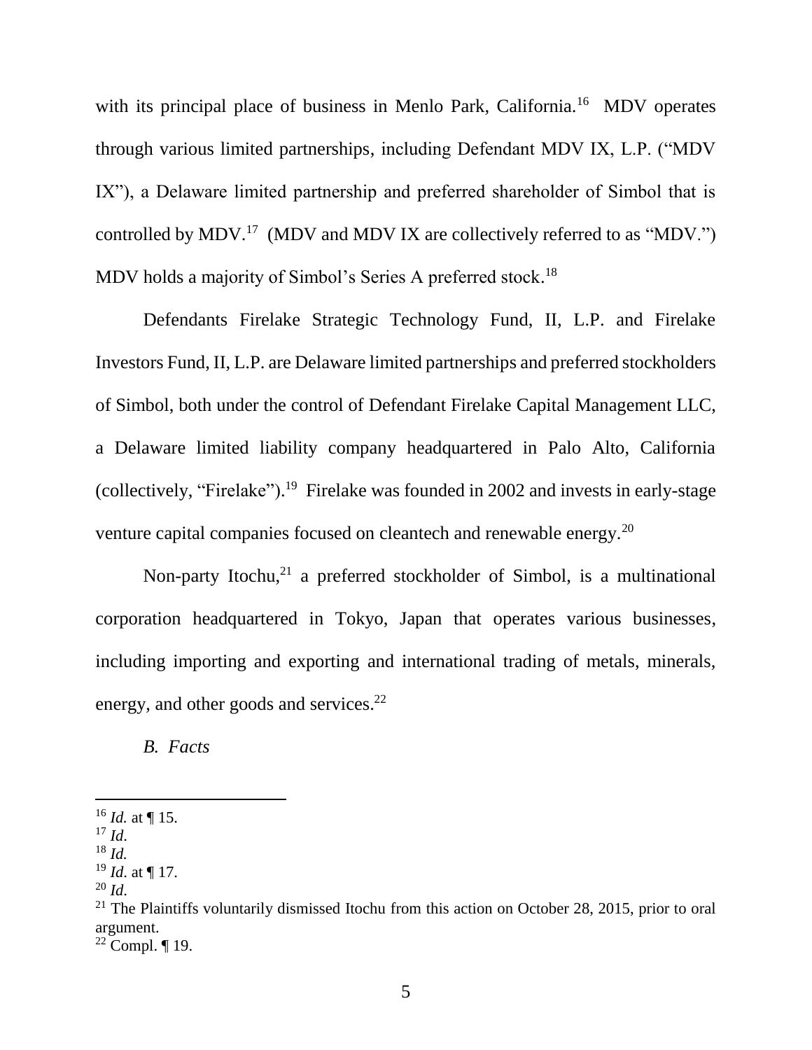with its principal place of business in Menlo Park, California.[16] MDV operates through various limited partnerships, including Defendant MDV IX, L.P. ("MDV IX"), a Delaware limited partnership and preferred shareholder of Simbol that is controlled by MDV.[17] (MDV and MDV IX are collectively referred to as "MDV.") MDV holds a majority of Simbol's Series A preferred stock.[18]

Defendants Firelake Strategic Technology Fund, II, L.P. and Firelake Investors Fund, II, L.P. are Delaware limited partnerships and preferred stockholders of Simbol, both under the control of Defendant Firelake Capital Management LLC, a Delaware limited liability company headquartered in Palo Alto, California (collectively, "Firelake").[19] Firelake was founded in 2002 and invests in early-stage venture capital companies focused on cleantech and renewable energy.[20]

Non-party Itochu,[21] a preferred stockholder of Simbol, is a multinational corporation headquartered in Tokyo, Japan that operates various businesses, including importing and exporting and international trading of metals, minerals, energy, and other goods and services.[22]

*B. Facts*

---

[16] *Id.* at ¶ 15.
[17] *Id.*
[18] *Id.*
[19] *Id.* at ¶ 17.
[20] *Id.*
[21] The Plaintiffs voluntarily dismissed Itochu from this action on October 28, 2015, prior to oral argument.
[22] Compl. ¶ 19.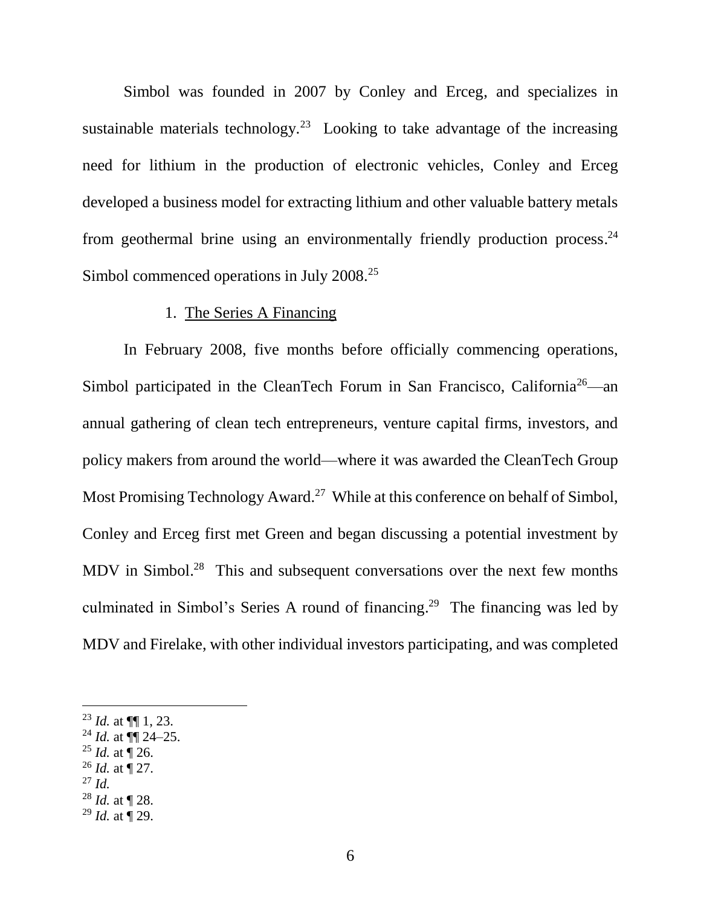Simbol was founded in 2007 by Conley and Erceg, and specializes in sustainable materials technology.[23] Looking to take advantage of the increasing need for lithium in the production of electronic vehicles, Conley and Erceg developed a business model for extracting lithium and other valuable battery metals from geothermal brine using an environmentally friendly production process.[24] Simbol commenced operations in July 2008.[25]

1. <u>The Series A Financing</u>

In February 2008, five months before officially commencing operations, Simbol participated in the CleanTech Forum in San Francisco, California[26]—an annual gathering of clean tech entrepreneurs, venture capital firms, investors, and policy makers from around the world—where it was awarded the CleanTech Group Most Promising Technology Award.[27] While at this conference on behalf of Simbol, Conley and Erceg first met Green and began discussing a potential investment by MDV in Simbol.[28] This and subsequent conversations over the next few months culminated in Simbol's Series A round of financing.[29] The financing was led by MDV and Firelake, with other individual investors participating, and was completed

---

[23] *Id.* at ¶¶ 1, 23.
[24] *Id.* at ¶¶ 24–25.
[25] *Id.* at ¶ 26.
[26] *Id.* at ¶ 27.
[27] *Id.*
[28] *Id.* at ¶ 28.
[29] *Id.* at ¶ 29.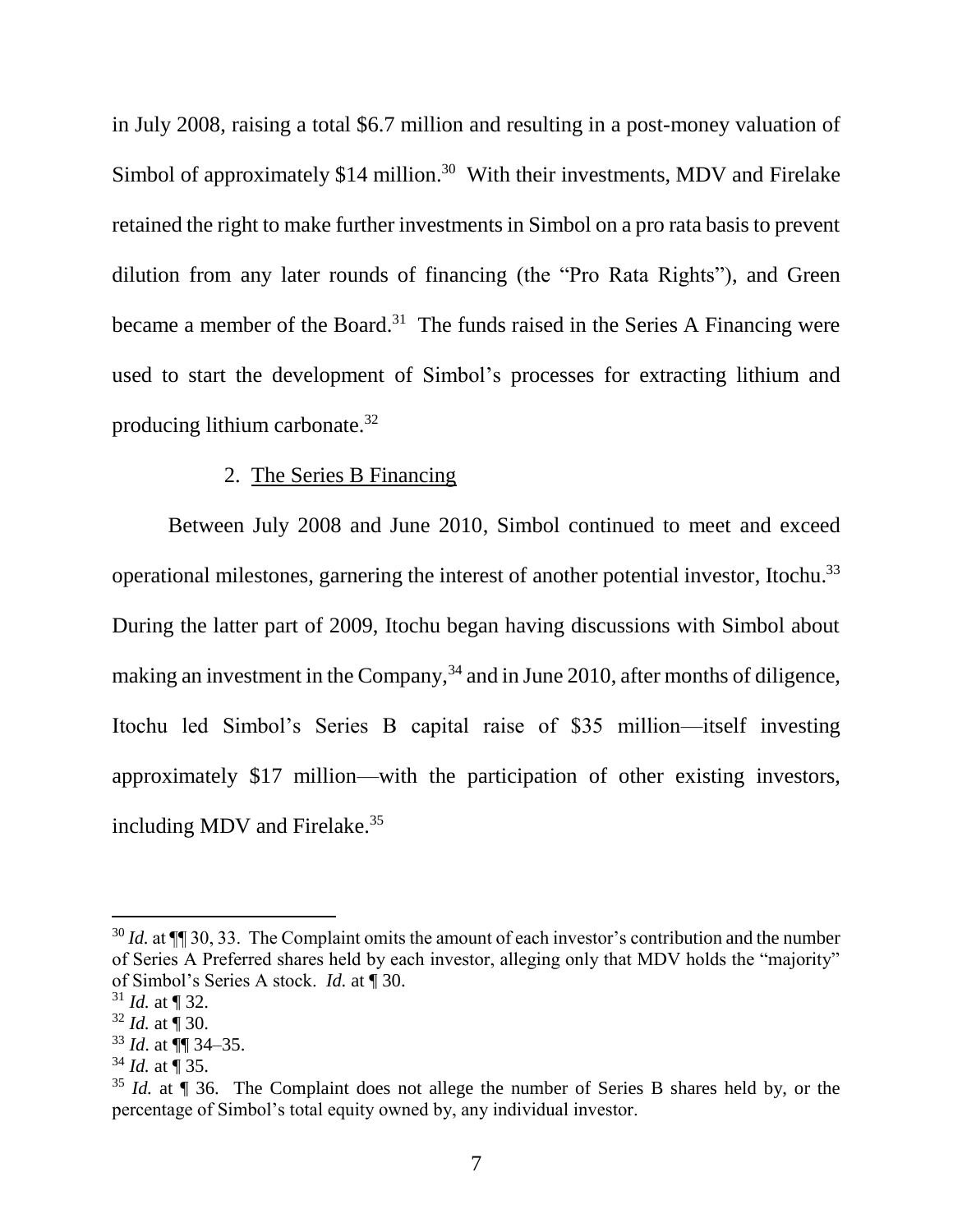in July 2008, raising a total $6.7 million and resulting in a post-money valuation of Simbol of approximately $14 million.[30] With their investments, MDV and Firelake retained the right to make further investments in Simbol on a pro rata basis to prevent dilution from any later rounds of financing (the "Pro Rata Rights"), and Green became a member of the Board.[31] The funds raised in the Series A Financing were used to start the development of Simbol's processes for extracting lithium and producing lithium carbonate.[32]

### 2. The Series B Financing

Between July 2008 and June 2010, Simbol continued to meet and exceed operational milestones, garnering the interest of another potential investor, Itochu.[33] During the latter part of 2009, Itochu began having discussions with Simbol about making an investment in the Company,[34] and in June 2010, after months of diligence, Itochu led Simbol's Series B capital raise of $35 million—itself investing approximately $17 million—with the participation of other existing investors, including MDV and Firelake.[35]

---

[30] *Id.* at ¶¶ 30, 33. The Complaint omits the amount of each investor's contribution and the number of Series A Preferred shares held by each investor, alleging only that MDV holds the "majority" of Simbol's Series A stock. *Id.* at ¶ 30.

[31] *Id.* at ¶ 32.

[32] *Id.* at ¶ 30.

[33] *Id.* at ¶¶ 34–35.

[34] *Id.* at ¶ 35.

[35] *Id.* at ¶ 36. The Complaint does not allege the number of Series B shares held by, or the percentage of Simbol's total equity owned by, any individual investor.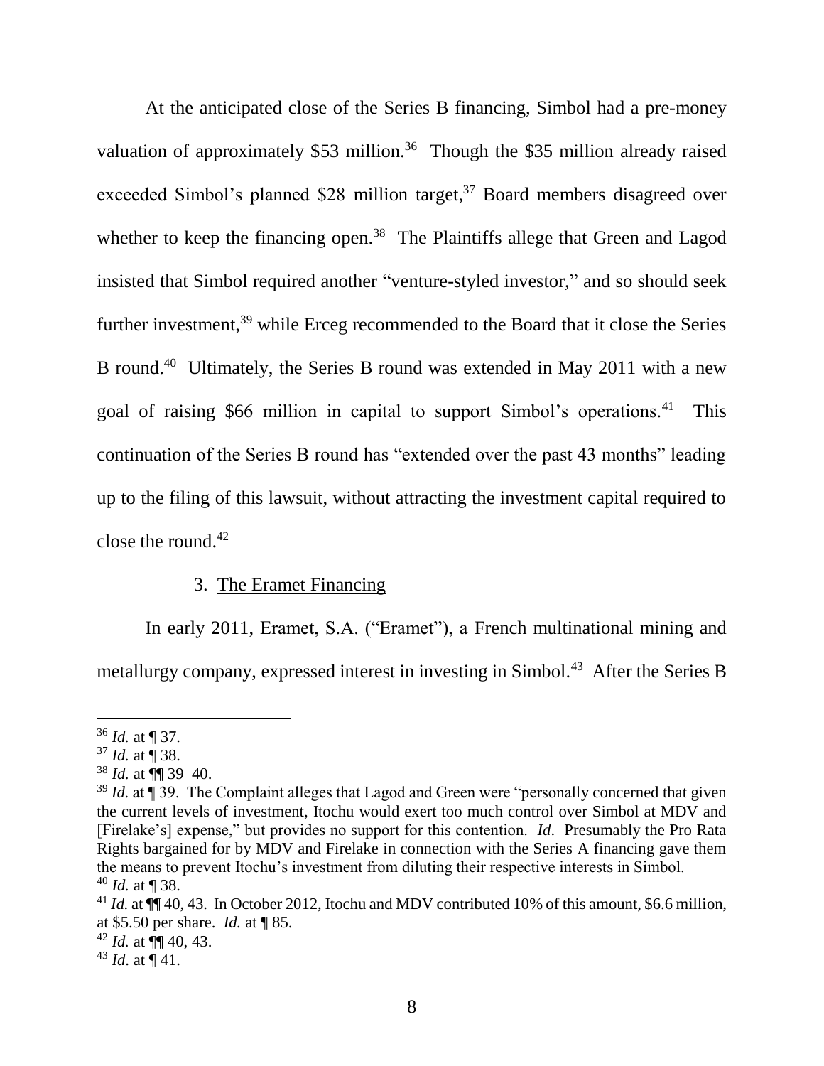At the anticipated close of the Series B financing, Simbol had a pre-money valuation of approximately $53 million.[36] Though the $35 million already raised exceeded Simbol's planned $28 million target,[37] Board members disagreed over whether to keep the financing open.[38] The Plaintiffs allege that Green and Lagod insisted that Simbol required another "venture-styled investor," and so should seek further investment,[39] while Erceg recommended to the Board that it close the Series B round.[40] Ultimately, the Series B round was extended in May 2011 with a new goal of raising $66 million in capital to support Simbol's operations.[41] This continuation of the Series B round has "extended over the past 43 months" leading up to the filing of this lawsuit, without attracting the investment capital required to close the round.[42]

### 3. The Eramet Financing

In early 2011, Eramet, S.A. ("Eramet"), a French multinational mining and metallurgy company, expressed interest in investing in Simbol.[43] After the Series B

---

[36] *Id.* at ¶ 37.

[37] *Id.* at ¶ 38.

[38] *Id.* at ¶¶ 39–40.

[39] *Id.* at ¶ 39. The Complaint alleges that Lagod and Green were "personally concerned that given the current levels of investment, Itochu would exert too much control over Simbol at MDV and [Firelake's] expense," but provides no support for this contention. *Id*. Presumably the Pro Rata Rights bargained for by MDV and Firelake in connection with the Series A financing gave them the means to prevent Itochu's investment from diluting their respective interests in Simbol.

[40] *Id.* at ¶ 38.

[41] *Id.* at ¶¶ 40, 43. In October 2012, Itochu and MDV contributed 10% of this amount, $6.6 million, at $5.50 per share. *Id.* at ¶ 85.

[42] *Id.* at ¶¶ 40, 43.

[43] *Id*. at ¶ 41.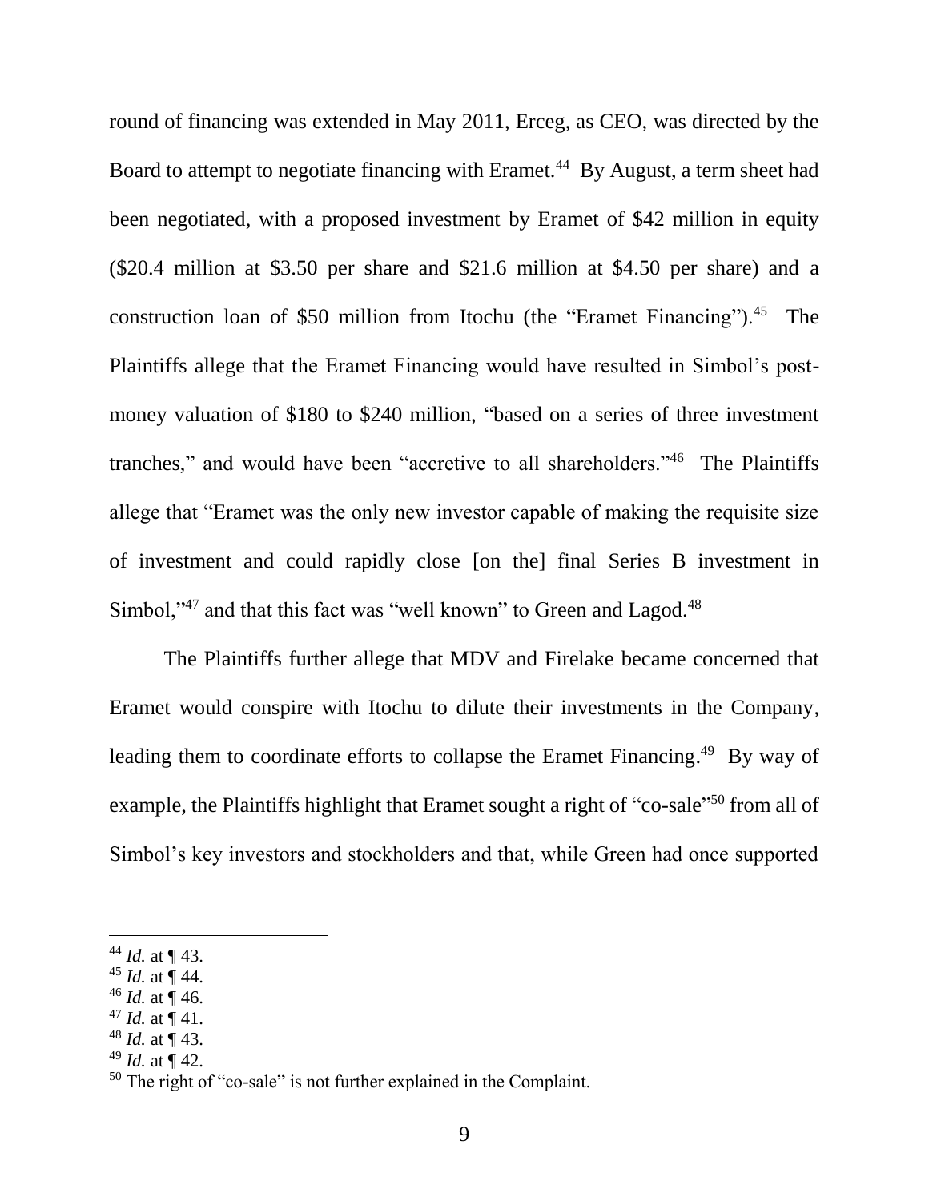round of financing was extended in May 2011, Erceg, as CEO, was directed by the Board to attempt to negotiate financing with Eramet.[44] By August, a term sheet had been negotiated, with a proposed investment by Eramet of $42 million in equity ($20.4 million at $3.50 per share and $21.6 million at $4.50 per share) and a construction loan of $50 million from Itochu (the "Eramet Financing").[45] The Plaintiffs allege that the Eramet Financing would have resulted in Simbol's post-money valuation of $180 to $240 million, "based on a series of three investment tranches," and would have been "accretive to all shareholders."[46] The Plaintiffs allege that "Eramet was the only new investor capable of making the requisite size of investment and could rapidly close [on the] final Series B investment in Simbol,"[47] and that this fact was "well known" to Green and Lagod.[48]

The Plaintiffs further allege that MDV and Firelake became concerned that Eramet would conspire with Itochu to dilute their investments in the Company, leading them to coordinate efforts to collapse the Eramet Financing.[49] By way of example, the Plaintiffs highlight that Eramet sought a right of "co-sale"[50] from all of Simbol's key investors and stockholders and that, while Green had once supported

---

[44] *Id.* at ¶ 43.

[45] *Id.* at ¶ 44.

[46] *Id.* at ¶ 46.

[47] *Id.* at ¶ 41.

[48] *Id.* at ¶ 43.

[49] *Id.* at ¶ 42.

[50] The right of "co-sale" is not further explained in the Complaint.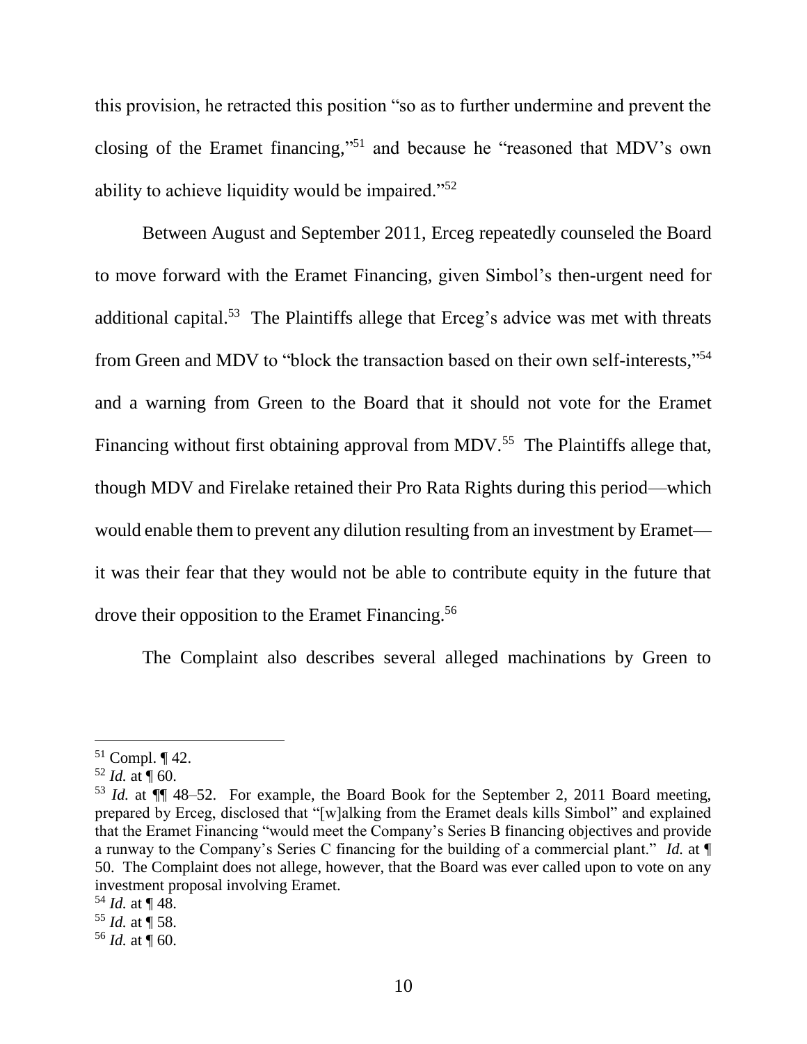this provision, he retracted this position "so as to further undermine and prevent the closing of the Eramet financing,"[51] and because he "reasoned that MDV's own ability to achieve liquidity would be impaired."[52]

Between August and September 2011, Erceg repeatedly counseled the Board to move forward with the Eramet Financing, given Simbol's then-urgent need for additional capital.[53] The Plaintiffs allege that Erceg's advice was met with threats from Green and MDV to "block the transaction based on their own self-interests,"[54] and a warning from Green to the Board that it should not vote for the Eramet Financing without first obtaining approval from MDV.[55] The Plaintiffs allege that, though MDV and Firelake retained their Pro Rata Rights during this period—which would enable them to prevent any dilution resulting from an investment by Eramet—it was their fear that they would not be able to contribute equity in the future that drove their opposition to the Eramet Financing.[56]

The Complaint also describes several alleged machinations by Green to

---

[51] Compl. ¶ 42.

[52] *Id.* at ¶ 60.

[53] *Id.* at ¶¶ 48–52. For example, the Board Book for the September 2, 2011 Board meeting, prepared by Erceg, disclosed that "[w]alking from the Eramet deals kills Simbol" and explained that the Eramet Financing "would meet the Company's Series B financing objectives and provide a runway to the Company's Series C financing for the building of a commercial plant." *Id.* at ¶ 50. The Complaint does not allege, however, that the Board was ever called upon to vote on any investment proposal involving Eramet.

[54] *Id.* at ¶ 48.

[55] *Id.* at ¶ 58.

[56] *Id.* at ¶ 60.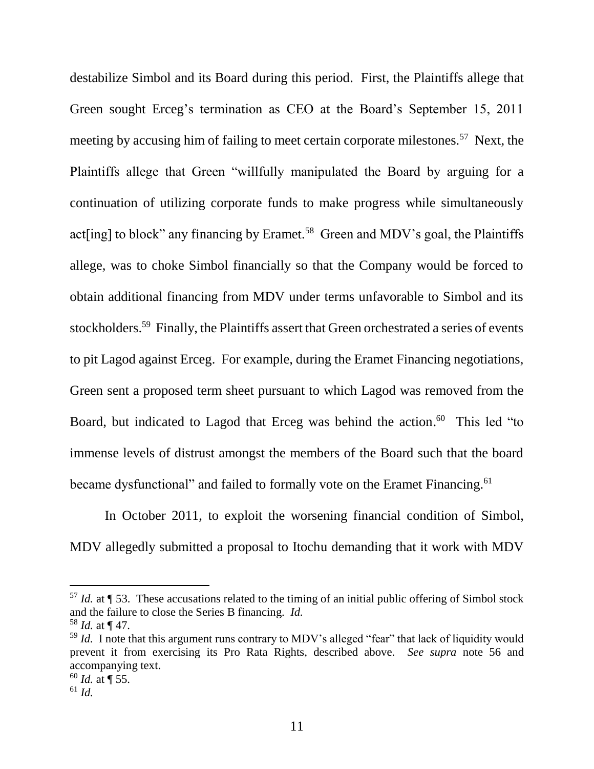destabilize Simbol and its Board during this period. First, the Plaintiffs allege that Green sought Erceg's termination as CEO at the Board's September 15, 2011 meeting by accusing him of failing to meet certain corporate milestones.[57] Next, the Plaintiffs allege that Green "willfully manipulated the Board by arguing for a continuation of utilizing corporate funds to make progress while simultaneously act[ing] to block" any financing by Eramet.[58] Green and MDV's goal, the Plaintiffs allege, was to choke Simbol financially so that the Company would be forced to obtain additional financing from MDV under terms unfavorable to Simbol and its stockholders.[59] Finally, the Plaintiffs assert that Green orchestrated a series of events to pit Lagod against Erceg. For example, during the Eramet Financing negotiations, Green sent a proposed term sheet pursuant to which Lagod was removed from the Board, but indicated to Lagod that Erceg was behind the action.[60] This led "to immense levels of distrust amongst the members of the Board such that the board became dysfunctional" and failed to formally vote on the Eramet Financing.[61]

In October 2011, to exploit the worsening financial condition of Simbol, MDV allegedly submitted a proposal to Itochu demanding that it work with MDV

---

[57] *Id.* at ¶ 53. These accusations related to the timing of an initial public offering of Simbol stock and the failure to close the Series B financing. *Id.*

[58] *Id.* at ¶ 47.

[59] *Id.* I note that this argument runs contrary to MDV's alleged "fear" that lack of liquidity would prevent it from exercising its Pro Rata Rights, described above. *See supra* note 56 and accompanying text.

[60] *Id.* at ¶ 55.

[61] *Id.*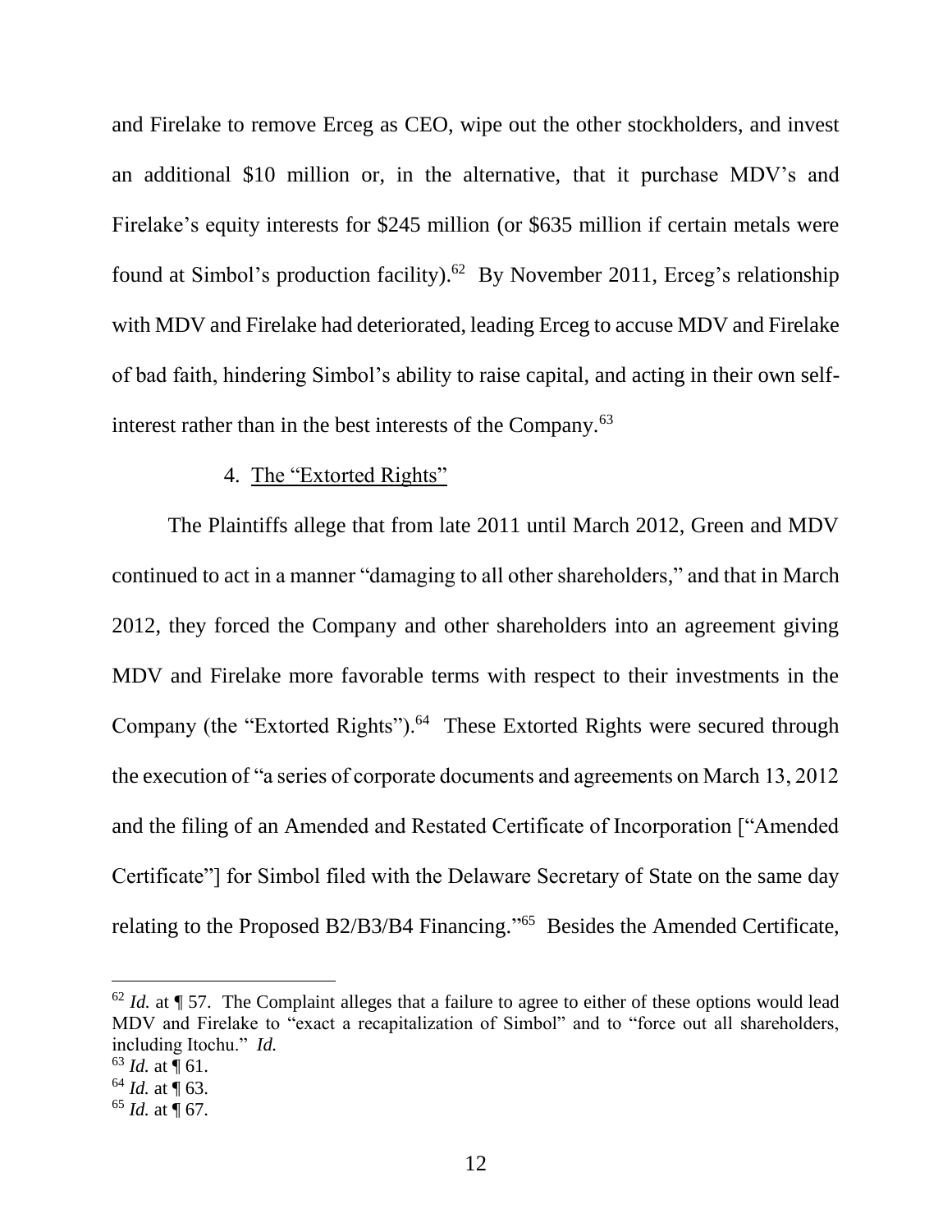and Firelake to remove Erceg as CEO, wipe out the other stockholders, and invest an additional $10 million or, in the alternative, that it purchase MDV's and Firelake's equity interests for $245 million (or $635 million if certain metals were found at Simbol's production facility).[62] By November 2011, Erceg's relationship with MDV and Firelake had deteriorated, leading Erceg to accuse MDV and Firelake of bad faith, hindering Simbol's ability to raise capital, and acting in their own self-interest rather than in the best interests of the Company.[63]

4. The "Extorted Rights"

The Plaintiffs allege that from late 2011 until March 2012, Green and MDV continued to act in a manner "damaging to all other shareholders," and that in March 2012, they forced the Company and other shareholders into an agreement giving MDV and Firelake more favorable terms with respect to their investments in the Company (the "Extorted Rights").[64] These Extorted Rights were secured through the execution of "a series of corporate documents and agreements on March 13, 2012 and the filing of an Amended and Restated Certificate of Incorporation ["Amended Certificate"] for Simbol filed with the Delaware Secretary of State on the same day relating to the Proposed B2/B3/B4 Financing."[65] Besides the Amended Certificate,

---

[62] *Id.* at ¶ 57. The Complaint alleges that a failure to agree to either of these options would lead MDV and Firelake to "exact a recapitalization of Simbol" and to "force out all shareholders, including Itochu." *Id.*

[63] *Id.* at ¶ 61.

[64] *Id.* at ¶ 63.

[65] *Id.* at ¶ 67.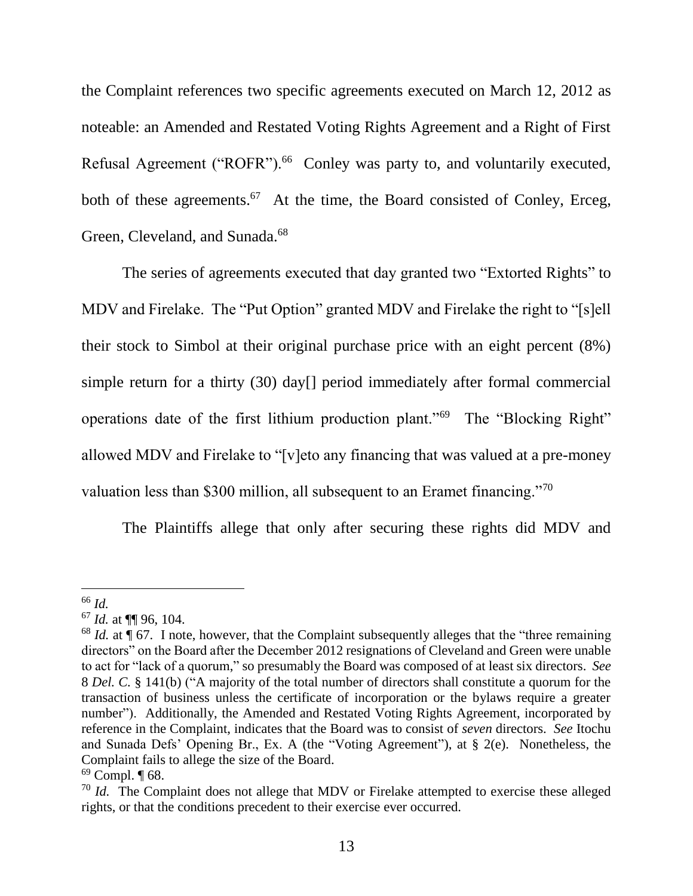the Complaint references two specific agreements executed on March 12, 2012 as noteable: an Amended and Restated Voting Rights Agreement and a Right of First Refusal Agreement ("ROFR").[66] Conley was party to, and voluntarily executed, both of these agreements.[67] At the time, the Board consisted of Conley, Erceg, Green, Cleveland, and Sunada.[68]

The series of agreements executed that day granted two "Extorted Rights" to MDV and Firelake. The "Put Option" granted MDV and Firelake the right to "[s]ell their stock to Simbol at their original purchase price with an eight percent (8%) simple return for a thirty (30) day[] period immediately after formal commercial operations date of the first lithium production plant."[69] The "Blocking Right" allowed MDV and Firelake to "[v]eto any financing that was valued at a pre-money valuation less than $300 million, all subsequent to an Eramet financing."[70]

The Plaintiffs allege that only after securing these rights did MDV and

---

[66] *Id.*

[67] *Id.* at ¶¶ 96, 104.

[68] *Id.* at ¶ 67. I note, however, that the Complaint subsequently alleges that the "three remaining directors" on the Board after the December 2012 resignations of Cleveland and Green were unable to act for "lack of a quorum," so presumably the Board was composed of at least six directors. *See* 8 *Del. C.* § 141(b) ("A majority of the total number of directors shall constitute a quorum for the transaction of business unless the certificate of incorporation or the bylaws require a greater number"). Additionally, the Amended and Restated Voting Rights Agreement, incorporated by reference in the Complaint, indicates that the Board was to consist of *seven* directors. *See* Itochu and Sunada Defs' Opening Br., Ex. A (the "Voting Agreement"), at § 2(e). Nonetheless, the Complaint fails to allege the size of the Board.

[69] Compl. ¶ 68.

[70] *Id.* The Complaint does not allege that MDV or Firelake attempted to exercise these alleged rights, or that the conditions precedent to their exercise ever occurred.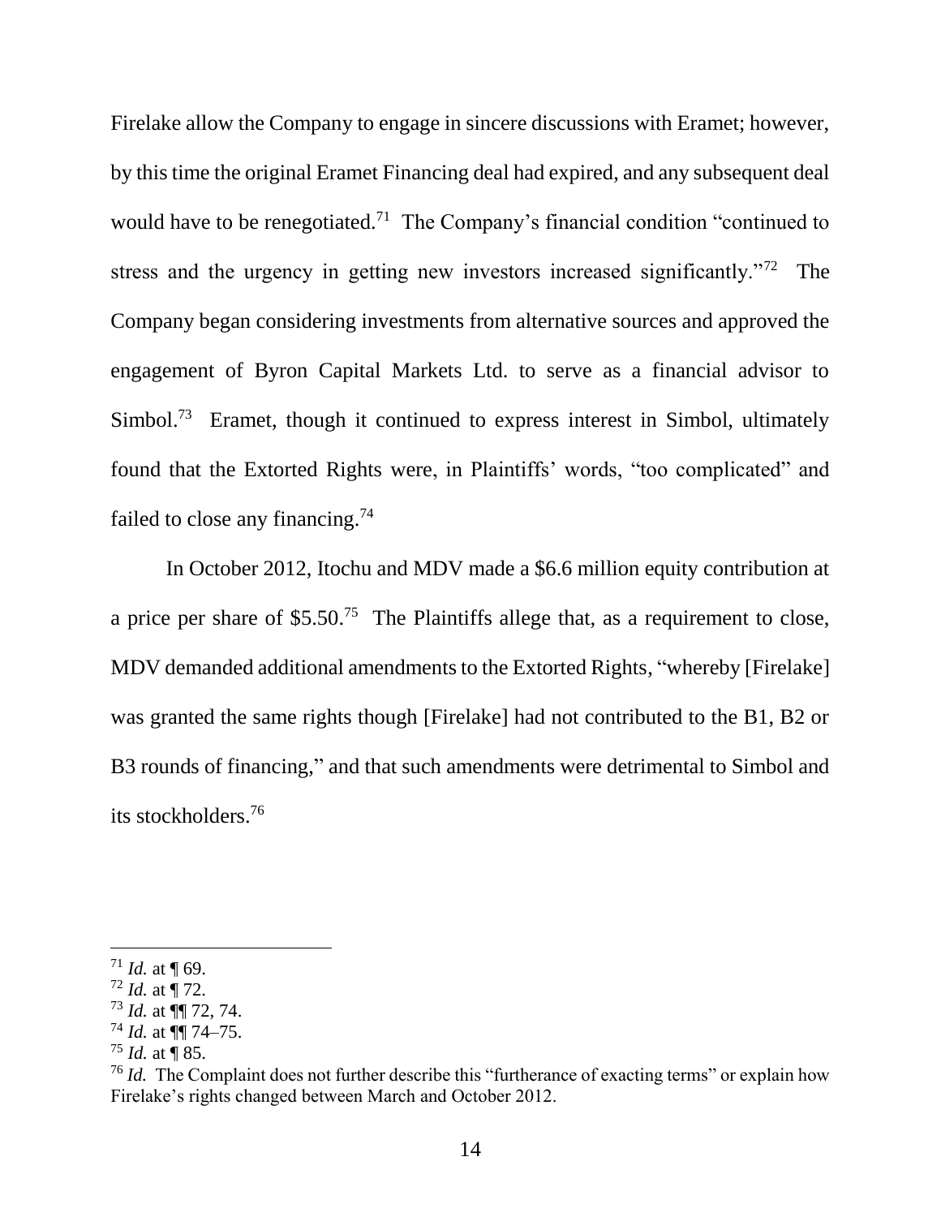Firelake allow the Company to engage in sincere discussions with Eramet; however, by this time the original Eramet Financing deal had expired, and any subsequent deal would have to be renegotiated.[71] The Company's financial condition "continued to stress and the urgency in getting new investors increased significantly."[72] The Company began considering investments from alternative sources and approved the engagement of Byron Capital Markets Ltd. to serve as a financial advisor to Simbol.[73] Eramet, though it continued to express interest in Simbol, ultimately found that the Extorted Rights were, in Plaintiffs' words, "too complicated" and failed to close any financing.[74]

In October 2012, Itochu and MDV made a $6.6 million equity contribution at a price per share of $5.50.[75] The Plaintiffs allege that, as a requirement to close, MDV demanded additional amendments to the Extorted Rights, "whereby [Firelake] was granted the same rights though [Firelake] had not contributed to the B1, B2 or B3 rounds of financing," and that such amendments were detrimental to Simbol and its stockholders.[76]

---

[71] *Id.* at ¶ 69.

[72] *Id.* at ¶ 72.

[73] *Id.* at ¶¶ 72, 74.

[74] *Id.* at ¶¶ 74–75.

[75] *Id.* at ¶ 85.

[76] *Id.* The Complaint does not further describe this "furtherance of exacting terms" or explain how Firelake's rights changed between March and October 2012.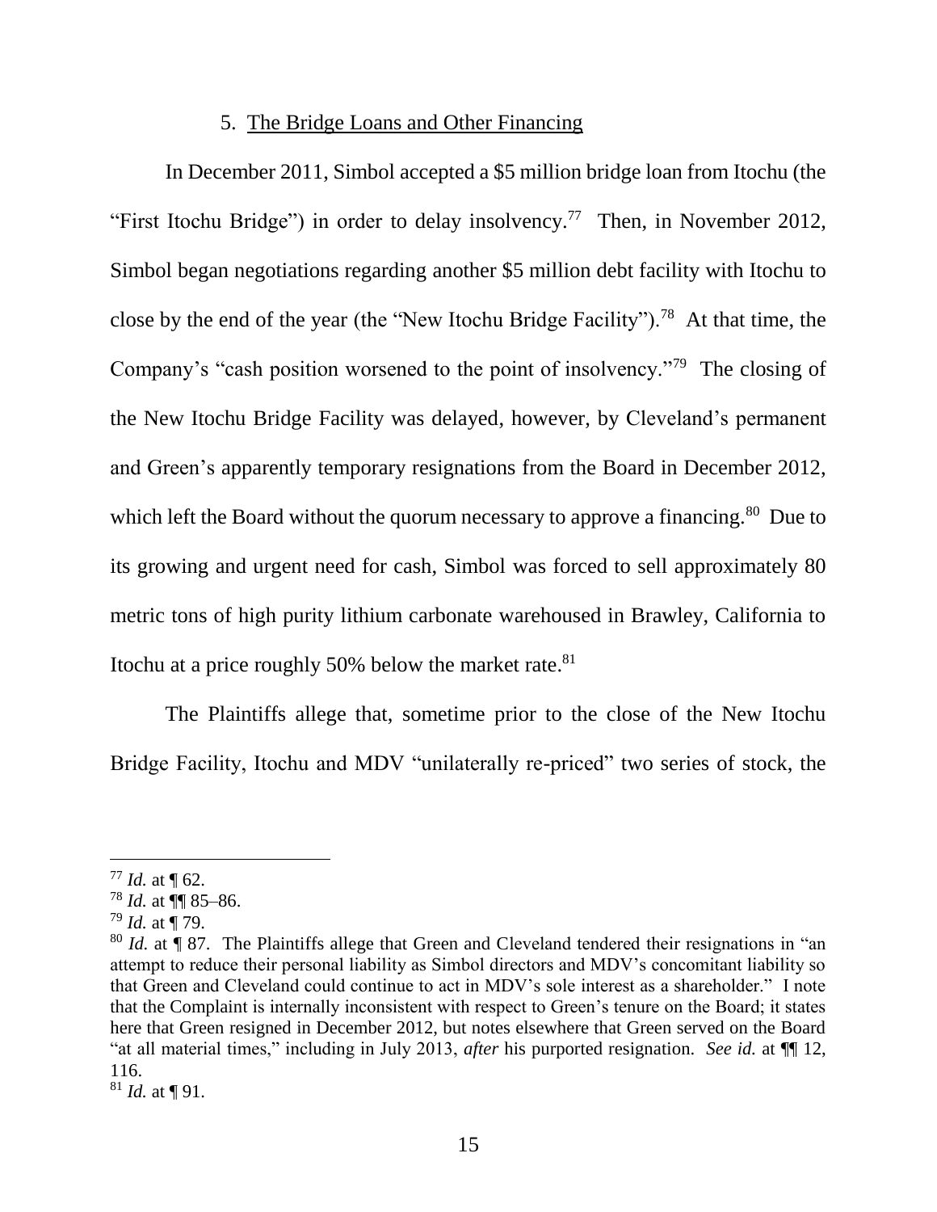### 5. The Bridge Loans and Other Financing

In December 2011, Simbol accepted a $5 million bridge loan from Itochu (the "First Itochu Bridge") in order to delay insolvency.[77] Then, in November 2012, Simbol began negotiations regarding another $5 million debt facility with Itochu to close by the end of the year (the "New Itochu Bridge Facility").[78] At that time, the Company's "cash position worsened to the point of insolvency."[79] The closing of the New Itochu Bridge Facility was delayed, however, by Cleveland's permanent and Green's apparently temporary resignations from the Board in December 2012, which left the Board without the quorum necessary to approve a financing.[80] Due to its growing and urgent need for cash, Simbol was forced to sell approximately 80 metric tons of high purity lithium carbonate warehoused in Brawley, California to Itochu at a price roughly 50% below the market rate.[81]

The Plaintiffs allege that, sometime prior to the close of the New Itochu Bridge Facility, Itochu and MDV "unilaterally re-priced" two series of stock, the

---

[77] *Id.* at ¶ 62.

[78] *Id.* at ¶¶ 85–86.

[79] *Id.* at ¶ 79.

[80] *Id.* at ¶ 87. The Plaintiffs allege that Green and Cleveland tendered their resignations in "an attempt to reduce their personal liability as Simbol directors and MDV's concomitant liability so that Green and Cleveland could continue to act in MDV's sole interest as a shareholder." I note that the Complaint is internally inconsistent with respect to Green's tenure on the Board; it states here that Green resigned in December 2012, but notes elsewhere that Green served on the Board "at all material times," including in July 2013, *after* his purported resignation. *See id.* at ¶¶ 12, 116.

[81] *Id.* at ¶ 91.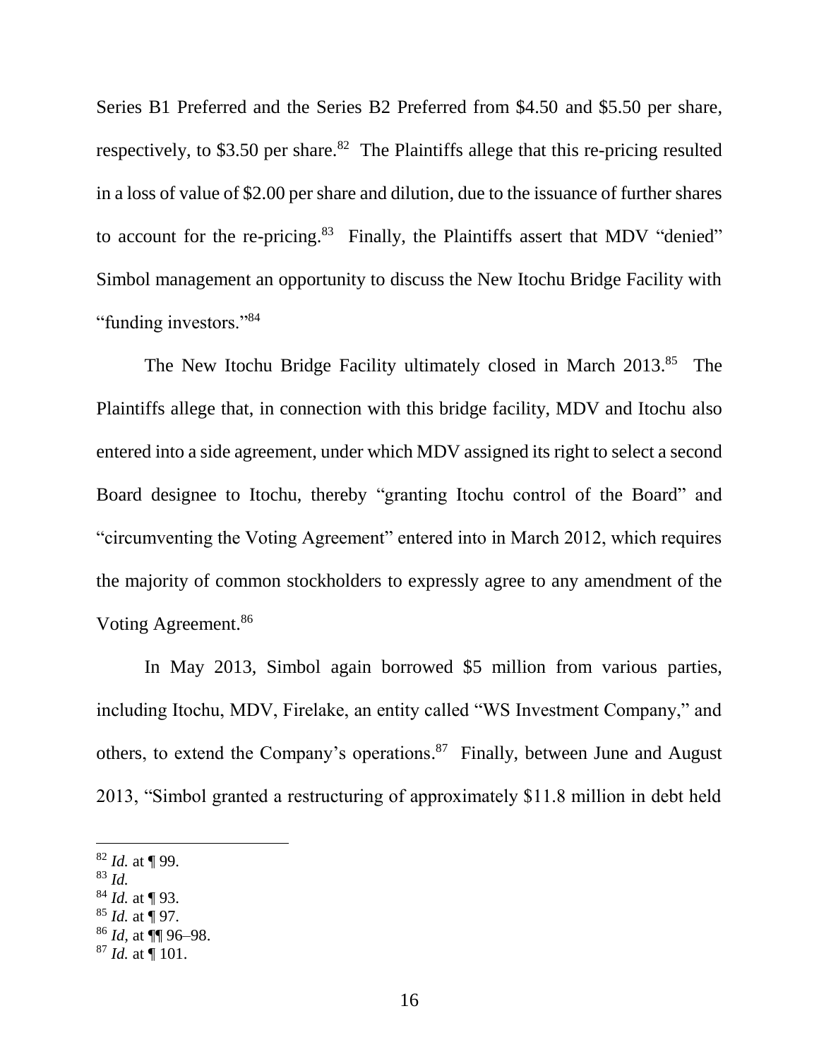Series B1 Preferred and the Series B2 Preferred from $4.50 and $5.50 per share, respectively, to $3.50 per share.[82] The Plaintiffs allege that this re-pricing resulted in a loss of value of $2.00 per share and dilution, due to the issuance of further shares to account for the re-pricing.[83] Finally, the Plaintiffs assert that MDV "denied" Simbol management an opportunity to discuss the New Itochu Bridge Facility with "funding investors."[84]

The New Itochu Bridge Facility ultimately closed in March 2013.[85] The Plaintiffs allege that, in connection with this bridge facility, MDV and Itochu also entered into a side agreement, under which MDV assigned its right to select a second Board designee to Itochu, thereby "granting Itochu control of the Board" and "circumventing the Voting Agreement" entered into in March 2012, which requires the majority of common stockholders to expressly agree to any amendment of the Voting Agreement.[86]

In May 2013, Simbol again borrowed $5 million from various parties, including Itochu, MDV, Firelake, an entity called "WS Investment Company," and others, to extend the Company's operations.[87] Finally, between June and August 2013, "Simbol granted a restructuring of approximately $11.8 million in debt held

---

[82] *Id.* at ¶ 99.
[83] *Id.*
[84] *Id.* at ¶ 93.
[85] *Id.* at ¶ 97.
[86] *Id*, at ¶¶ 96–98.
[87] *Id.* at ¶ 101.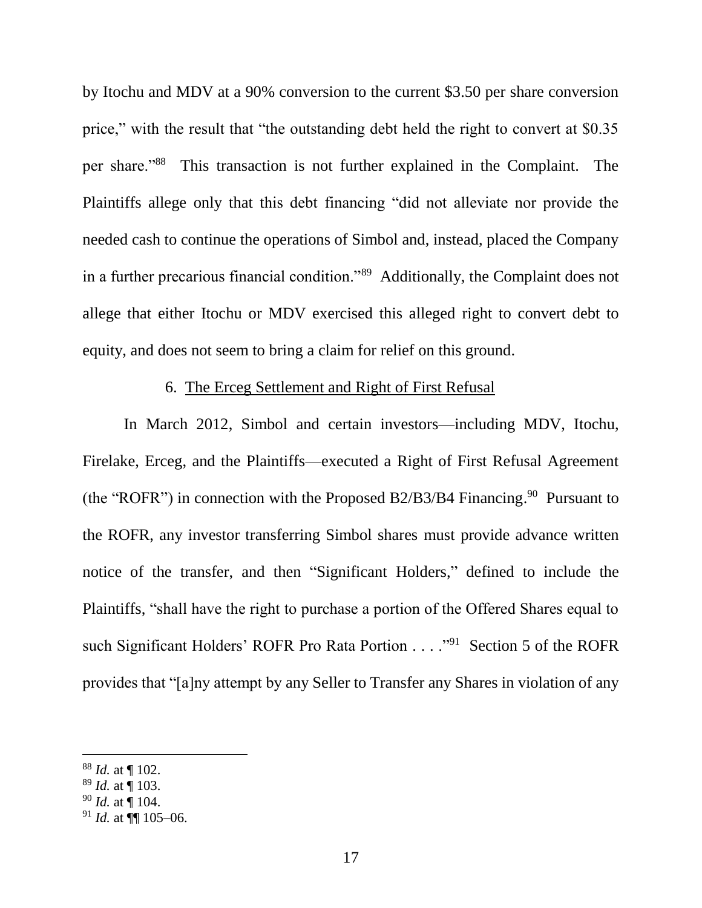by Itochu and MDV at a 90% conversion to the current $3.50 per share conversion price," with the result that "the outstanding debt held the right to convert at $0.35 per share."[88] This transaction is not further explained in the Complaint. The Plaintiffs allege only that this debt financing "did not alleviate nor provide the needed cash to continue the operations of Simbol and, instead, placed the Company in a further precarious financial condition."[89] Additionally, the Complaint does not allege that either Itochu or MDV exercised this alleged right to convert debt to equity, and does not seem to bring a claim for relief on this ground.

### 6. The Erceg Settlement and Right of First Refusal

In March 2012, Simbol and certain investors—including MDV, Itochu, Firelake, Erceg, and the Plaintiffs—executed a Right of First Refusal Agreement (the "ROFR") in connection with the Proposed B2/B3/B4 Financing.[90] Pursuant to the ROFR, any investor transferring Simbol shares must provide advance written notice of the transfer, and then "Significant Holders," defined to include the Plaintiffs, "shall have the right to purchase a portion of the Offered Shares equal to such Significant Holders' ROFR Pro Rata Portion . . . ."[91] Section 5 of the ROFR provides that "[a]ny attempt by any Seller to Transfer any Shares in violation of any

---

[88] *Id.* at ¶ 102.

[89] *Id.* at ¶ 103.

[90] *Id.* at ¶ 104.

[91] *Id.* at ¶¶ 105–06.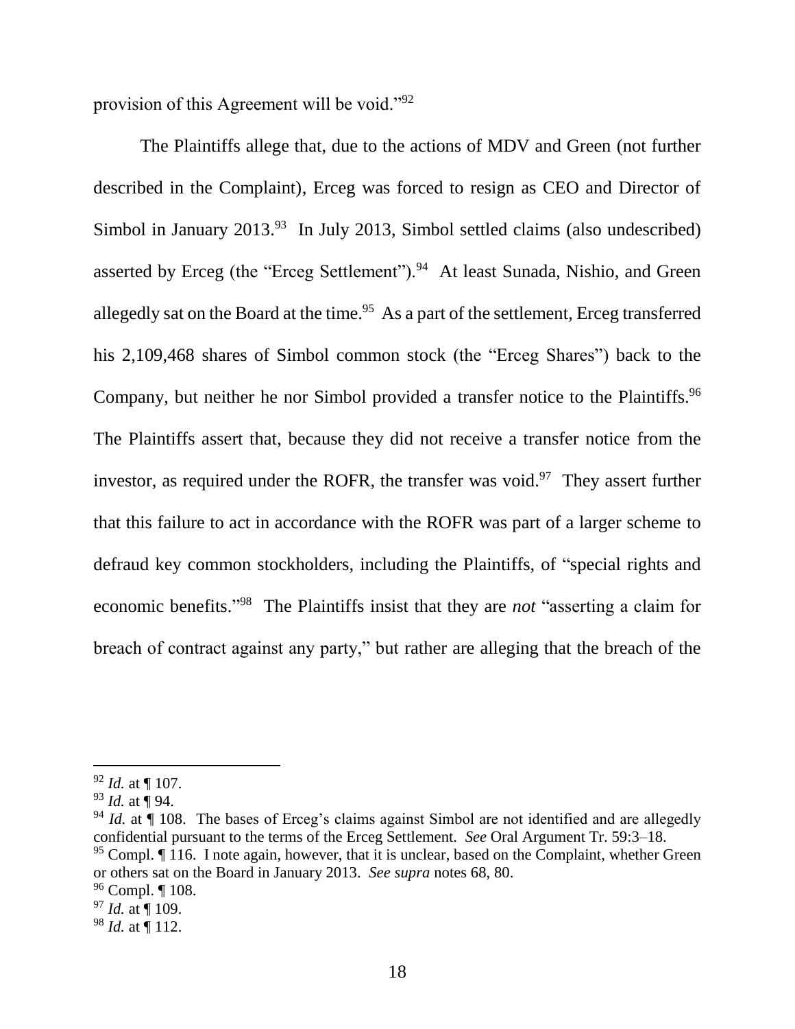provision of this Agreement will be void."[92]

The Plaintiffs allege that, due to the actions of MDV and Green (not further described in the Complaint), Erceg was forced to resign as CEO and Director of Simbol in January 2013.[93] In July 2013, Simbol settled claims (also undescribed) asserted by Erceg (the "Erceg Settlement").[94] At least Sunada, Nishio, and Green allegedly sat on the Board at the time.[95] As a part of the settlement, Erceg transferred his 2,109,468 shares of Simbol common stock (the "Erceg Shares") back to the Company, but neither he nor Simbol provided a transfer notice to the Plaintiffs.[96] The Plaintiffs assert that, because they did not receive a transfer notice from the investor, as required under the ROFR, the transfer was void.[97] They assert further that this failure to act in accordance with the ROFR was part of a larger scheme to defraud key common stockholders, including the Plaintiffs, of "special rights and economic benefits."[98] The Plaintiffs insist that they are *not* "asserting a claim for breach of contract against any party," but rather are alleging that the breach of the

---

[92] *Id.* at ¶ 107.

[93] *Id.* at ¶ 94.

[94] *Id.* at ¶ 108. The bases of Erceg's claims against Simbol are not identified and are allegedly confidential pursuant to the terms of the Erceg Settlement. *See* Oral Argument Tr. 59:3–18.

[95] Compl. ¶ 116. I note again, however, that it is unclear, based on the Complaint, whether Green or others sat on the Board in January 2013. *See supra* notes 68, 80.

[96] Compl. ¶ 108.

[97] *Id.* at ¶ 109.

[98] *Id.* at ¶ 112.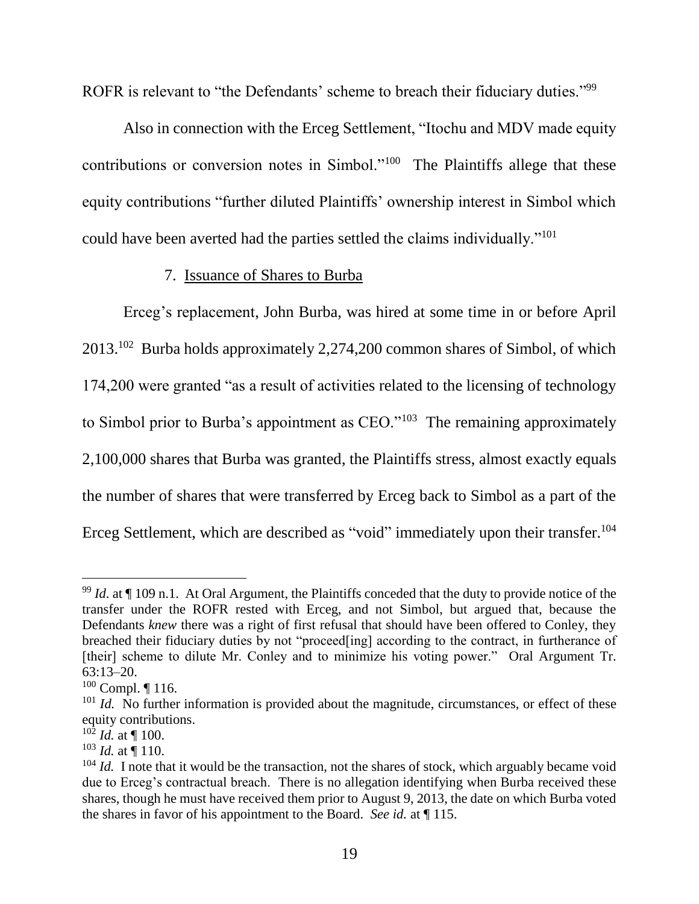ROFR is relevant to "the Defendants' scheme to breach their fiduciary duties."[99]

Also in connection with the Erceg Settlement, "Itochu and MDV made equity contributions or conversion notes in Simbol."[100] The Plaintiffs allege that these equity contributions "further diluted Plaintiffs' ownership interest in Simbol which could have been averted had the parties settled the claims individually."[101]

7. Issuance of Shares to Burba

Erceg's replacement, John Burba, was hired at some time in or before April 2013.[102] Burba holds approximately 2,274,200 common shares of Simbol, of which 174,200 were granted "as a result of activities related to the licensing of technology to Simbol prior to Burba's appointment as CEO."[103] The remaining approximately 2,100,000 shares that Burba was granted, the Plaintiffs stress, almost exactly equals the number of shares that were transferred by Erceg back to Simbol as a part of the Erceg Settlement, which are described as "void" immediately upon their transfer.[104]

---

[99] *Id*. at ¶ 109 n.1. At Oral Argument, the Plaintiffs conceded that the duty to provide notice of the transfer under the ROFR rested with Erceg, and not Simbol, but argued that, because the Defendants *knew* there was a right of first refusal that should have been offered to Conley, they breached their fiduciary duties by not "proceed[ing] according to the contract, in furtherance of [their] scheme to dilute Mr. Conley and to minimize his voting power." Oral Argument Tr. 63:13–20.

[100] Compl. ¶ 116.

[101] *Id.* No further information is provided about the magnitude, circumstances, or effect of these equity contributions.

[102] *Id.* at ¶ 100.

[103] *Id.* at ¶ 110.

[104] *Id.* I note that it would be the transaction, not the shares of stock, which arguably became void due to Erceg's contractual breach. There is no allegation identifying when Burba received these shares, though he must have received them prior to August 9, 2013, the date on which Burba voted the shares in favor of his appointment to the Board. *See id.* at ¶ 115.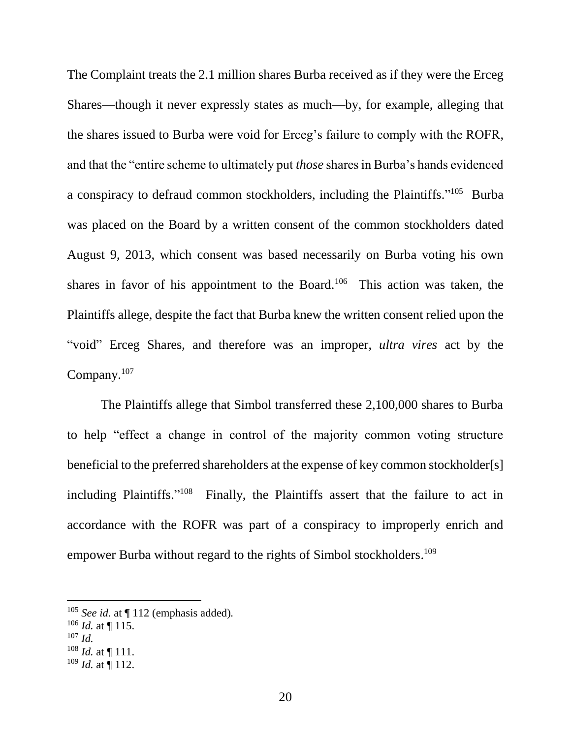The Complaint treats the 2.1 million shares Burba received as if they were the Erceg Shares—though it never expressly states as much—by, for example, alleging that the shares issued to Burba were void for Erceg's failure to comply with the ROFR, and that the "entire scheme to ultimately put *those* shares in Burba's hands evidenced a conspiracy to defraud common stockholders, including the Plaintiffs."[105] Burba was placed on the Board by a written consent of the common stockholders dated August 9, 2013, which consent was based necessarily on Burba voting his own shares in favor of his appointment to the Board.[106] This action was taken, the Plaintiffs allege, despite the fact that Burba knew the written consent relied upon the "void" Erceg Shares, and therefore was an improper, *ultra vires* act by the Company.[107]

The Plaintiffs allege that Simbol transferred these 2,100,000 shares to Burba to help "effect a change in control of the majority common voting structure beneficial to the preferred shareholders at the expense of key common stockholder[s] including Plaintiffs."[108] Finally, the Plaintiffs assert that the failure to act in accordance with the ROFR was part of a conspiracy to improperly enrich and empower Burba without regard to the rights of Simbol stockholders.[109]

---

[105] *See id.* at ¶ 112 (emphasis added).

[106] *Id.* at ¶ 115.

[107] *Id.*

[108] *Id.* at ¶ 111.

[109] *Id.* at ¶ 112.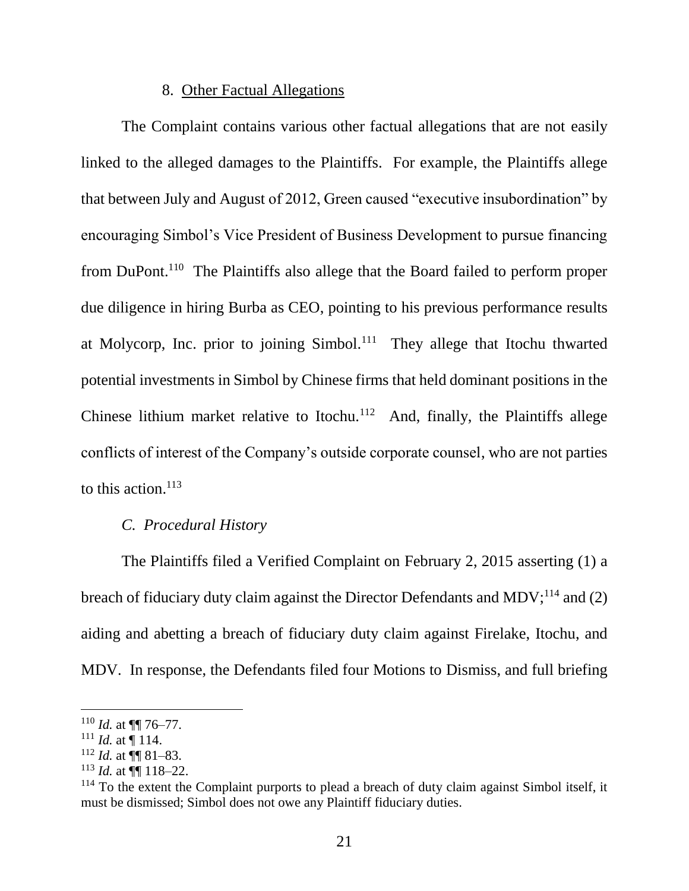### 8. Other Factual Allegations

The Complaint contains various other factual allegations that are not easily linked to the alleged damages to the Plaintiffs. For example, the Plaintiffs allege that between July and August of 2012, Green caused "executive insubordination" by encouraging Simbol's Vice President of Business Development to pursue financing from DuPont.[110] The Plaintiffs also allege that the Board failed to perform proper due diligence in hiring Burba as CEO, pointing to his previous performance results at Molycorp, Inc. prior to joining Simbol.[111] They allege that Itochu thwarted potential investments in Simbol by Chinese firms that held dominant positions in the Chinese lithium market relative to Itochu.[112] And, finally, the Plaintiffs allege conflicts of interest of the Company's outside corporate counsel, who are not parties to this action.[113]

## *C. Procedural History*

The Plaintiffs filed a Verified Complaint on February 2, 2015 asserting (1) a breach of fiduciary duty claim against the Director Defendants and MDV;[114] and (2) aiding and abetting a breach of fiduciary duty claim against Firelake, Itochu, and MDV. In response, the Defendants filed four Motions to Dismiss, and full briefing

---

[110] *Id.* at ¶¶ 76–77.

[111] *Id.* at ¶ 114.

[112] *Id.* at ¶¶ 81–83.

[113] *Id.* at ¶¶ 118–22.

[114] To the extent the Complaint purports to plead a breach of duty claim against Simbol itself, it must be dismissed; Simbol does not owe any Plaintiff fiduciary duties.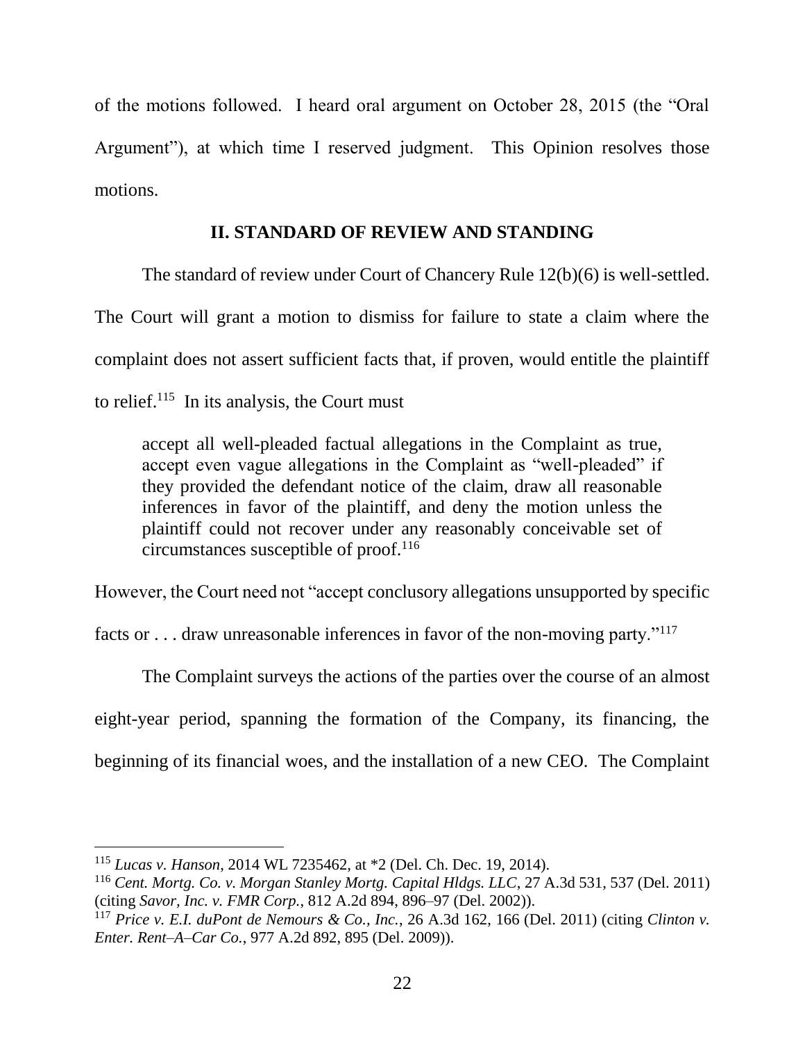of the motions followed. I heard oral argument on October 28, 2015 (the "Oral Argument"), at which time I reserved judgment. This Opinion resolves those motions.

## II. STANDARD OF REVIEW AND STANDING

The standard of review under Court of Chancery Rule 12(b)(6) is well-settled. The Court will grant a motion to dismiss for failure to state a claim where the complaint does not assert sufficient facts that, if proven, would entitle the plaintiff to relief.[115] In its analysis, the Court must

> accept all well-pleaded factual allegations in the Complaint as true, accept even vague allegations in the Complaint as "well-pleaded" if they provided the defendant notice of the claim, draw all reasonable inferences in favor of the plaintiff, and deny the motion unless the plaintiff could not recover under any reasonably conceivable set of circumstances susceptible of proof.[116]

However, the Court need not "accept conclusory allegations unsupported by specific facts or . . . draw unreasonable inferences in favor of the non-moving party."[117]

The Complaint surveys the actions of the parties over the course of an almost eight-year period, spanning the formation of the Company, its financing, the beginning of its financial woes, and the installation of a new CEO. The Complaint

---

[115] *Lucas v. Hanson*, 2014 WL 7235462, at *2 (Del. Ch. Dec. 19, 2014).

[116] *Cent. Mortg. Co. v. Morgan Stanley Mortg. Capital Hldgs. LLC*, 27 A.3d 531, 537 (Del. 2011) (citing *Savor, Inc. v. FMR Corp.*, 812 A.2d 894, 896–97 (Del. 2002)).

[117] *Price v. E.I. duPont de Nemours & Co., Inc.*, 26 A.3d 162, 166 (Del. 2011) (citing *Clinton v. Enter. Rent–A–Car Co.*, 977 A.2d 892, 895 (Del. 2009)).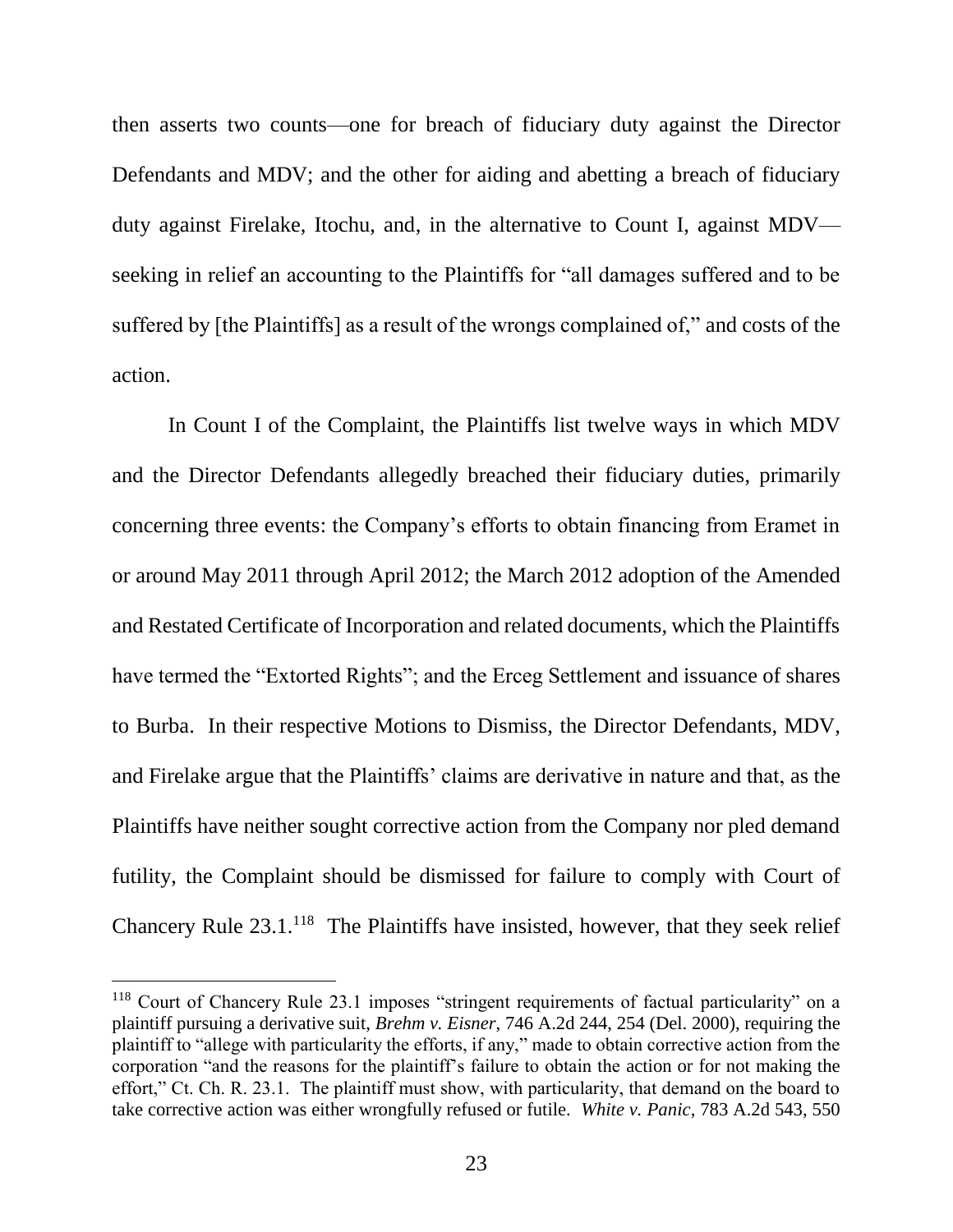then asserts two counts—one for breach of fiduciary duty against the Director Defendants and MDV; and the other for aiding and abetting a breach of fiduciary duty against Firelake, Itochu, and, in the alternative to Count I, against MDV—seeking in relief an accounting to the Plaintiffs for "all damages suffered and to be suffered by [the Plaintiffs] as a result of the wrongs complained of," and costs of the action.

In Count I of the Complaint, the Plaintiffs list twelve ways in which MDV and the Director Defendants allegedly breached their fiduciary duties, primarily concerning three events: the Company's efforts to obtain financing from Eramet in or around May 2011 through April 2012; the March 2012 adoption of the Amended and Restated Certificate of Incorporation and related documents, which the Plaintiffs have termed the "Extorted Rights"; and the Erceg Settlement and issuance of shares to Burba. In their respective Motions to Dismiss, the Director Defendants, MDV, and Firelake argue that the Plaintiffs' claims are derivative in nature and that, as the Plaintiffs have neither sought corrective action from the Company nor pled demand futility, the Complaint should be dismissed for failure to comply with Court of Chancery Rule 23.1.[118] The Plaintiffs have insisted, however, that they seek relief

---

[118] Court of Chancery Rule 23.1 imposes "stringent requirements of factual particularity" on a plaintiff pursuing a derivative suit, *Brehm v. Eisner*, 746 A.2d 244, 254 (Del. 2000), requiring the plaintiff to "allege with particularity the efforts, if any," made to obtain corrective action from the corporation "and the reasons for the plaintiff's failure to obtain the action or for not making the effort," Ct. Ch. R. 23.1. The plaintiff must show, with particularity, that demand on the board to take corrective action was either wrongfully refused or futile. *White v. Panic*, 783 A.2d 543, 550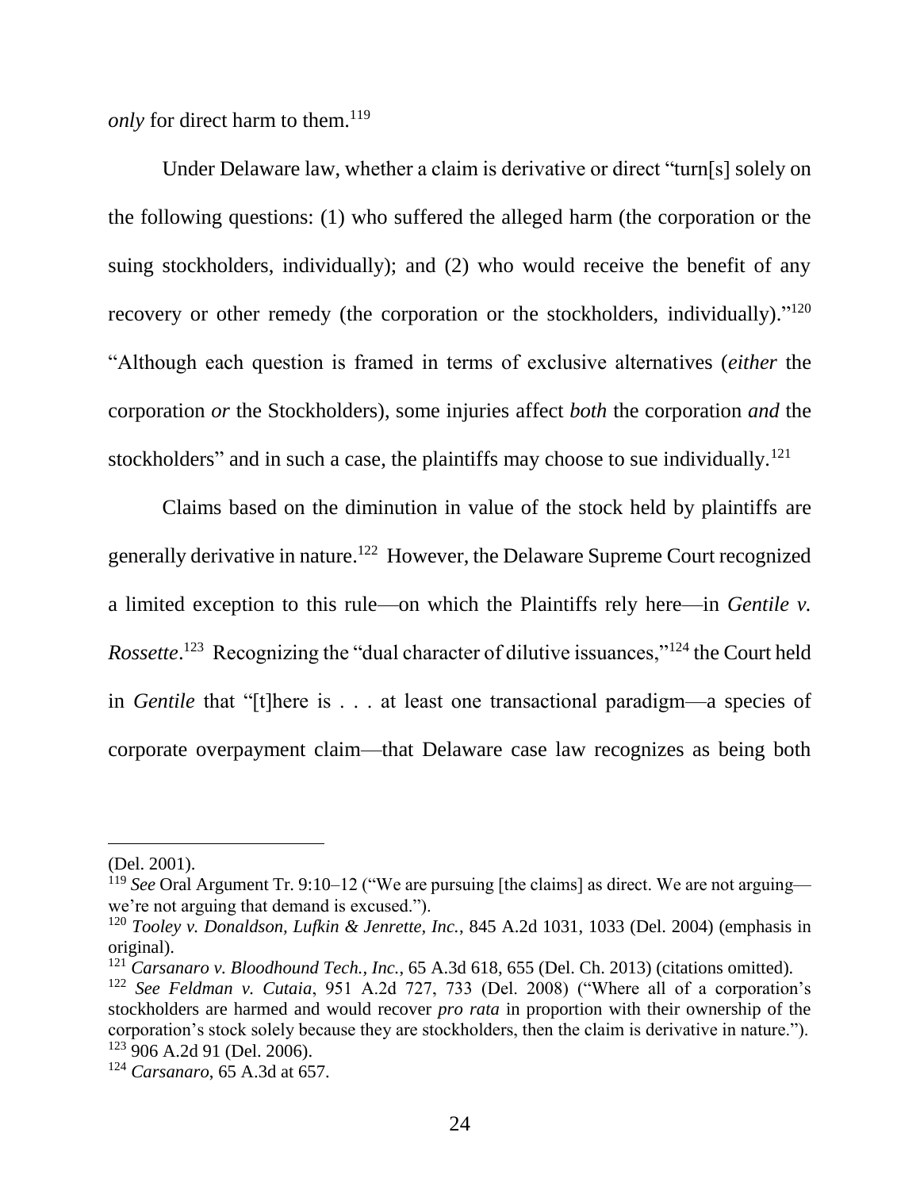*only* for direct harm to them.[119]

Under Delaware law, whether a claim is derivative or direct "turn[s] solely on the following questions: (1) who suffered the alleged harm (the corporation or the suing stockholders, individually); and (2) who would receive the benefit of any recovery or other remedy (the corporation or the stockholders, individually)."[120] "Although each question is framed in terms of exclusive alternatives (*either* the corporation *or* the Stockholders), some injuries affect *both* the corporation *and* the stockholders" and in such a case, the plaintiffs may choose to sue individually.[121]

Claims based on the diminution in value of the stock held by plaintiffs are generally derivative in nature.[122] However, the Delaware Supreme Court recognized a limited exception to this rule—on which the Plaintiffs rely here—in *Gentile v. Rossette*.[123] Recognizing the "dual character of dilutive issuances,"[124] the Court held in *Gentile* that "[t]here is . . . at least one transactional paradigm—a species of corporate overpayment claim—that Delaware case law recognizes as being both

---

(Del. 2001).

[119] *See* Oral Argument Tr. 9:10–12 ("We are pursuing [the claims] as direct. We are not arguing—we're not arguing that demand is excused.").

[120] *Tooley v. Donaldson, Lufkin & Jenrette, Inc.*, 845 A.2d 1031, 1033 (Del. 2004) (emphasis in original).

[121] *Carsanaro v. Bloodhound Tech., Inc.*, 65 A.3d 618, 655 (Del. Ch. 2013) (citations omitted).

[122] *See Feldman v. Cutaia*, 951 A.2d 727, 733 (Del. 2008) ("Where all of a corporation's stockholders are harmed and would recover *pro rata* in proportion with their ownership of the corporation's stock solely because they are stockholders, then the claim is derivative in nature.").

[123] 906 A.2d 91 (Del. 2006).

[124] *Carsanaro*, 65 A.3d at 657.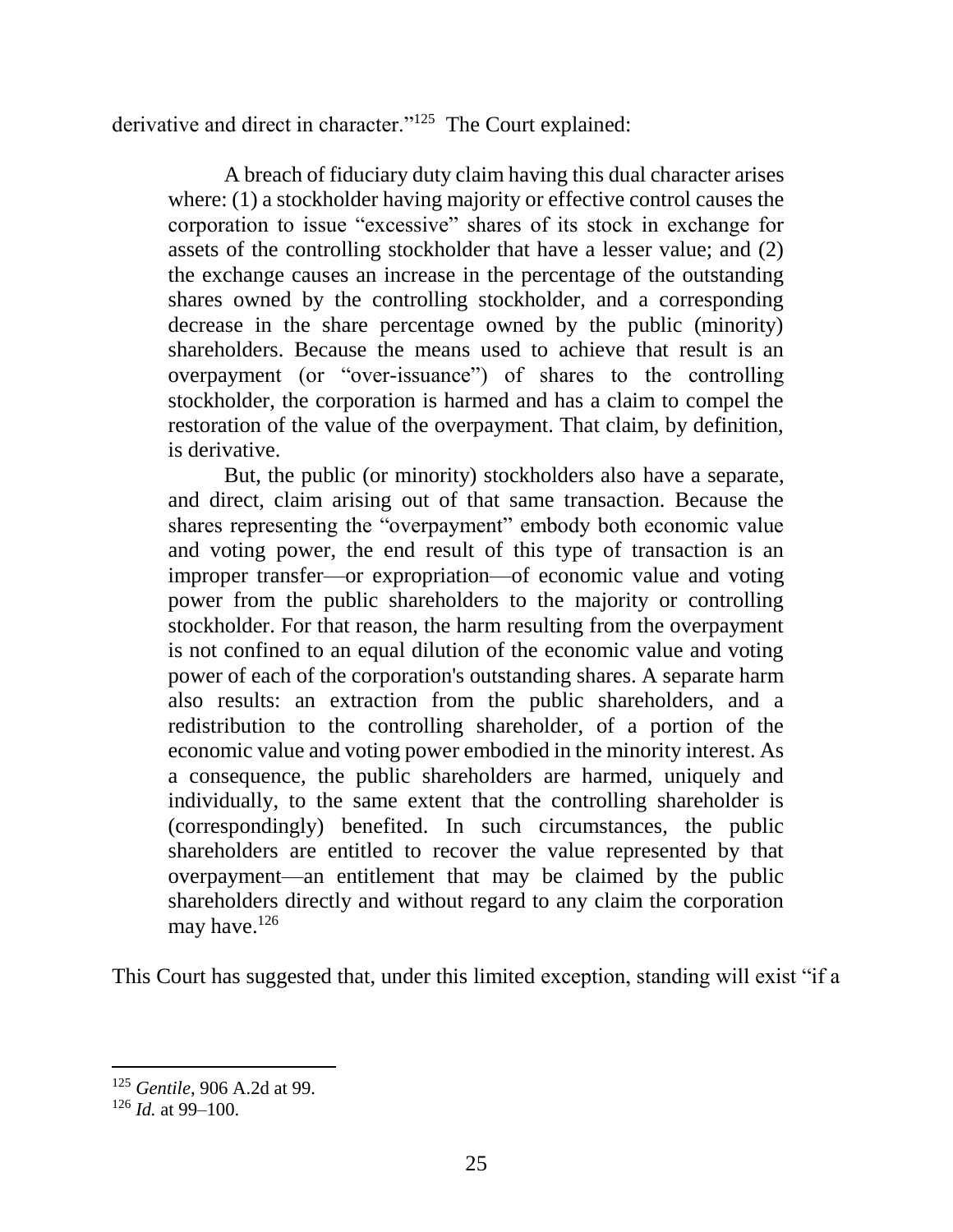derivative and direct in character."[125] The Court explained:

> A breach of fiduciary duty claim having this dual character arises where: (1) a stockholder having majority or effective control causes the corporation to issue "excessive" shares of its stock in exchange for assets of the controlling stockholder that have a lesser value; and (2) the exchange causes an increase in the percentage of the outstanding shares owned by the controlling stockholder, and a corresponding decrease in the share percentage owned by the public (minority) shareholders. Because the means used to achieve that result is an overpayment (or "over-issuance") of shares to the controlling stockholder, the corporation is harmed and has a claim to compel the restoration of the value of the overpayment. That claim, by definition, is derivative.
>
> But, the public (or minority) stockholders also have a separate, and direct, claim arising out of that same transaction. Because the shares representing the "overpayment" embody both economic value and voting power, the end result of this type of transaction is an improper transfer—or expropriation—of economic value and voting power from the public shareholders to the majority or controlling stockholder. For that reason, the harm resulting from the overpayment is not confined to an equal dilution of the economic value and voting power of each of the corporation's outstanding shares. A separate harm also results: an extraction from the public shareholders, and a redistribution to the controlling shareholder, of a portion of the economic value and voting power embodied in the minority interest. As a consequence, the public shareholders are harmed, uniquely and individually, to the same extent that the controlling shareholder is (correspondingly) benefited. In such circumstances, the public shareholders are entitled to recover the value represented by that overpayment—an entitlement that may be claimed by the public shareholders directly and without regard to any claim the corporation may have.[126]

This Court has suggested that, under this limited exception, standing will exist "if a

---

[125] *Gentile*, 906 A.2d at 99.

[126] *Id.* at 99–100.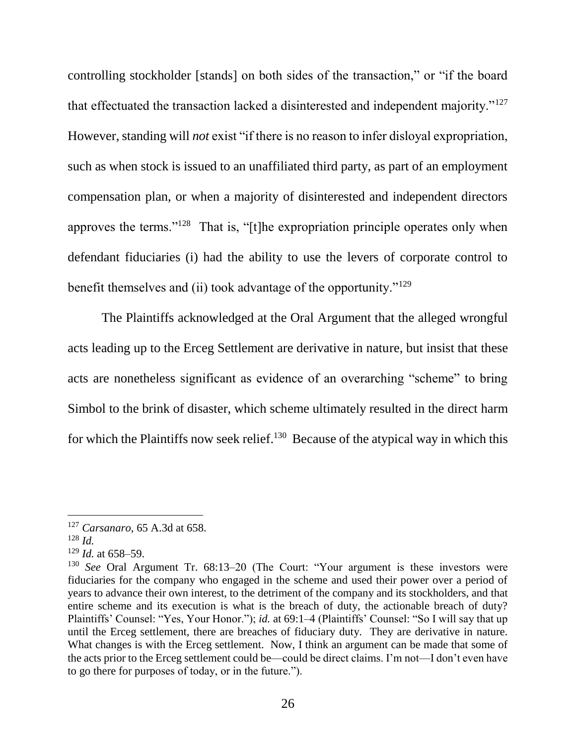controlling stockholder [stands] on both sides of the transaction," or "if the board that effectuated the transaction lacked a disinterested and independent majority."[127] However, standing will *not* exist "if there is no reason to infer disloyal expropriation, such as when stock is issued to an unaffiliated third party, as part of an employment compensation plan, or when a majority of disinterested and independent directors approves the terms."[128] That is, "[t]he expropriation principle operates only when defendant fiduciaries (i) had the ability to use the levers of corporate control to benefit themselves and (ii) took advantage of the opportunity."[129]

The Plaintiffs acknowledged at the Oral Argument that the alleged wrongful acts leading up to the Erceg Settlement are derivative in nature, but insist that these acts are nonetheless significant as evidence of an overarching "scheme" to bring Simbol to the brink of disaster, which scheme ultimately resulted in the direct harm for which the Plaintiffs now seek relief.[130] Because of the atypical way in which this

---

[127] *Carsanaro*, 65 A.3d at 658.

[128] *Id.*

[129] *Id.* at 658–59.

[130] *See* Oral Argument Tr. 68:13–20 (The Court: "Your argument is these investors were fiduciaries for the company who engaged in the scheme and used their power over a period of years to advance their own interest, to the detriment of the company and its stockholders, and that entire scheme and its execution is what is the breach of duty, the actionable breach of duty? Plaintiffs' Counsel: "Yes, Your Honor."); *id.* at 69:1–4 (Plaintiffs' Counsel: "So I will say that up until the Erceg settlement, there are breaches of fiduciary duty. They are derivative in nature. What changes is with the Erceg settlement. Now, I think an argument can be made that some of the acts prior to the Erceg settlement could be—could be direct claims. I'm not—I don't even have to go there for purposes of today, or in the future.").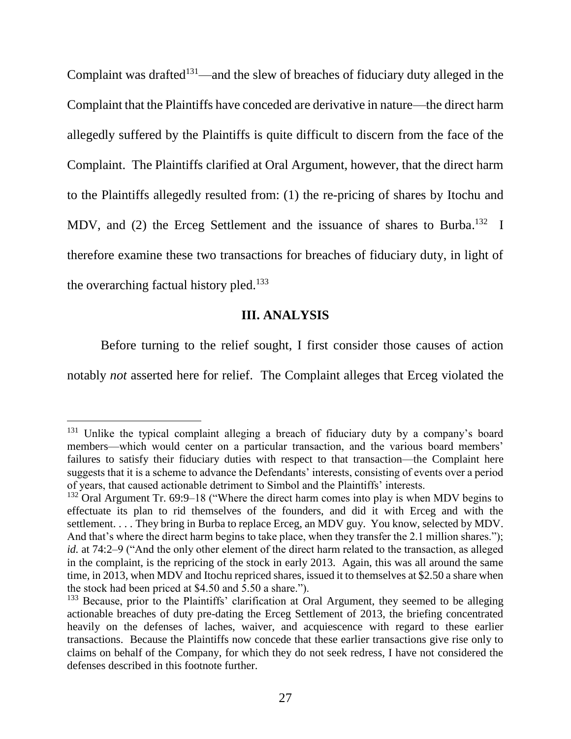Complaint was drafted[131]—and the slew of breaches of fiduciary duty alleged in the Complaint that the Plaintiffs have conceded are derivative in nature—the direct harm allegedly suffered by the Plaintiffs is quite difficult to discern from the face of the Complaint. The Plaintiffs clarified at Oral Argument, however, that the direct harm to the Plaintiffs allegedly resulted from: (1) the re-pricing of shares by Itochu and MDV, and (2) the Erceg Settlement and the issuance of shares to Burba.[132] I therefore examine these two transactions for breaches of fiduciary duty, in light of the overarching factual history pled.[133]

## III. ANALYSIS

Before turning to the relief sought, I first consider those causes of action notably *not* asserted here for relief. The Complaint alleges that Erceg violated the

---

[131] Unlike the typical complaint alleging a breach of fiduciary duty by a company's board members—which would center on a particular transaction, and the various board members' failures to satisfy their fiduciary duties with respect to that transaction—the Complaint here suggests that it is a scheme to advance the Defendants' interests, consisting of events over a period of years, that caused actionable detriment to Simbol and the Plaintiffs' interests.

[132] Oral Argument Tr. 69:9–18 ("Where the direct harm comes into play is when MDV begins to effectuate its plan to rid themselves of the founders, and did it with Erceg and with the settlement. . . . They bring in Burba to replace Erceg, an MDV guy. You know, selected by MDV. And that's where the direct harm begins to take place, when they transfer the 2.1 million shares."); *id.* at 74:2–9 ("And the only other element of the direct harm related to the transaction, as alleged in the complaint, is the repricing of the stock in early 2013. Again, this was all around the same time, in 2013, when MDV and Itochu repriced shares, issued it to themselves at $2.50 a share when the stock had been priced at $4.50 and 5.50 a share.").

[133] Because, prior to the Plaintiffs' clarification at Oral Argument, they seemed to be alleging actionable breaches of duty pre-dating the Erceg Settlement of 2013, the briefing concentrated heavily on the defenses of laches, waiver, and acquiescence with regard to these earlier transactions. Because the Plaintiffs now concede that these earlier transactions give rise only to claims on behalf of the Company, for which they do not seek redress, I have not considered the defenses described in this footnote further.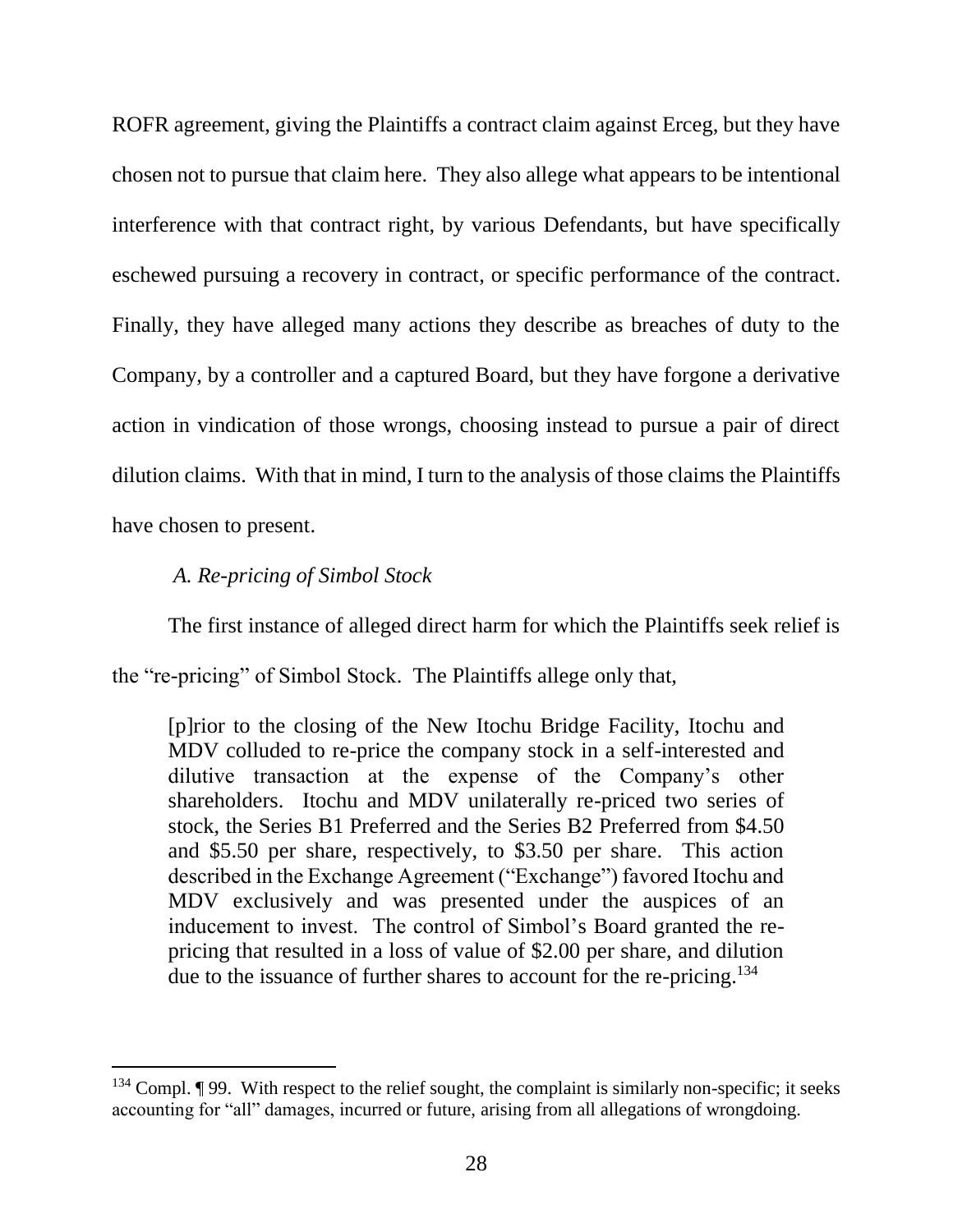ROFR agreement, giving the Plaintiffs a contract claim against Erceg, but they have chosen not to pursue that claim here. They also allege what appears to be intentional interference with that contract right, by various Defendants, but have specifically eschewed pursuing a recovery in contract, or specific performance of the contract. Finally, they have alleged many actions they describe as breaches of duty to the Company, by a controller and a captured Board, but they have forgone a derivative action in vindication of those wrongs, choosing instead to pursue a pair of direct dilution claims. With that in mind, I turn to the analysis of those claims the Plaintiffs have chosen to present.

### *A. Re-pricing of Simbol Stock*

The first instance of alleged direct harm for which the Plaintiffs seek relief is the "re-pricing" of Simbol Stock. The Plaintiffs allege only that,

> [p]rior to the closing of the New Itochu Bridge Facility, Itochu and MDV colluded to re-price the company stock in a self-interested and dilutive transaction at the expense of the Company's other shareholders. Itochu and MDV unilaterally re-priced two series of stock, the Series B1 Preferred and the Series B2 Preferred from $4.50 and $5.50 per share, respectively, to $3.50 per share. This action described in the Exchange Agreement ("Exchange") favored Itochu and MDV exclusively and was presented under the auspices of an inducement to invest. The control of Simbol's Board granted the re-pricing that resulted in a loss of value of $2.00 per share, and dilution due to the issuance of further shares to account for the re-pricing.[134]

---

[134] Compl. ¶ 99. With respect to the relief sought, the complaint is similarly non-specific; it seeks accounting for "all" damages, incurred or future, arising from all allegations of wrongdoing.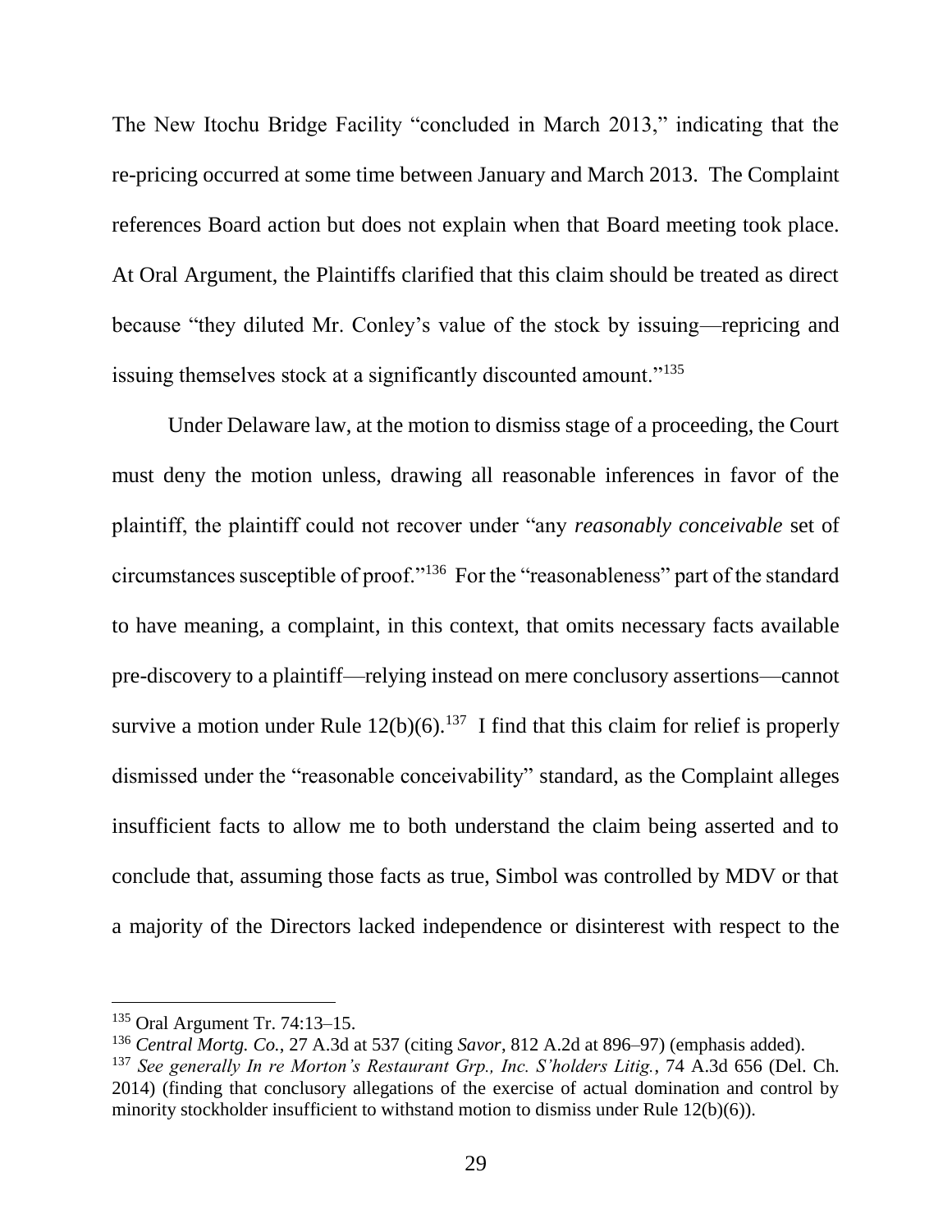The New Itochu Bridge Facility "concluded in March 2013," indicating that the re-pricing occurred at some time between January and March 2013. The Complaint references Board action but does not explain when that Board meeting took place. At Oral Argument, the Plaintiffs clarified that this claim should be treated as direct because "they diluted Mr. Conley's value of the stock by issuing—repricing and issuing themselves stock at a significantly discounted amount."[135]

Under Delaware law, at the motion to dismiss stage of a proceeding, the Court must deny the motion unless, drawing all reasonable inferences in favor of the plaintiff, the plaintiff could not recover under "any *reasonably conceivable* set of circumstances susceptible of proof."[136] For the "reasonableness" part of the standard to have meaning, a complaint, in this context, that omits necessary facts available pre-discovery to a plaintiff—relying instead on mere conclusory assertions—cannot survive a motion under Rule 12(b)(6).[137] I find that this claim for relief is properly dismissed under the "reasonable conceivability" standard, as the Complaint alleges insufficient facts to allow me to both understand the claim being asserted and to conclude that, assuming those facts as true, Simbol was controlled by MDV or that a majority of the Directors lacked independence or disinterest with respect to the

---

[135] Oral Argument Tr. 74:13–15.

[136] *Central Mortg. Co.*, 27 A.3d at 537 (citing *Savor*, 812 A.2d at 896–97) (emphasis added).

[137] *See generally In re Morton's Restaurant Grp., Inc. S'holders Litig.*, 74 A.3d 656 (Del. Ch. 2014) (finding that conclusory allegations of the exercise of actual domination and control by minority stockholder insufficient to withstand motion to dismiss under Rule 12(b)(6)).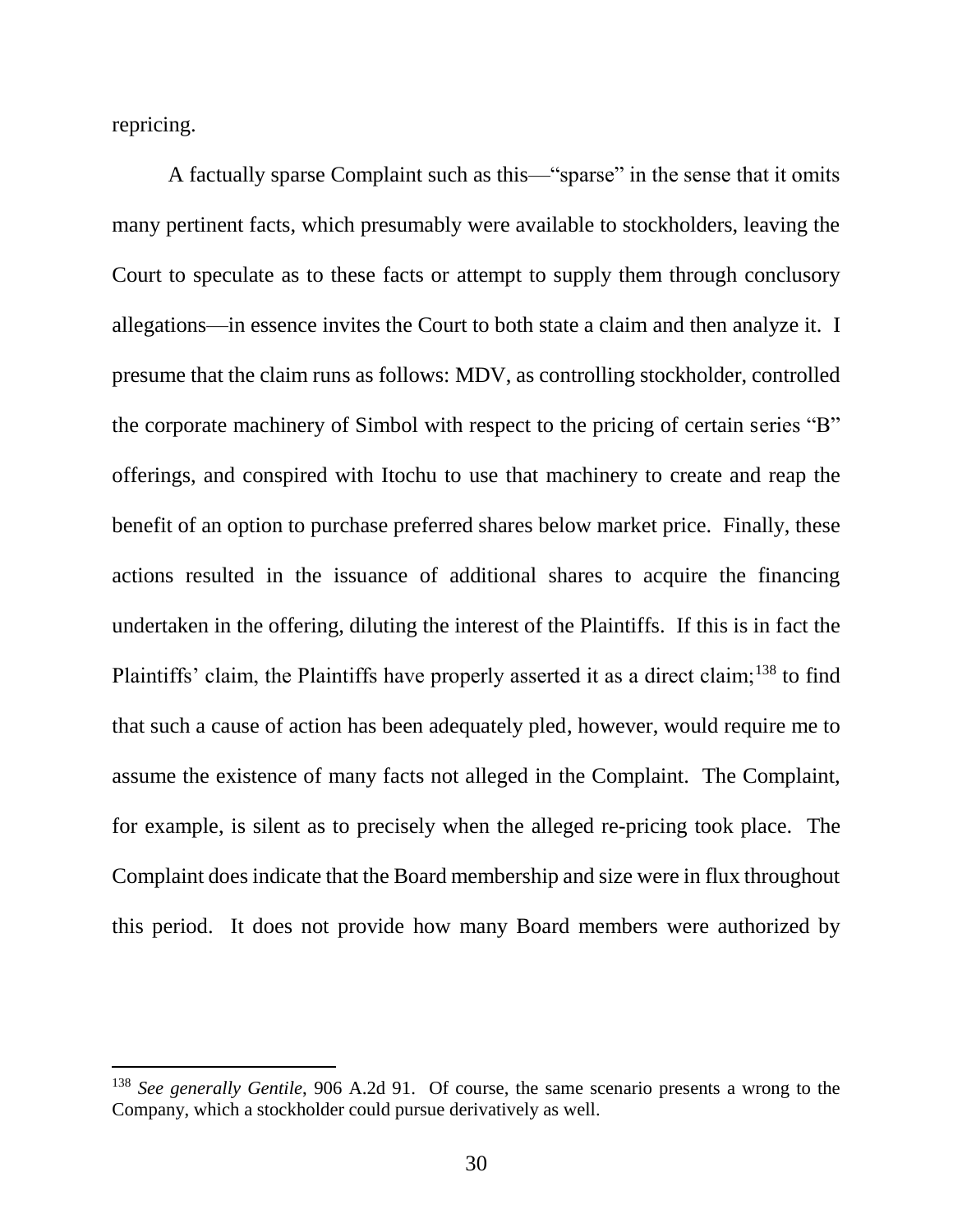repricing.

A factually sparse Complaint such as this—"sparse" in the sense that it omits many pertinent facts, which presumably were available to stockholders, leaving the Court to speculate as to these facts or attempt to supply them through conclusory allegations—in essence invites the Court to both state a claim and then analyze it. I presume that the claim runs as follows: MDV, as controlling stockholder, controlled the corporate machinery of Simbol with respect to the pricing of certain series "B" offerings, and conspired with Itochu to use that machinery to create and reap the benefit of an option to purchase preferred shares below market price. Finally, these actions resulted in the issuance of additional shares to acquire the financing undertaken in the offering, diluting the interest of the Plaintiffs. If this is in fact the Plaintiffs' claim, the Plaintiffs have properly asserted it as a direct claim;[138] to find that such a cause of action has been adequately pled, however, would require me to assume the existence of many facts not alleged in the Complaint. The Complaint, for example, is silent as to precisely when the alleged re-pricing took place. The Complaint does indicate that the Board membership and size were in flux throughout this period. It does not provide how many Board members were authorized by

[138] *See generally Gentile*, 906 A.2d 91. Of course, the same scenario presents a wrong to the Company, which a stockholder could pursue derivatively as well.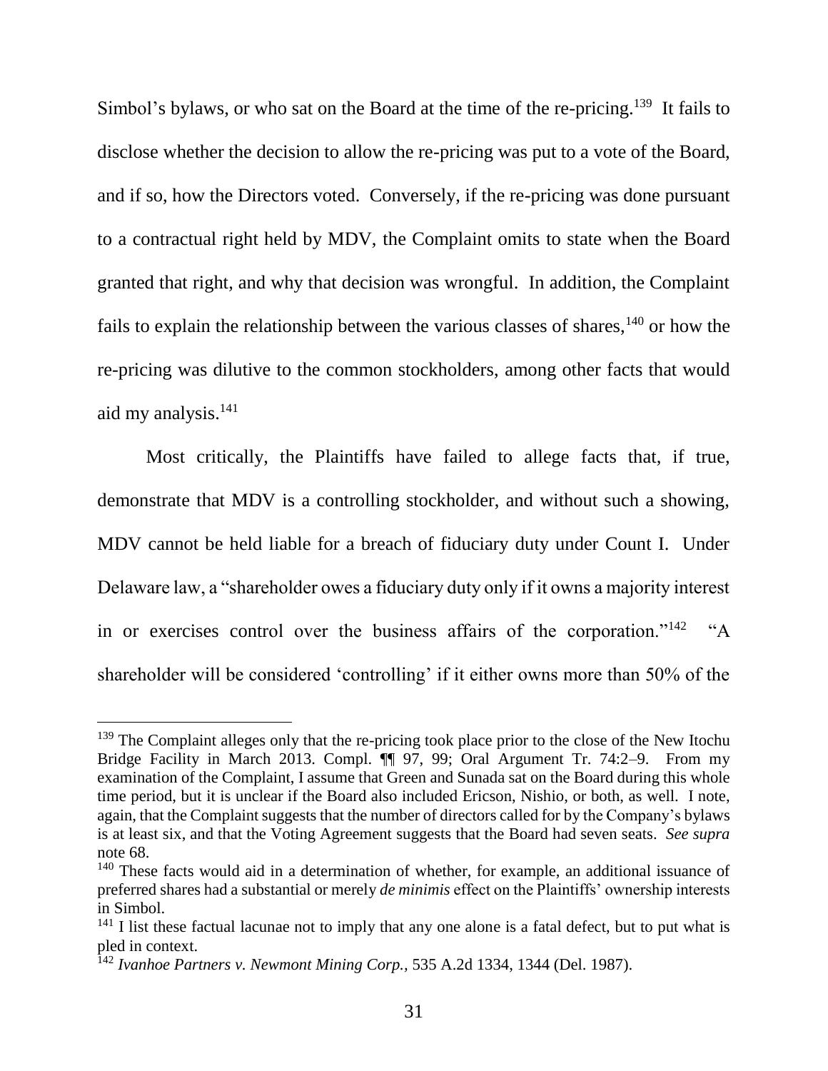Simbol's bylaws, or who sat on the Board at the time of the re-pricing.[139] It fails to disclose whether the decision to allow the re-pricing was put to a vote of the Board, and if so, how the Directors voted. Conversely, if the re-pricing was done pursuant to a contractual right held by MDV, the Complaint omits to state when the Board granted that right, and why that decision was wrongful. In addition, the Complaint fails to explain the relationship between the various classes of shares,[140] or how the re-pricing was dilutive to the common stockholders, among other facts that would aid my analysis.[141]

Most critically, the Plaintiffs have failed to allege facts that, if true, demonstrate that MDV is a controlling stockholder, and without such a showing, MDV cannot be held liable for a breach of fiduciary duty under Count I. Under Delaware law, a "shareholder owes a fiduciary duty only if it owns a majority interest in or exercises control over the business affairs of the corporation."[142] "A shareholder will be considered 'controlling' if it either owns more than 50% of the

---

[139] The Complaint alleges only that the re-pricing took place prior to the close of the New Itochu Bridge Facility in March 2013. Compl. ¶¶ 97, 99; Oral Argument Tr. 74:2–9. From my examination of the Complaint, I assume that Green and Sunada sat on the Board during this whole time period, but it is unclear if the Board also included Ericson, Nishio, or both, as well. I note, again, that the Complaint suggests that the number of directors called for by the Company's bylaws is at least six, and that the Voting Agreement suggests that the Board had seven seats. *See supra* note 68.

[140] These facts would aid in a determination of whether, for example, an additional issuance of preferred shares had a substantial or merely *de minimis* effect on the Plaintiffs' ownership interests in Simbol.

[141] I list these factual lacunae not to imply that any one alone is a fatal defect, but to put what is pled in context.

[142] *Ivanhoe Partners v. Newmont Mining Corp.*, 535 A.2d 1334, 1344 (Del. 1987).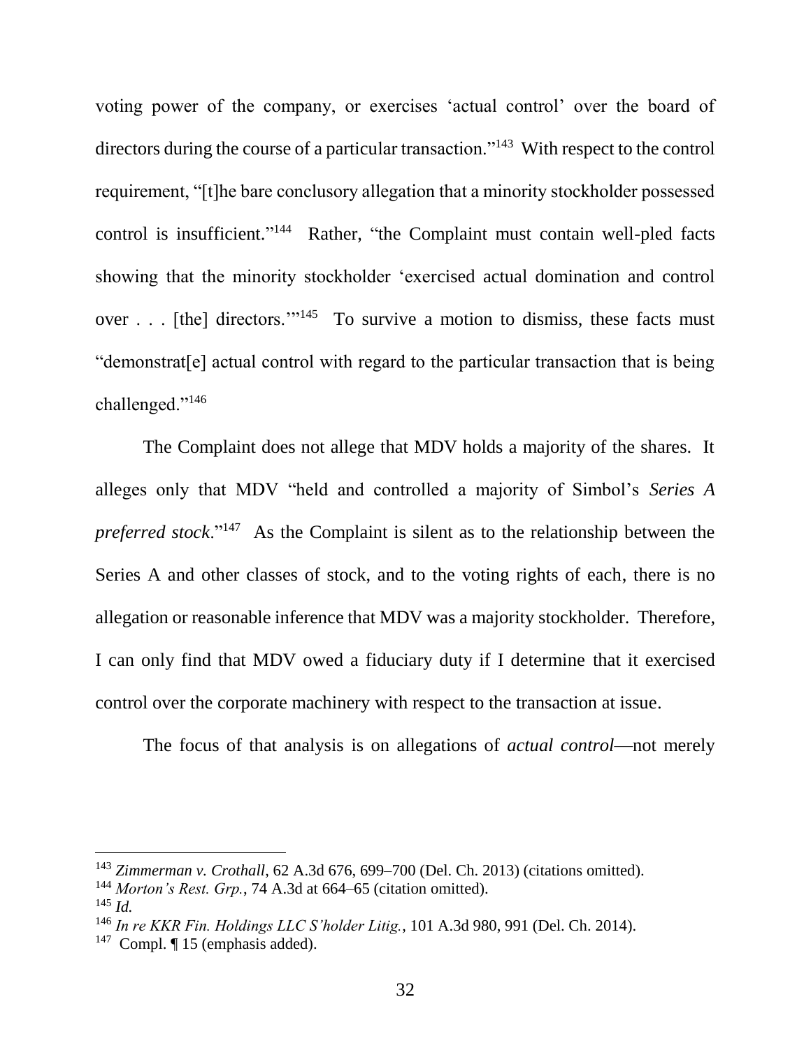voting power of the company, or exercises 'actual control' over the board of directors during the course of a particular transaction."[143] With respect to the control requirement, "[t]he bare conclusory allegation that a minority stockholder possessed control is insufficient."[144] Rather, "the Complaint must contain well-pled facts showing that the minority stockholder 'exercised actual domination and control over . . . [the] directors.'"[145] To survive a motion to dismiss, these facts must "demonstrat[e] actual control with regard to the particular transaction that is being challenged."[146]

The Complaint does not allege that MDV holds a majority of the shares. It alleges only that MDV "held and controlled a majority of Simbol's *Series A preferred stock*."[147] As the Complaint is silent as to the relationship between the Series A and other classes of stock, and to the voting rights of each, there is no allegation or reasonable inference that MDV was a majority stockholder. Therefore, I can only find that MDV owed a fiduciary duty if I determine that it exercised control over the corporate machinery with respect to the transaction at issue.

The focus of that analysis is on allegations of *actual control*—not merely

---

[143] *Zimmerman v. Crothall*, 62 A.3d 676, 699–700 (Del. Ch. 2013) (citations omitted).

[144] *Morton's Rest. Grp.*, 74 A.3d at 664–65 (citation omitted).

[145] *Id.*

[146] *In re KKR Fin. Holdings LLC S'holder Litig.*, 101 A.3d 980, 991 (Del. Ch. 2014).

[147] Compl. ¶ 15 (emphasis added).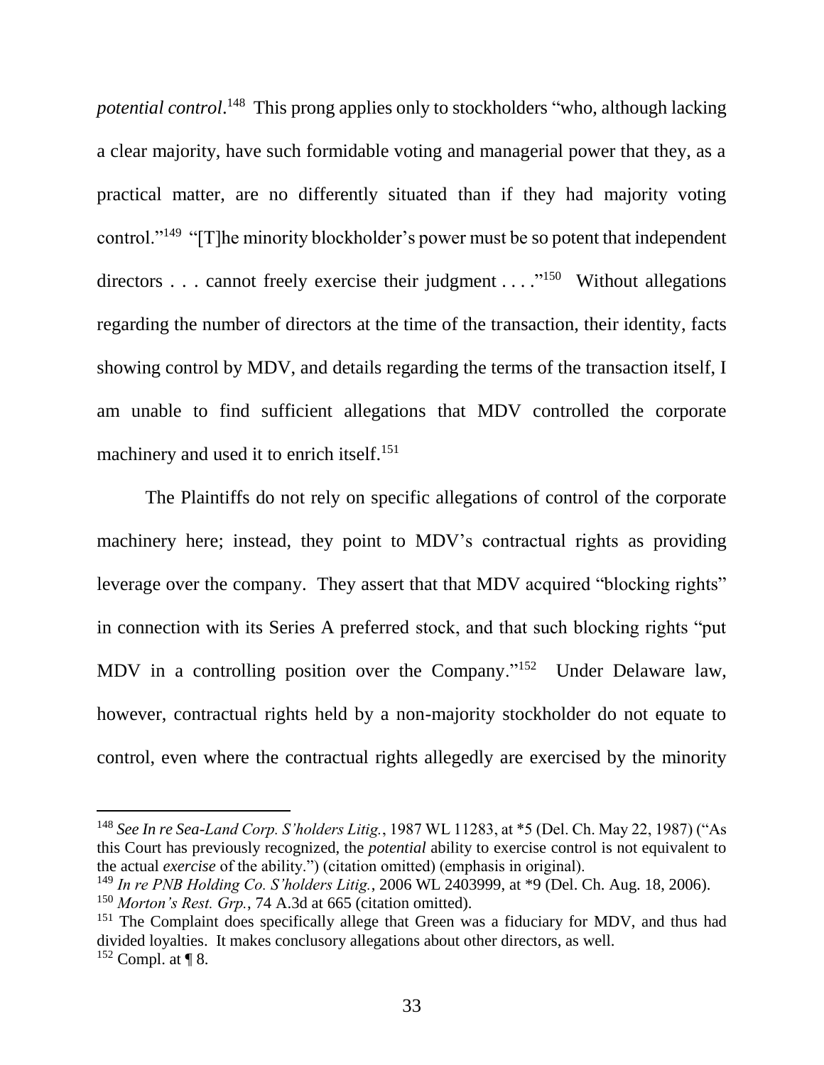*potential control*.[148] This prong applies only to stockholders "who, although lacking a clear majority, have such formidable voting and managerial power that they, as a practical matter, are no differently situated than if they had majority voting control."[149] "[T]he minority blockholder's power must be so potent that independent directors . . . cannot freely exercise their judgment . . . ."[150] Without allegations regarding the number of directors at the time of the transaction, their identity, facts showing control by MDV, and details regarding the terms of the transaction itself, I am unable to find sufficient allegations that MDV controlled the corporate machinery and used it to enrich itself.[151]

The Plaintiffs do not rely on specific allegations of control of the corporate machinery here; instead, they point to MDV's contractual rights as providing leverage over the company. They assert that that MDV acquired "blocking rights" in connection with its Series A preferred stock, and that such blocking rights "put MDV in a controlling position over the Company."[152] Under Delaware law, however, contractual rights held by a non-majority stockholder do not equate to control, even where the contractual rights allegedly are exercised by the minority

---

[148] *See In re Sea-Land Corp. S'holders Litig.*, 1987 WL 11283, at *5 (Del. Ch. May 22, 1987) ("As this Court has previously recognized, the *potential* ability to exercise control is not equivalent to the actual *exercise* of the ability.") (citation omitted) (emphasis in original).

[149] *In re PNB Holding Co. S'holders Litig.*, 2006 WL 2403999, at *9 (Del. Ch. Aug. 18, 2006).

[150] *Morton's Rest. Grp.*, 74 A.3d at 665 (citation omitted).

[151] The Complaint does specifically allege that Green was a fiduciary for MDV, and thus had divided loyalties. It makes conclusory allegations about other directors, as well.

[152] Compl. at ¶ 8.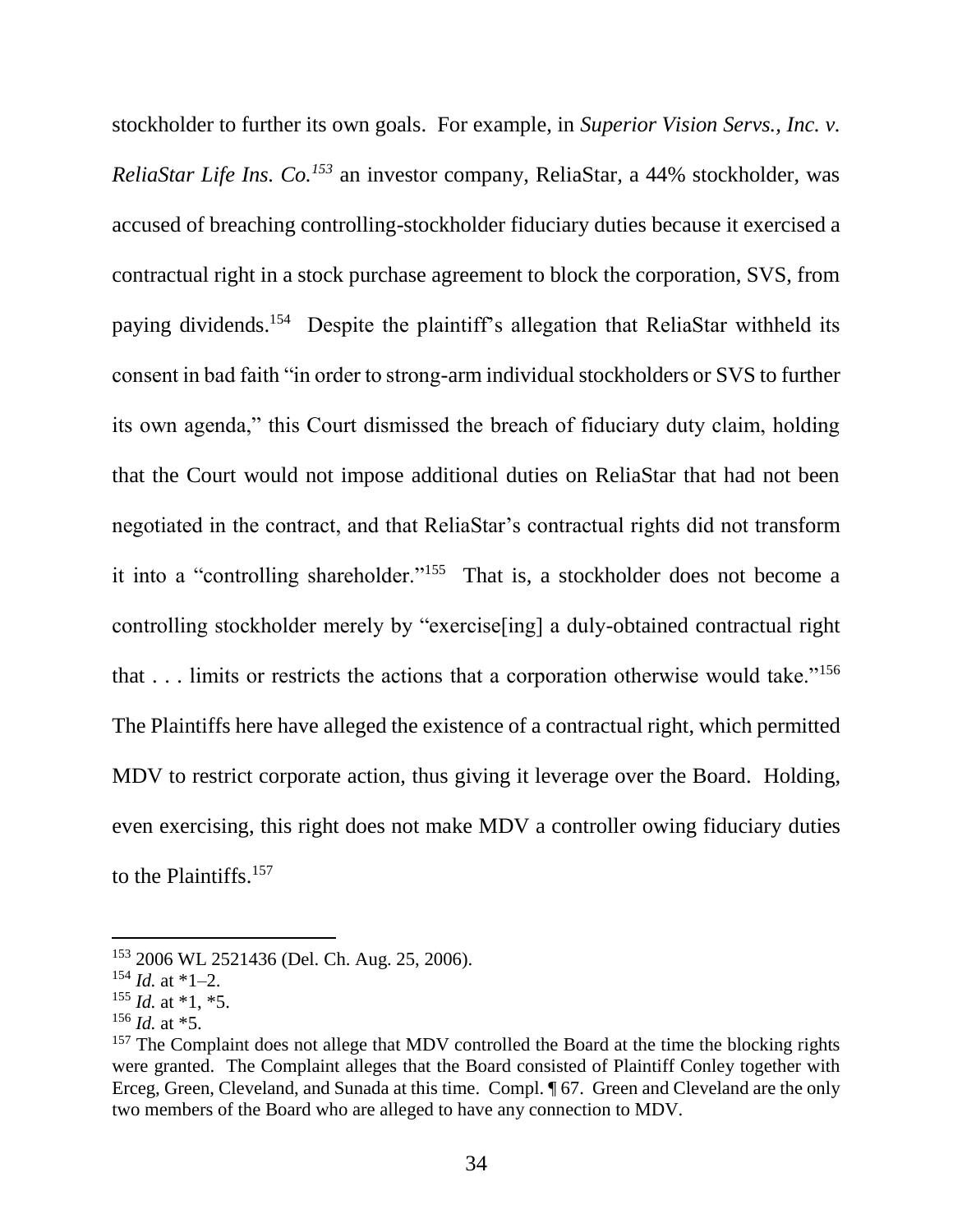stockholder to further its own goals. For example, in *Superior Vision Servs., Inc. v. ReliaStar Life Ins. Co.*[153] an investor company, ReliaStar, a 44% stockholder, was accused of breaching controlling-stockholder fiduciary duties because it exercised a contractual right in a stock purchase agreement to block the corporation, SVS, from paying dividends.[154] Despite the plaintiff's allegation that ReliaStar withheld its consent in bad faith "in order to strong-arm individual stockholders or SVS to further its own agenda," this Court dismissed the breach of fiduciary duty claim, holding that the Court would not impose additional duties on ReliaStar that had not been negotiated in the contract, and that ReliaStar's contractual rights did not transform it into a "controlling shareholder."[155] That is, a stockholder does not become a controlling stockholder merely by "exercise[ing] a duly-obtained contractual right that . . . limits or restricts the actions that a corporation otherwise would take."[156] The Plaintiffs here have alleged the existence of a contractual right, which permitted MDV to restrict corporate action, thus giving it leverage over the Board. Holding, even exercising, this right does not make MDV a controller owing fiduciary duties to the Plaintiffs.[157]

---

[153] 2006 WL 2521436 (Del. Ch. Aug. 25, 2006).

[154] *Id.* at *1–2.

[155] *Id.* at *1, *5.

[156] *Id.* at *5.

[157] The Complaint does not allege that MDV controlled the Board at the time the blocking rights were granted. The Complaint alleges that the Board consisted of Plaintiff Conley together with Erceg, Green, Cleveland, and Sunada at this time. Compl. ¶ 67. Green and Cleveland are the only two members of the Board who are alleged to have any connection to MDV.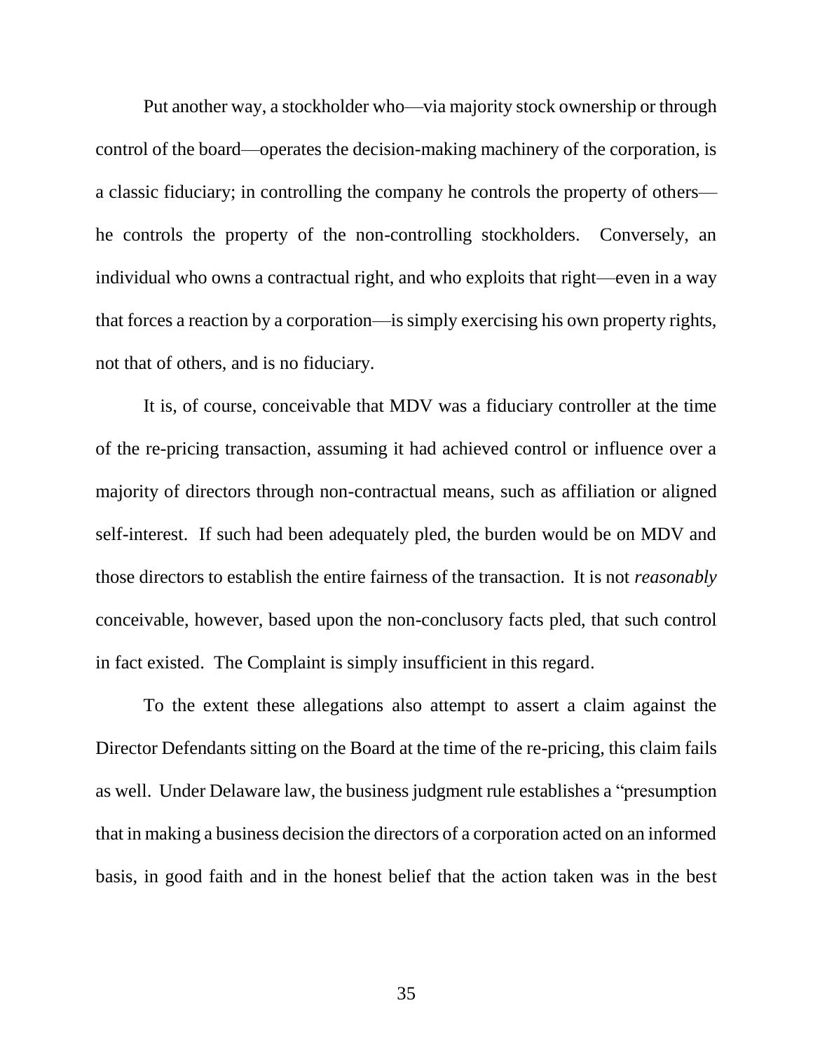Put another way, a stockholder who—via majority stock ownership or through control of the board—operates the decision-making machinery of the corporation, is a classic fiduciary; in controlling the company he controls the property of others—he controls the property of the non-controlling stockholders. Conversely, an individual who owns a contractual right, and who exploits that right—even in a way that forces a reaction by a corporation—is simply exercising his own property rights, not that of others, and is no fiduciary.

It is, of course, conceivable that MDV was a fiduciary controller at the time of the re-pricing transaction, assuming it had achieved control or influence over a majority of directors through non-contractual means, such as affiliation or aligned self-interest. If such had been adequately pled, the burden would be on MDV and those directors to establish the entire fairness of the transaction. It is not *reasonably* conceivable, however, based upon the non-conclusory facts pled, that such control in fact existed. The Complaint is simply insufficient in this regard.

To the extent these allegations also attempt to assert a claim against the Director Defendants sitting on the Board at the time of the re-pricing, this claim fails as well. Under Delaware law, the business judgment rule establishes a "presumption that in making a business decision the directors of a corporation acted on an informed basis, in good faith and in the honest belief that the action taken was in the best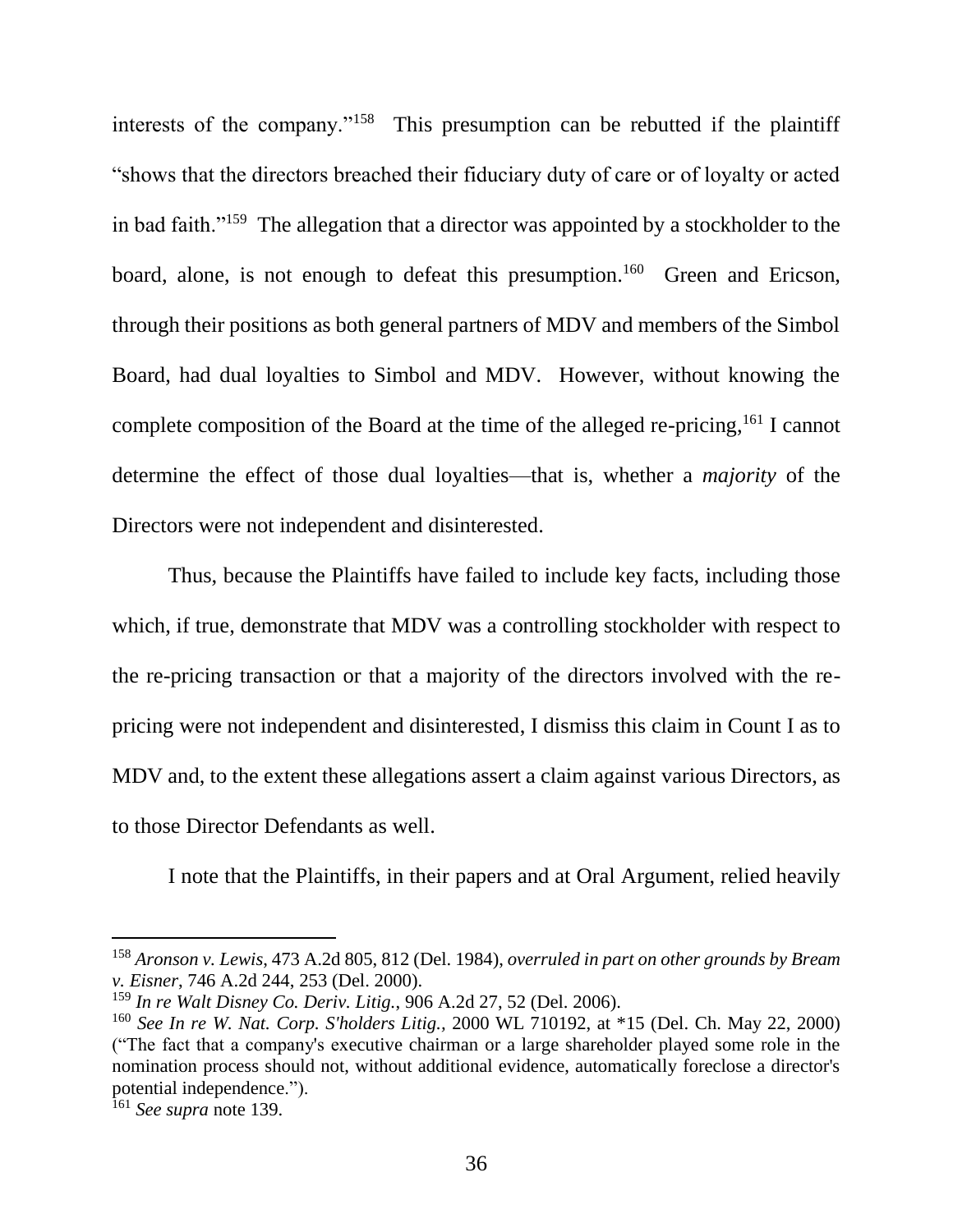interests of the company."[158] This presumption can be rebutted if the plaintiff "shows that the directors breached their fiduciary duty of care or of loyalty or acted in bad faith."[159] The allegation that a director was appointed by a stockholder to the board, alone, is not enough to defeat this presumption.[160] Green and Ericson, through their positions as both general partners of MDV and members of the Simbol Board, had dual loyalties to Simbol and MDV. However, without knowing the complete composition of the Board at the time of the alleged re-pricing,[161] I cannot determine the effect of those dual loyalties—that is, whether a *majority* of the Directors were not independent and disinterested.

Thus, because the Plaintiffs have failed to include key facts, including those which, if true, demonstrate that MDV was a controlling stockholder with respect to the re-pricing transaction or that a majority of the directors involved with the re-pricing were not independent and disinterested, I dismiss this claim in Count I as to MDV and, to the extent these allegations assert a claim against various Directors, as to those Director Defendants as well.

I note that the Plaintiffs, in their papers and at Oral Argument, relied heavily

---

[158] *Aronson v. Lewis*, 473 A.2d 805, 812 (Del. 1984), *overruled in part on other grounds by Bream v. Eisner*, 746 A.2d 244, 253 (Del. 2000).

[159] *In re Walt Disney Co. Deriv. Litig.*, 906 A.2d 27, 52 (Del. 2006).

[160] *See In re W. Nat. Corp. S'holders Litig.*, 2000 WL 710192, at *15 (Del. Ch. May 22, 2000) ("The fact that a company's executive chairman or a large shareholder played some role in the nomination process should not, without additional evidence, automatically foreclose a director's potential independence.").

[161] *See supra* note 139.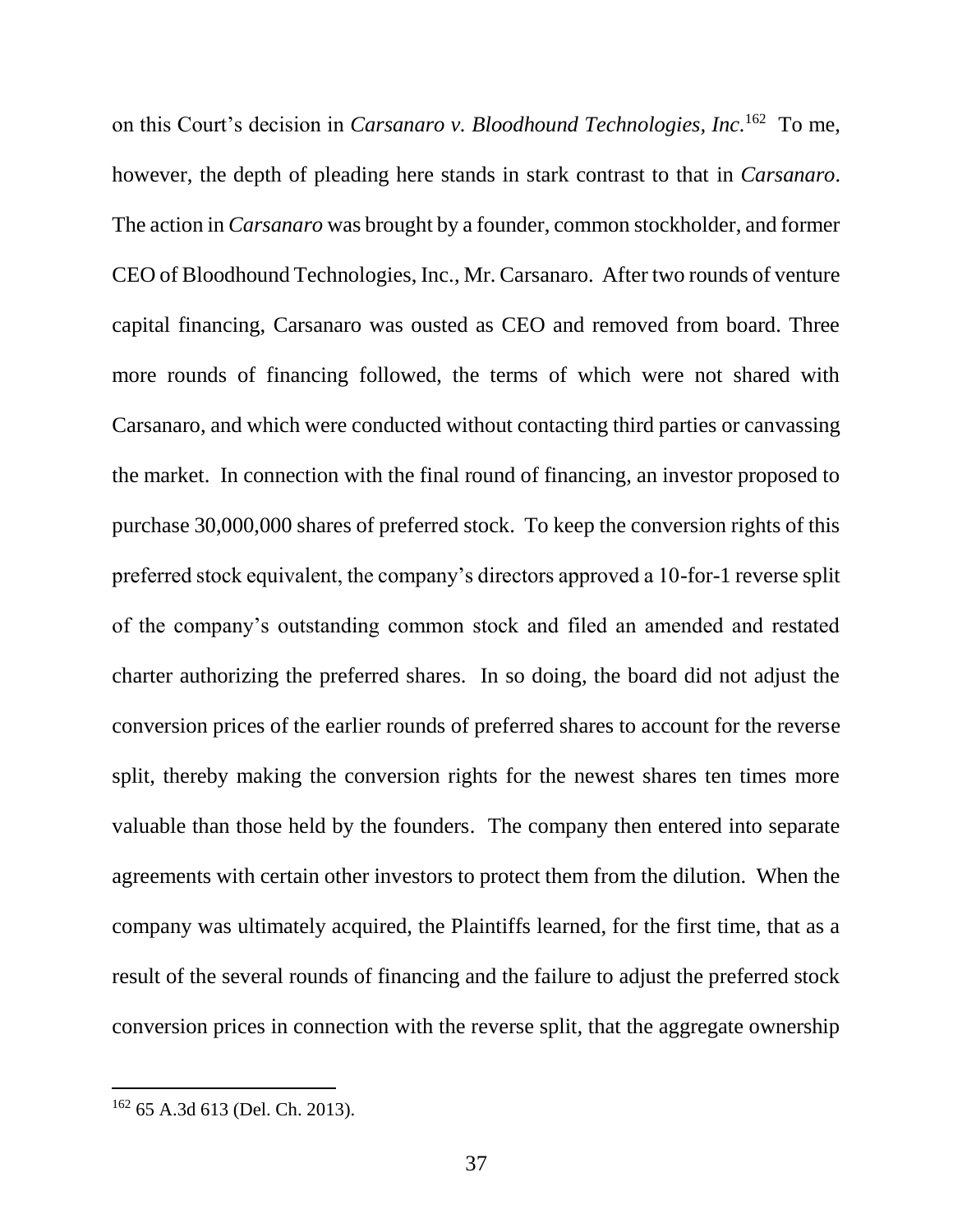on this Court's decision in *Carsanaro v. Bloodhound Technologies, Inc.*[162] To me, however, the depth of pleading here stands in stark contrast to that in *Carsanaro*. The action in *Carsanaro* was brought by a founder, common stockholder, and former CEO of Bloodhound Technologies, Inc., Mr. Carsanaro. After two rounds of venture capital financing, Carsanaro was ousted as CEO and removed from board. Three more rounds of financing followed, the terms of which were not shared with Carsanaro, and which were conducted without contacting third parties or canvassing the market. In connection with the final round of financing, an investor proposed to purchase 30,000,000 shares of preferred stock. To keep the conversion rights of this preferred stock equivalent, the company's directors approved a 10-for-1 reverse split of the company's outstanding common stock and filed an amended and restated charter authorizing the preferred shares. In so doing, the board did not adjust the conversion prices of the earlier rounds of preferred shares to account for the reverse split, thereby making the conversion rights for the newest shares ten times more valuable than those held by the founders. The company then entered into separate agreements with certain other investors to protect them from the dilution. When the company was ultimately acquired, the Plaintiffs learned, for the first time, that as a result of the several rounds of financing and the failure to adjust the preferred stock conversion prices in connection with the reverse split, that the aggregate ownership

---

[162] 65 A.3d 613 (Del. Ch. 2013).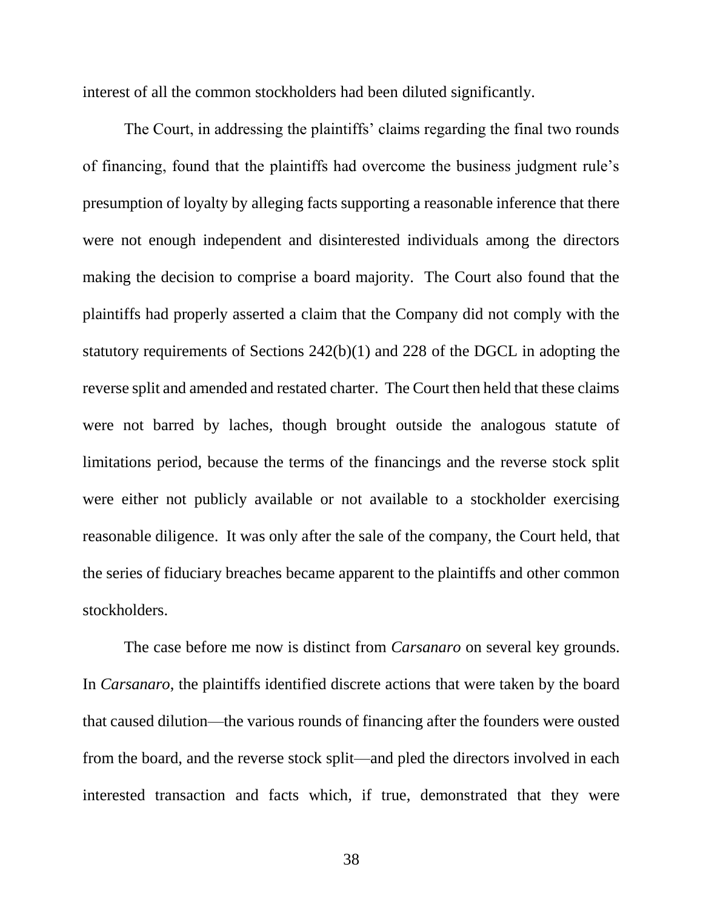interest of all the common stockholders had been diluted significantly.

The Court, in addressing the plaintiffs' claims regarding the final two rounds of financing, found that the plaintiffs had overcome the business judgment rule's presumption of loyalty by alleging facts supporting a reasonable inference that there were not enough independent and disinterested individuals among the directors making the decision to comprise a board majority. The Court also found that the plaintiffs had properly asserted a claim that the Company did not comply with the statutory requirements of Sections 242(b)(1) and 228 of the DGCL in adopting the reverse split and amended and restated charter. The Court then held that these claims were not barred by laches, though brought outside the analogous statute of limitations period, because the terms of the financings and the reverse stock split were either not publicly available or not available to a stockholder exercising reasonable diligence. It was only after the sale of the company, the Court held, that the series of fiduciary breaches became apparent to the plaintiffs and other common stockholders.

The case before me now is distinct from *Carsanaro* on several key grounds. In *Carsanaro*, the plaintiffs identified discrete actions that were taken by the board that caused dilution—the various rounds of financing after the founders were ousted from the board, and the reverse stock split—and pled the directors involved in each interested transaction and facts which, if true, demonstrated that they were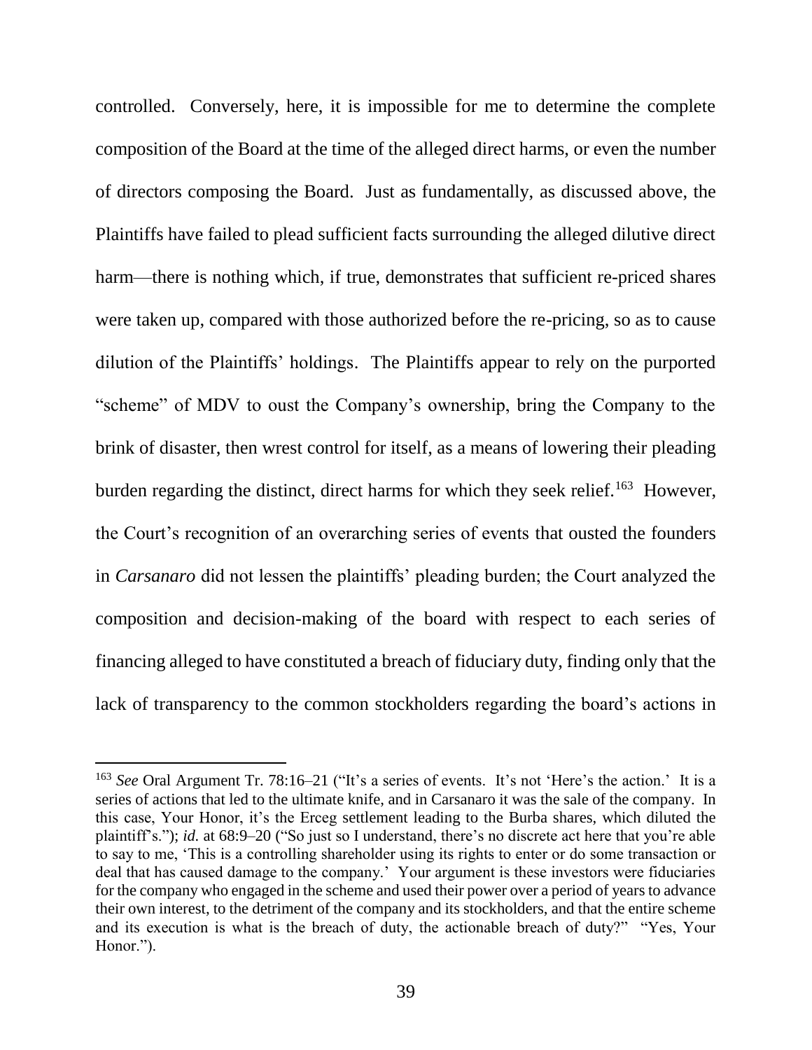controlled. Conversely, here, it is impossible for me to determine the complete composition of the Board at the time of the alleged direct harms, or even the number of directors composing the Board. Just as fundamentally, as discussed above, the Plaintiffs have failed to plead sufficient facts surrounding the alleged dilutive direct harm—there is nothing which, if true, demonstrates that sufficient re-priced shares were taken up, compared with those authorized before the re-pricing, so as to cause dilution of the Plaintiffs' holdings. The Plaintiffs appear to rely on the purported "scheme" of MDV to oust the Company's ownership, bring the Company to the brink of disaster, then wrest control for itself, as a means of lowering their pleading burden regarding the distinct, direct harms for which they seek relief.[163] However, the Court's recognition of an overarching series of events that ousted the founders in *Carsanaro* did not lessen the plaintiffs' pleading burden; the Court analyzed the composition and decision-making of the board with respect to each series of financing alleged to have constituted a breach of fiduciary duty, finding only that the lack of transparency to the common stockholders regarding the board's actions in

[163] *See* Oral Argument Tr. 78:16–21 ("It's a series of events. It's not 'Here's the action.' It is a series of actions that led to the ultimate knife, and in Carsanaro it was the sale of the company. In this case, Your Honor, it's the Erceg settlement leading to the Burba shares, which diluted the plaintiff's."); *id.* at 68:9–20 ("So just so I understand, there's no discrete act here that you're able to say to me, 'This is a controlling shareholder using its rights to enter or do some transaction or deal that has caused damage to the company.' Your argument is these investors were fiduciaries for the company who engaged in the scheme and used their power over a period of years to advance their own interest, to the detriment of the company and its stockholders, and that the entire scheme and its execution is what is the breach of duty, the actionable breach of duty?" "Yes, Your Honor.").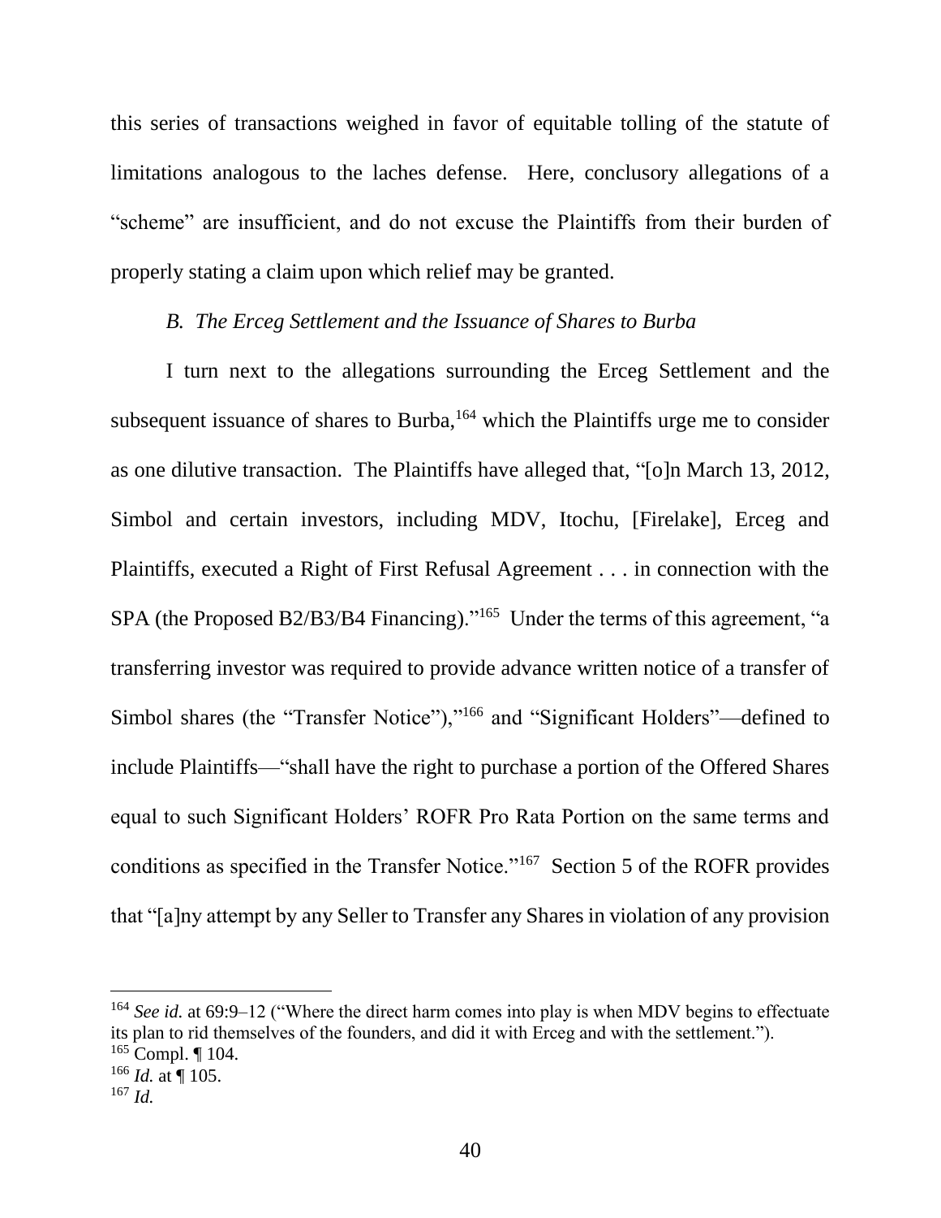this series of transactions weighed in favor of equitable tolling of the statute of limitations analogous to the laches defense. Here, conclusory allegations of a "scheme" are insufficient, and do not excuse the Plaintiffs from their burden of properly stating a claim upon which relief may be granted.

*B. The Erceg Settlement and the Issuance of Shares to Burba*

I turn next to the allegations surrounding the Erceg Settlement and the subsequent issuance of shares to Burba,[164] which the Plaintiffs urge me to consider as one dilutive transaction. The Plaintiffs have alleged that, "[o]n March 13, 2012, Simbol and certain investors, including MDV, Itochu, [Firelake], Erceg and Plaintiffs, executed a Right of First Refusal Agreement . . . in connection with the SPA (the Proposed B2/B3/B4 Financing)."[165] Under the terms of this agreement, "a transferring investor was required to provide advance written notice of a transfer of Simbol shares (the "Transfer Notice"),"[166] and "Significant Holders"—defined to include Plaintiffs—"shall have the right to purchase a portion of the Offered Shares equal to such Significant Holders' ROFR Pro Rata Portion on the same terms and conditions as specified in the Transfer Notice."[167] Section 5 of the ROFR provides that "[a]ny attempt by any Seller to Transfer any Shares in violation of any provision

---

[164] *See id.* at 69:9–12 ("Where the direct harm comes into play is when MDV begins to effectuate its plan to rid themselves of the founders, and did it with Erceg and with the settlement.").

[165] Compl. ¶ 104.

[166] *Id.* at ¶ 105.

[167] *Id.*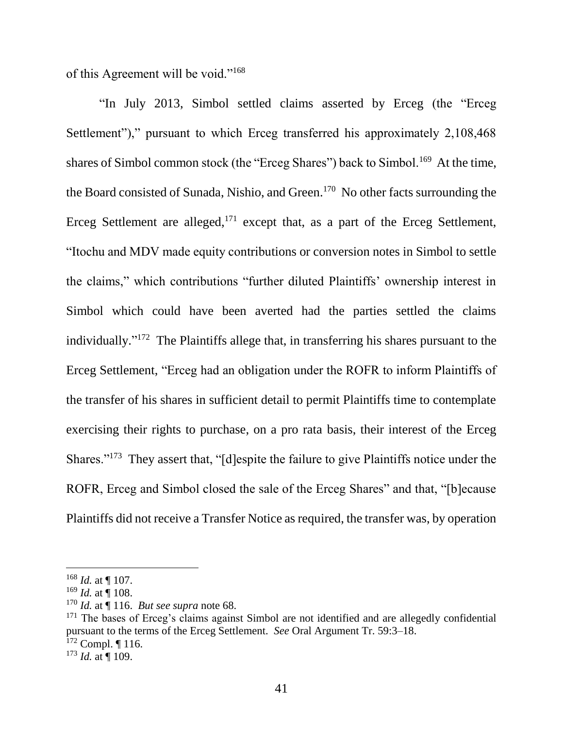of this Agreement will be void."[168]

"In July 2013, Simbol settled claims asserted by Erceg (the "Erceg Settlement")," pursuant to which Erceg transferred his approximately 2,108,468 shares of Simbol common stock (the "Erceg Shares") back to Simbol.[169] At the time, the Board consisted of Sunada, Nishio, and Green.[170] No other facts surrounding the Erceg Settlement are alleged,[171] except that, as a part of the Erceg Settlement, "Itochu and MDV made equity contributions or conversion notes in Simbol to settle the claims," which contributions "further diluted Plaintiffs' ownership interest in Simbol which could have been averted had the parties settled the claims individually."[172] The Plaintiffs allege that, in transferring his shares pursuant to the Erceg Settlement, "Erceg had an obligation under the ROFR to inform Plaintiffs of the transfer of his shares in sufficient detail to permit Plaintiffs time to contemplate exercising their rights to purchase, on a pro rata basis, their interest of the Erceg Shares."[173] They assert that, "[d]espite the failure to give Plaintiffs notice under the ROFR, Erceg and Simbol closed the sale of the Erceg Shares" and that, "[b]ecause Plaintiffs did not receive a Transfer Notice as required, the transfer was, by operation

---

[168] *Id.* at ¶ 107.

[169] *Id.* at ¶ 108.

[170] *Id.* at ¶ 116. *But see supra* note 68.

[171] The bases of Erceg's claims against Simbol are not identified and are allegedly confidential pursuant to the terms of the Erceg Settlement. *See* Oral Argument Tr. 59:3–18.

[172] Compl. ¶ 116.

[173] *Id.* at ¶ 109.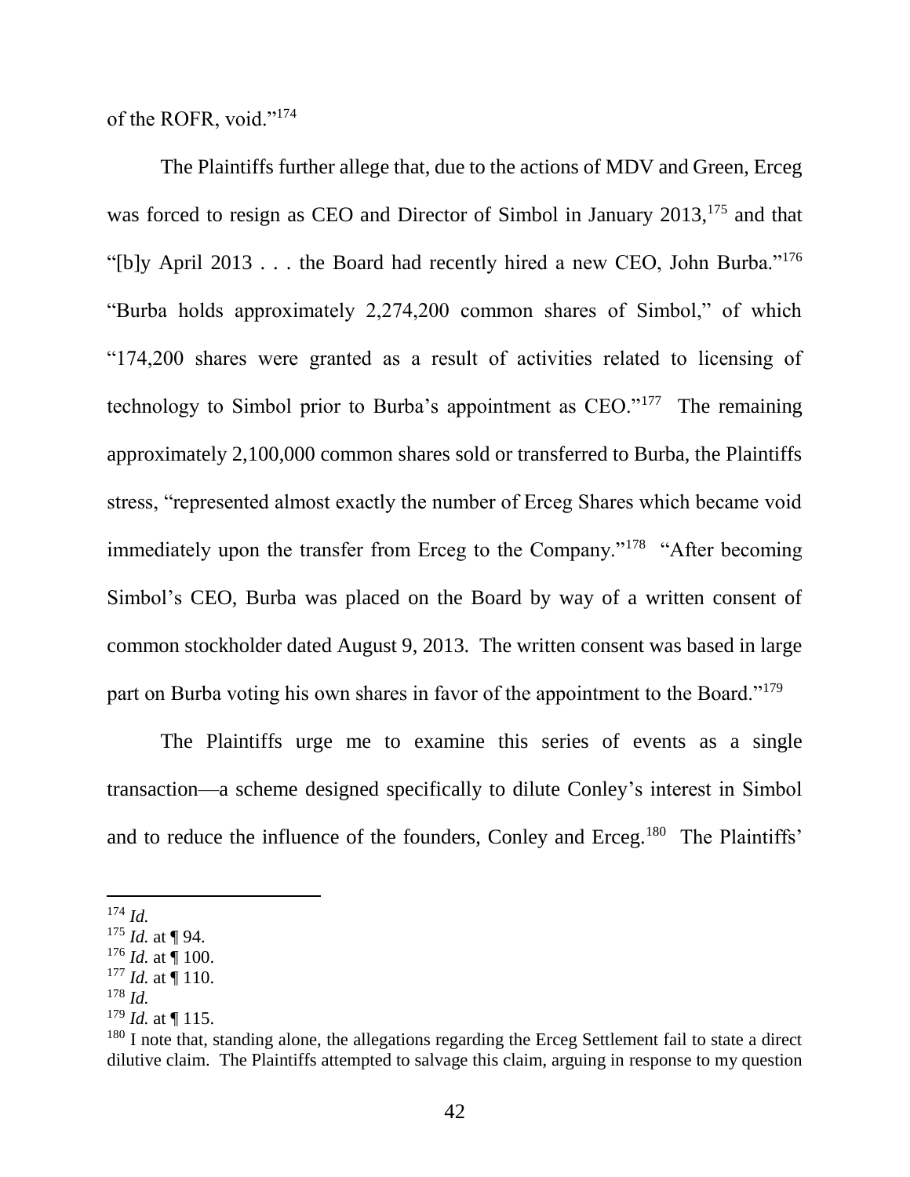of the ROFR, void."[174]

The Plaintiffs further allege that, due to the actions of MDV and Green, Erceg was forced to resign as CEO and Director of Simbol in January 2013,[175] and that "[b]y April 2013 . . . the Board had recently hired a new CEO, John Burba."[176] "Burba holds approximately 2,274,200 common shares of Simbol," of which "174,200 shares were granted as a result of activities related to licensing of technology to Simbol prior to Burba's appointment as CEO."[177] The remaining approximately 2,100,000 common shares sold or transferred to Burba, the Plaintiffs stress, "represented almost exactly the number of Erceg Shares which became void immediately upon the transfer from Erceg to the Company."[178] "After becoming Simbol's CEO, Burba was placed on the Board by way of a written consent of common stockholder dated August 9, 2013. The written consent was based in large part on Burba voting his own shares in favor of the appointment to the Board."[179]

The Plaintiffs urge me to examine this series of events as a single transaction—a scheme designed specifically to dilute Conley's interest in Simbol and to reduce the influence of the founders, Conley and Erceg.[180] The Plaintiffs'

---

[174] *Id.*

[175] *Id.* at ¶ 94.

[176] *Id.* at ¶ 100.

[177] *Id.* at ¶ 110.

[178] *Id.*

[179] *Id.* at ¶ 115.

[180] I note that, standing alone, the allegations regarding the Erceg Settlement fail to state a direct dilutive claim. The Plaintiffs attempted to salvage this claim, arguing in response to my question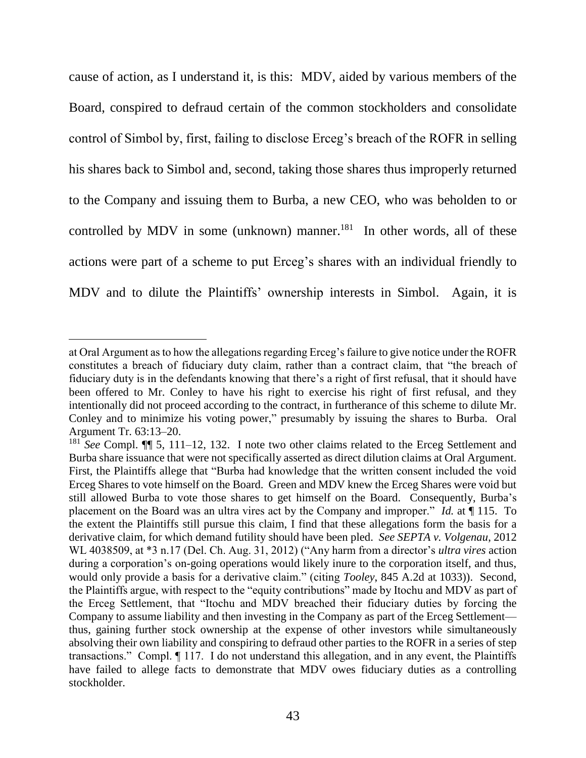cause of action, as I understand it, is this: MDV, aided by various members of the Board, conspired to defraud certain of the common stockholders and consolidate control of Simbol by, first, failing to disclose Erceg's breach of the ROFR in selling his shares back to Simbol and, second, taking those shares thus improperly returned to the Company and issuing them to Burba, a new CEO, who was beholden to or controlled by MDV in some (unknown) manner.[181] In other words, all of these actions were part of a scheme to put Erceg's shares with an individual friendly to MDV and to dilute the Plaintiffs' ownership interests in Simbol. Again, it is

---

at Oral Argument as to how the allegations regarding Erceg's failure to give notice under the ROFR constitutes a breach of fiduciary duty claim, rather than a contract claim, that "the breach of fiduciary duty is in the defendants knowing that there's a right of first refusal, that it should have been offered to Mr. Conley to have his right to exercise his right of first refusal, and they intentionally did not proceed according to the contract, in furtherance of this scheme to dilute Mr. Conley and to minimize his voting power," presumably by issuing the shares to Burba. Oral Argument Tr. 63:13–20.

[181] *See* Compl. ¶¶ 5, 111–12, 132. I note two other claims related to the Erceg Settlement and Burba share issuance that were not specifically asserted as direct dilution claims at Oral Argument. First, the Plaintiffs allege that "Burba had knowledge that the written consent included the void Erceg Shares to vote himself on the Board. Green and MDV knew the Erceg Shares were void but still allowed Burba to vote those shares to get himself on the Board. Consequently, Burba's placement on the Board was an ultra vires act by the Company and improper." *Id.* at ¶ 115. To the extent the Plaintiffs still pursue this claim, I find that these allegations form the basis for a derivative claim, for which demand futility should have been pled. *See SEPTA v. Volgenau*, 2012 WL 4038509, at *3 n.17 (Del. Ch. Aug. 31, 2012) ("Any harm from a director's *ultra vires* action during a corporation's on-going operations would likely inure to the corporation itself, and thus, would only provide a basis for a derivative claim." (citing *Tooley*, 845 A.2d at 1033)). Second, the Plaintiffs argue, with respect to the "equity contributions" made by Itochu and MDV as part of the Erceg Settlement, that "Itochu and MDV breached their fiduciary duties by forcing the Company to assume liability and then investing in the Company as part of the Erceg Settlement—thus, gaining further stock ownership at the expense of other investors while simultaneously absolving their own liability and conspiring to defraud other parties to the ROFR in a series of step transactions." Compl. ¶ 117. I do not understand this allegation, and in any event, the Plaintiffs have failed to allege facts to demonstrate that MDV owes fiduciary duties as a controlling stockholder.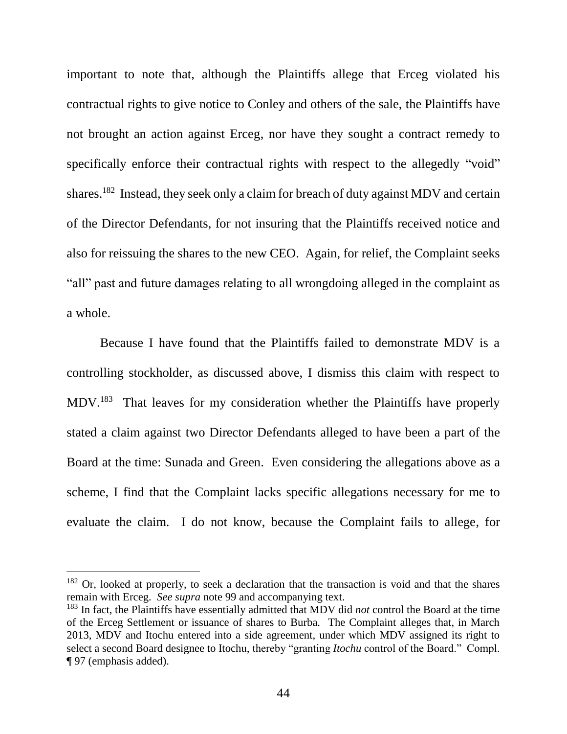important to note that, although the Plaintiffs allege that Erceg violated his contractual rights to give notice to Conley and others of the sale, the Plaintiffs have not brought an action against Erceg, nor have they sought a contract remedy to specifically enforce their contractual rights with respect to the allegedly "void" shares.[182] Instead, they seek only a claim for breach of duty against MDV and certain of the Director Defendants, for not insuring that the Plaintiffs received notice and also for reissuing the shares to the new CEO. Again, for relief, the Complaint seeks "all" past and future damages relating to all wrongdoing alleged in the complaint as a whole.

Because I have found that the Plaintiffs failed to demonstrate MDV is a controlling stockholder, as discussed above, I dismiss this claim with respect to MDV.[183] That leaves for my consideration whether the Plaintiffs have properly stated a claim against two Director Defendants alleged to have been a part of the Board at the time: Sunada and Green. Even considering the allegations above as a scheme, I find that the Complaint lacks specific allegations necessary for me to evaluate the claim. I do not know, because the Complaint fails to allege, for

---

[182] Or, looked at properly, to seek a declaration that the transaction is void and that the shares remain with Erceg. *See supra* note 99 and accompanying text.

[183] In fact, the Plaintiffs have essentially admitted that MDV did *not* control the Board at the time of the Erceg Settlement or issuance of shares to Burba. The Complaint alleges that, in March 2013, MDV and Itochu entered into a side agreement, under which MDV assigned its right to select a second Board designee to Itochu, thereby "granting *Itochu* control of the Board." Compl. ¶ 97 (emphasis added).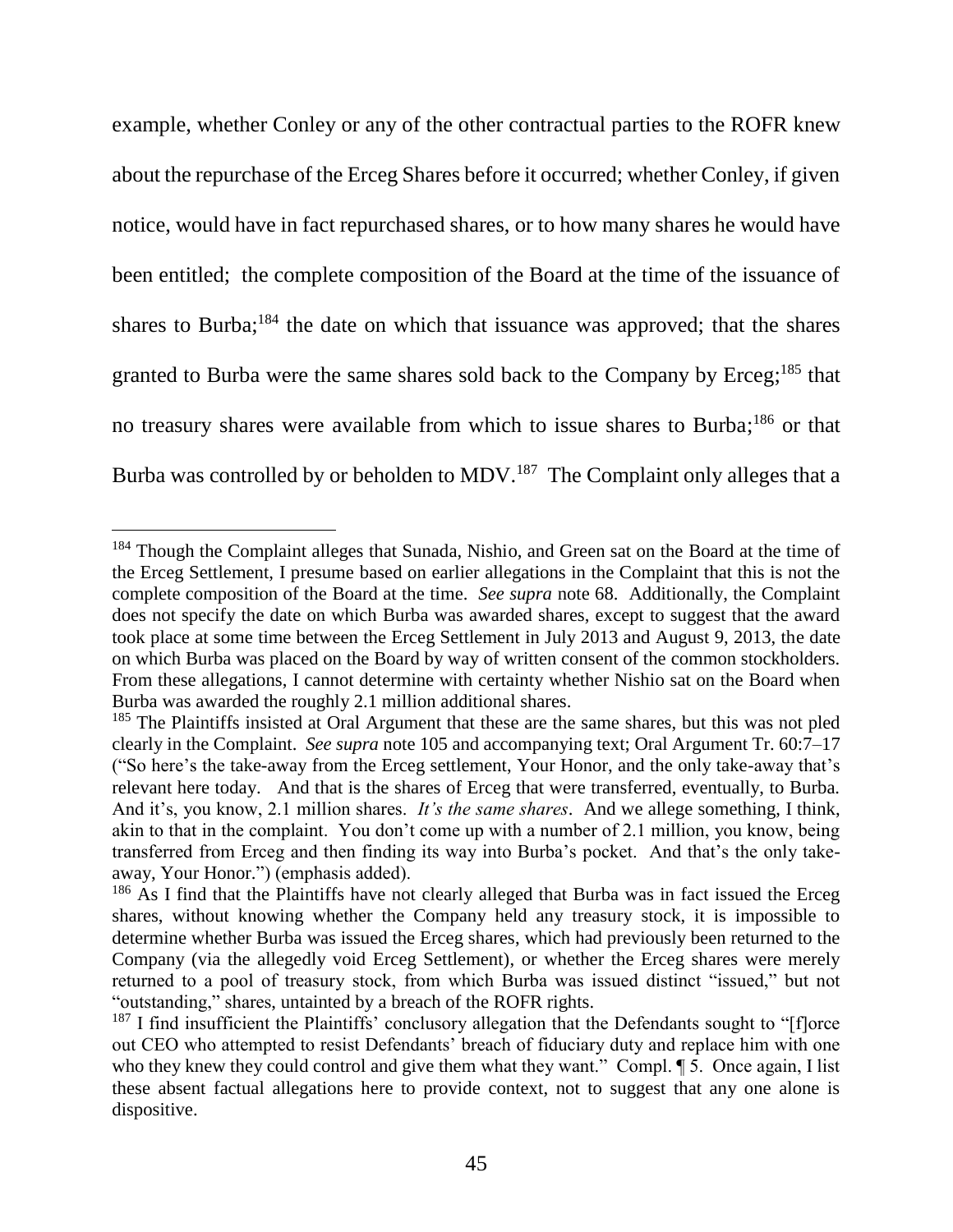example, whether Conley or any of the other contractual parties to the ROFR knew about the repurchase of the Erceg Shares before it occurred; whether Conley, if given notice, would have in fact repurchased shares, or to how many shares he would have been entitled; the complete composition of the Board at the time of the issuance of shares to Burba;[184] the date on which that issuance was approved; that the shares granted to Burba were the same shares sold back to the Company by Erceg;[185] that no treasury shares were available from which to issue shares to Burba;[186] or that Burba was controlled by or beholden to MDV.[187] The Complaint only alleges that a

---

[184] Though the Complaint alleges that Sunada, Nishio, and Green sat on the Board at the time of the Erceg Settlement, I presume based on earlier allegations in the Complaint that this is not the complete composition of the Board at the time. *See supra* note 68. Additionally, the Complaint does not specify the date on which Burba was awarded shares, except to suggest that the award took place at some time between the Erceg Settlement in July 2013 and August 9, 2013, the date on which Burba was placed on the Board by way of written consent of the common stockholders. From these allegations, I cannot determine with certainty whether Nishio sat on the Board when Burba was awarded the roughly 2.1 million additional shares.

[185] The Plaintiffs insisted at Oral Argument that these are the same shares, but this was not pled clearly in the Complaint. *See supra* note 105 and accompanying text; Oral Argument Tr. 60:7–17 ("So here's the take-away from the Erceg settlement, Your Honor, and the only take-away that's relevant here today. And that is the shares of Erceg that were transferred, eventually, to Burba. And it's, you know, 2.1 million shares. *It's the same shares*. And we allege something, I think, akin to that in the complaint. You don't come up with a number of 2.1 million, you know, being transferred from Erceg and then finding its way into Burba's pocket. And that's the only take-away, Your Honor.") (emphasis added).

[186] As I find that the Plaintiffs have not clearly alleged that Burba was in fact issued the Erceg shares, without knowing whether the Company held any treasury stock, it is impossible to determine whether Burba was issued the Erceg shares, which had previously been returned to the Company (via the allegedly void Erceg Settlement), or whether the Erceg shares were merely returned to a pool of treasury stock, from which Burba was issued distinct "issued," but not "outstanding," shares, untainted by a breach of the ROFR rights.

[187] I find insufficient the Plaintiffs' conclusory allegation that the Defendants sought to "[f]orce out CEO who attempted to resist Defendants' breach of fiduciary duty and replace him with one who they knew they could control and give them what they want." Compl. ¶ 5. Once again, I list these absent factual allegations here to provide context, not to suggest that any one alone is dispositive.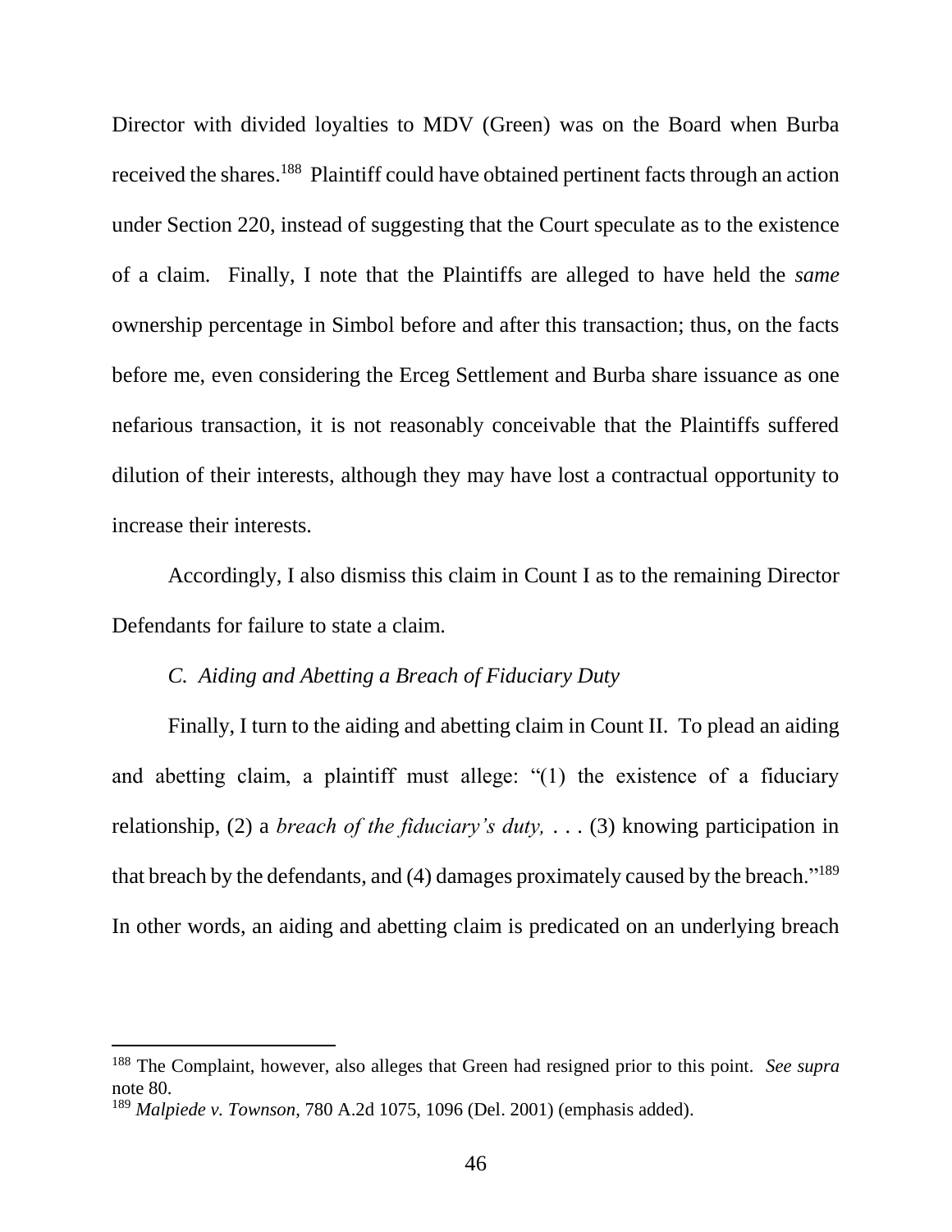Director with divided loyalties to MDV (Green) was on the Board when Burba received the shares.[188] Plaintiff could have obtained pertinent facts through an action under Section 220, instead of suggesting that the Court speculate as to the existence of a claim. Finally, I note that the Plaintiffs are alleged to have held the *same* ownership percentage in Simbol before and after this transaction; thus, on the facts before me, even considering the Erceg Settlement and Burba share issuance as one nefarious transaction, it is not reasonably conceivable that the Plaintiffs suffered dilution of their interests, although they may have lost a contractual opportunity to increase their interests.

Accordingly, I also dismiss this claim in Count I as to the remaining Director Defendants for failure to state a claim.

### *C. Aiding and Abetting a Breach of Fiduciary Duty*

Finally, I turn to the aiding and abetting claim in Count II. To plead an aiding and abetting claim, a plaintiff must allege: "(1) the existence of a fiduciary relationship, (2) a *breach of the fiduciary's duty,* . . . (3) knowing participation in that breach by the defendants, and (4) damages proximately caused by the breach."[189] In other words, an aiding and abetting claim is predicated on an underlying breach

---

[188] The Complaint, however, also alleges that Green had resigned prior to this point. *See supra* note 80.

[189] *Malpiede v. Townson*, 780 A.2d 1075, 1096 (Del. 2001) (emphasis added).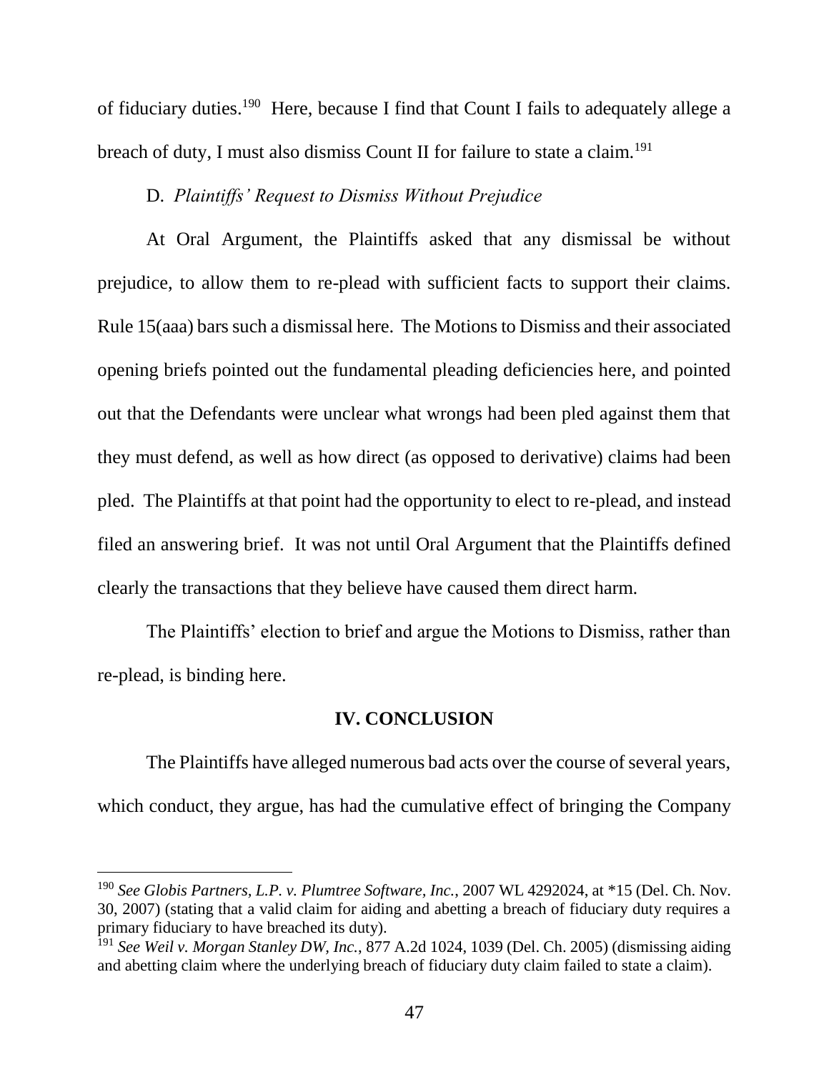of fiduciary duties.[190] Here, because I find that Count I fails to adequately allege a breach of duty, I must also dismiss Count II for failure to state a claim.[191]

D. *Plaintiffs' Request to Dismiss Without Prejudice*

At Oral Argument, the Plaintiffs asked that any dismissal be without prejudice, to allow them to re-plead with sufficient facts to support their claims. Rule 15(aaa) bars such a dismissal here. The Motions to Dismiss and their associated opening briefs pointed out the fundamental pleading deficiencies here, and pointed out that the Defendants were unclear what wrongs had been pled against them that they must defend, as well as how direct (as opposed to derivative) claims had been pled. The Plaintiffs at that point had the opportunity to elect to re-plead, and instead filed an answering brief. It was not until Oral Argument that the Plaintiffs defined clearly the transactions that they believe have caused them direct harm.

The Plaintiffs' election to brief and argue the Motions to Dismiss, rather than re-plead, is binding here.

## IV. CONCLUSION

The Plaintiffs have alleged numerous bad acts over the course of several years, which conduct, they argue, has had the cumulative effect of bringing the Company

---

[190] *See Globis Partners, L.P. v. Plumtree Software, Inc.*, 2007 WL 4292024, at *15 (Del. Ch. Nov. 30, 2007) (stating that a valid claim for aiding and abetting a breach of fiduciary duty requires a primary fiduciary to have breached its duty).

[191] *See Weil v. Morgan Stanley DW, Inc.*, 877 A.2d 1024, 1039 (Del. Ch. 2005) (dismissing aiding and abetting claim where the underlying breach of fiduciary duty claim failed to state a claim).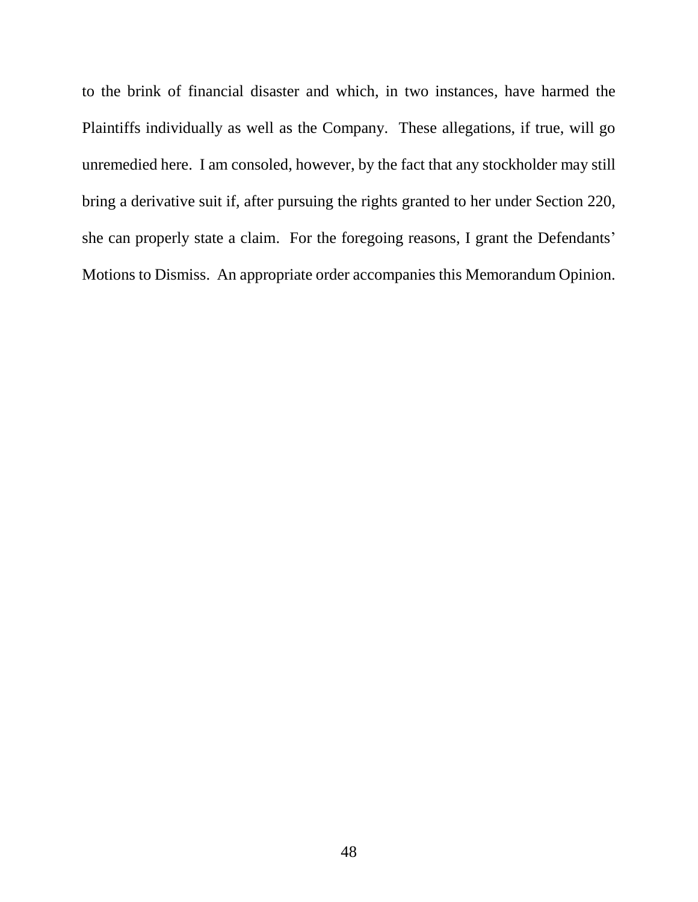to the brink of financial disaster and which, in two instances, have harmed the Plaintiffs individually as well as the Company. These allegations, if true, will go unremedied here. I am consoled, however, by the fact that any stockholder may still bring a derivative suit if, after pursuing the rights granted to her under Section 220, she can properly state a claim. For the foregoing reasons, I grant the Defendants' Motions to Dismiss. An appropriate order accompanies this Memorandum Opinion.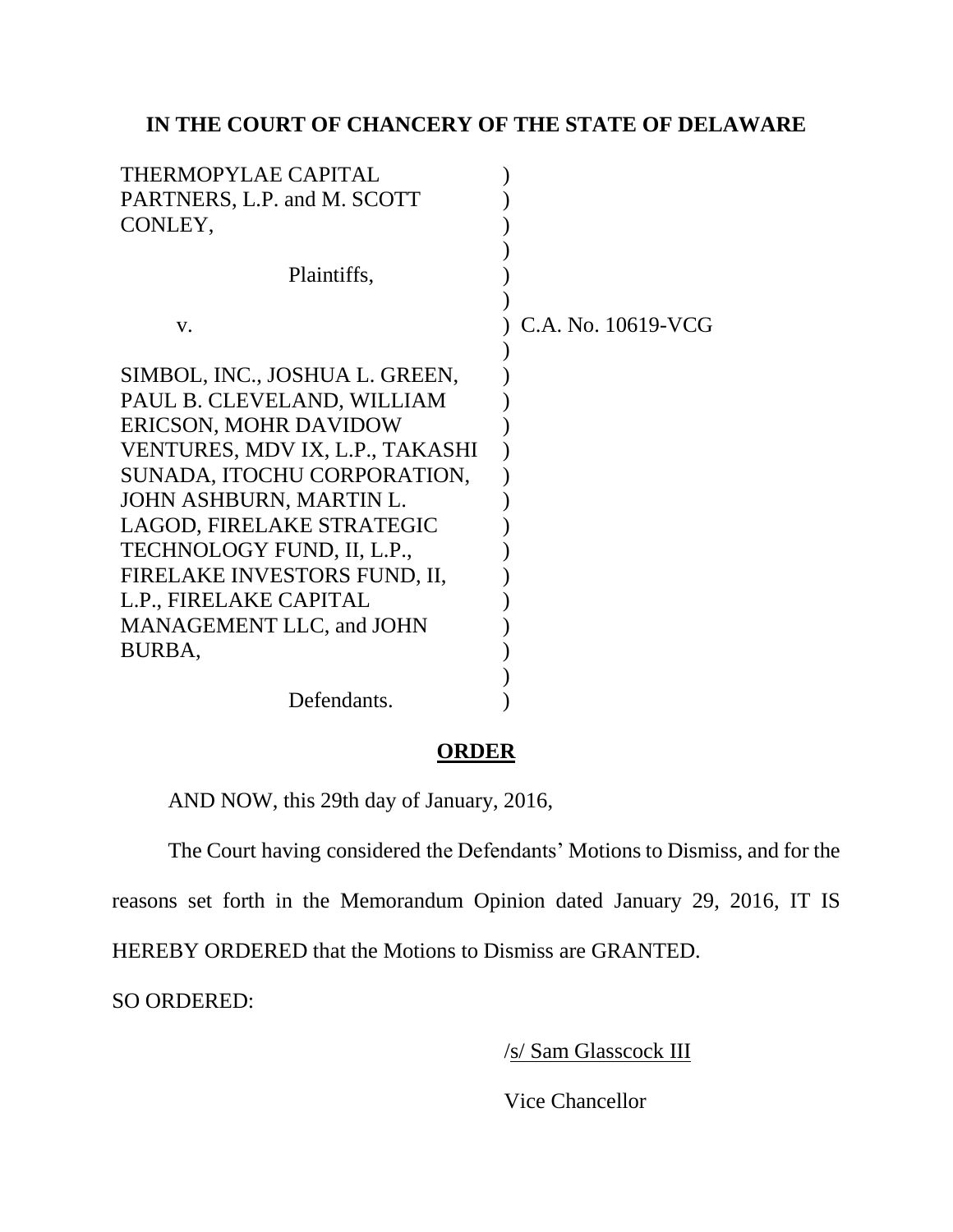**IN THE COURT OF CHANCERY OF THE STATE OF DELAWARE**

| | | |
|---|---|---|
| THERMOPYLAE CAPITAL PARTNERS, L.P. and M. SCOTT CONLEY, | ) | |
| Plaintiffs, | ) | |
| v. | ) | C.A. No. 10619-VCG |
| SIMBOL, INC., JOSHUA L. GREEN, PAUL B. CLEVELAND, WILLIAM ERICSON, MOHR DAVIDOW VENTURES, MDV IX, L.P., TAKASHI SUNADA, ITOCHU CORPORATION, JOHN ASHBURN, MARTIN L. LAGOD, FIRELAKE STRATEGIC TECHNOLOGY FUND, II, L.P., FIRELAKE INVESTORS FUND, II, L.P., FIRELAKE CAPITAL MANAGEMENT LLC, and JOHN BURBA, | ) | |
| Defendants. | ) | |

**ORDER**

AND NOW, this 29th day of January, 2016,

The Court having considered the Defendants' Motions to Dismiss, and for the reasons set forth in the Memorandum Opinion dated January 29, 2016, IT IS HEREBY ORDERED that the Motions to Dismiss are GRANTED.

SO ORDERED:

/s/ Sam Glasscock III

Vice Chancellor